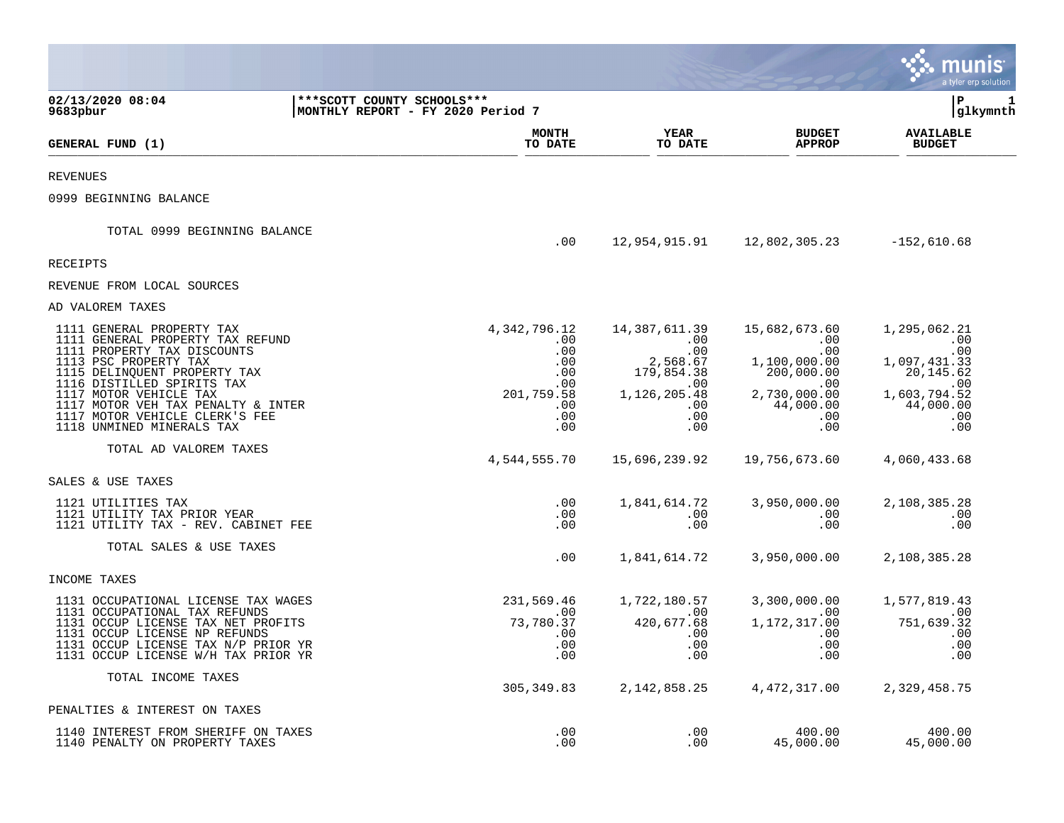02/13/2020 08:04 | ***SCOTT COUNTY SCHOOLS***
9683pbur | MONTHLY REPORT - FY 2020 Period 7

| GENERAL FUND (1) | MONTH TO DATE | YEAR TO DATE | BUDGET APPROP | AVAILABLE BUDGET |
|---|---|---|---|---|
| REVENUES | | | | |
| 0999 BEGINNING BALANCE | | | | |
| TOTAL 0999 BEGINNING BALANCE | .00 | 12,954,915.91 | 12,802,305.23 | -152,610.68 |
| RECEIPTS | | | | |
| REVENUE FROM LOCAL SOURCES | | | | |
| AD VALOREM TAXES | | | | |
| 1111 GENERAL PROPERTY TAX | 4,342,796.12 | 14,387,611.39 | 15,682,673.60 | 1,295,062.21 |
| 1111 GENERAL PROPERTY TAX REFUND | .00 | .00 | .00 | .00 |
| 1111 PROPERTY TAX DISCOUNTS | .00 | .00 | .00 | .00 |
| 1113 PSC PROPERTY TAX | .00 | 2,568.67 | 1,100,000.00 | 1,097,431.33 |
| 1115 DELINQUENT PROPERTY TAX | .00 | 179,854.38 | 200,000.00 | 20,145.62 |
| 1116 DISTILLED SPIRITS TAX | .00 | .00 | .00 | .00 |
| 1117 MOTOR VEHICLE TAX | 201,759.58 | 1,126,205.48 | 2,730,000.00 | 1,603,794.52 |
| 1117 MOTOR VEH TAX PENALTY & INTER | .00 | .00 | 44,000.00 | 44,000.00 |
| 1117 MOTOR VEHICLE CLERK'S FEE | .00 | .00 | .00 | .00 |
| 1118 UNMINED MINERALS TAX | .00 | .00 | .00 | .00 |
| TOTAL AD VALOREM TAXES | 4,544,555.70 | 15,696,239.92 | 19,756,673.60 | 4,060,433.68 |
| SALES & USE TAXES | | | | |
| 1121 UTILITIES TAX | .00 | 1,841,614.72 | 3,950,000.00 | 2,108,385.28 |
| 1121 UTILITY TAX PRIOR YEAR | .00 | .00 | .00 | .00 |
| 1121 UTILITY TAX - REV. CABINET FEE | .00 | .00 | .00 | .00 |
| TOTAL SALES & USE TAXES | .00 | 1,841,614.72 | 3,950,000.00 | 2,108,385.28 |
| INCOME TAXES | | | | |
| 1131 OCCUPATIONAL LICENSE TAX WAGES | 231,569.46 | 1,722,180.57 | 3,300,000.00 | 1,577,819.43 |
| 1131 OCCUPATIONAL TAX REFUNDS | .00 | .00 | .00 | .00 |
| 1131 OCCUP LICENSE TAX NET PROFITS | 73,780.37 | 420,677.68 | 1,172,317.00 | 751,639.32 |
| 1131 OCCUP LICENSE NP REFUNDS | .00 | .00 | .00 | .00 |
| 1131 OCCUP LICENSE TAX N/P PRIOR YR | .00 | .00 | .00 | .00 |
| 1131 OCCUP LICENSE W/H TAX PRIOR YR | .00 | .00 | .00 | .00 |
| TOTAL INCOME TAXES | 305,349.83 | 2,142,858.25 | 4,472,317.00 | 2,329,458.75 |
| PENALTIES & INTEREST ON TAXES | | | | |
| 1140 INTEREST FROM SHERIFF ON TAXES | .00 | .00 | 400.00 | 400.00 |
| 1140 PENALTY ON PROPERTY TAXES | .00 | .00 | 45,000.00 | 45,000.00 |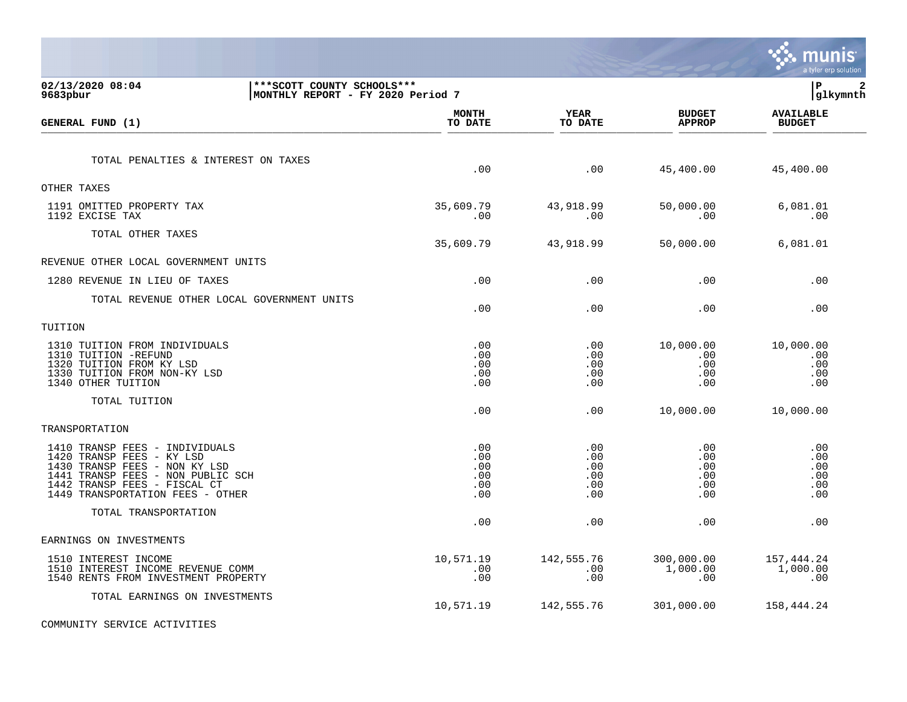**02/13/2020 08:04** | **\*\*\*SCOTT COUNTY SCHOOLS\*\*\*** | **P 2**
**9683pbur** | **MONTHLY REPORT - FY 2020 Period 7** | **glkymnth**

| GENERAL FUND (1) | MONTH TO DATE | YEAR TO DATE | BUDGET APPROP | AVAILABLE BUDGET |
|---|---|---|---|---|
| TOTAL PENALTIES & INTEREST ON TAXES | .00 | .00 | 45,400.00 | 45,400.00 |
| OTHER TAXES | | | | |
| 1191 OMITTED PROPERTY TAX | 35,609.79 | 43,918.99 | 50,000.00 | 6,081.01 |
| 1192 EXCISE TAX | .00 | .00 | .00 | .00 |
| TOTAL OTHER TAXES | 35,609.79 | 43,918.99 | 50,000.00 | 6,081.01 |
| REVENUE OTHER LOCAL GOVERNMENT UNITS | | | | |
| 1280 REVENUE IN LIEU OF TAXES | .00 | .00 | .00 | .00 |
| TOTAL REVENUE OTHER LOCAL GOVERNMENT UNITS | .00 | .00 | .00 | .00 |
| TUITION | | | | |
| 1310 TUITION FROM INDIVIDUALS | .00 | .00 | 10,000.00 | 10,000.00 |
| 1310 TUITION -REFUND | .00 | .00 | .00 | .00 |
| 1320 TUITION FROM KY LSD | .00 | .00 | .00 | .00 |
| 1330 TUITION FROM NON-KY LSD | .00 | .00 | .00 | .00 |
| 1340 OTHER TUITION | .00 | .00 | .00 | .00 |
| TOTAL TUITION | .00 | .00 | 10,000.00 | 10,000.00 |
| TRANSPORTATION | | | | |
| 1410 TRANSP FEES - INDIVIDUALS | .00 | .00 | .00 | .00 |
| 1420 TRANSP FEES - KY LSD | .00 | .00 | .00 | .00 |
| 1430 TRANSP FEES - NON KY LSD | .00 | .00 | .00 | .00 |
| 1441 TRANSP FEES - NON PUBLIC SCH | .00 | .00 | .00 | .00 |
| 1442 TRANSP FEES - FISCAL CT | .00 | .00 | .00 | .00 |
| 1449 TRANSPORTATION FEES - OTHER | .00 | .00 | .00 | .00 |
| TOTAL TRANSPORTATION | .00 | .00 | .00 | .00 |
| EARNINGS ON INVESTMENTS | | | | |
| 1510 INTEREST INCOME | 10,571.19 | 142,555.76 | 300,000.00 | 157,444.24 |
| 1510 INTEREST INCOME REVENUE COMM | .00 | .00 | 1,000.00 | 1,000.00 |
| 1540 RENTS FROM INVESTMENT PROPERTY | .00 | .00 | .00 | .00 |
| TOTAL EARNINGS ON INVESTMENTS | 10,571.19 | 142,555.76 | 301,000.00 | 158,444.24 |
| COMMUNITY SERVICE ACTIVITIES | | | | |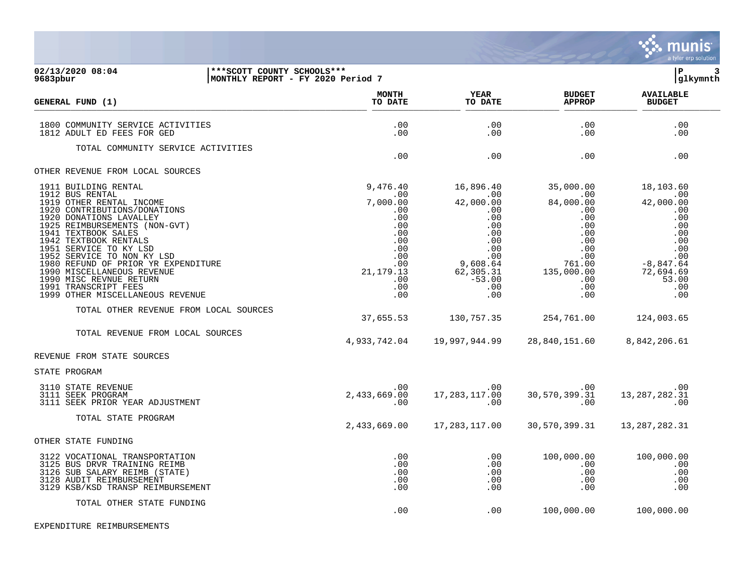**02/13/2020 08:04** — ***SCOTT COUNTY SCHOOLS***
**9683pbur** — MONTHLY REPORT - FY 2020 Period 7 — glkymnth

| GENERAL FUND (1) | MONTH TO DATE | YEAR TO DATE | BUDGET APPROP | AVAILABLE BUDGET |
|---|---|---|---|---|
| 1800 COMMUNITY SERVICE ACTIVITIES | .00 | .00 | .00 | .00 |
| 1812 ADULT ED FEES FOR GED | .00 | .00 | .00 | .00 |
| TOTAL COMMUNITY SERVICE ACTIVITIES | .00 | .00 | .00 | .00 |
| **OTHER REVENUE FROM LOCAL SOURCES** | | | | |
| 1911 BUILDING RENTAL | 9,476.40 | 16,896.40 | 35,000.00 | 18,103.60 |
| 1912 BUS RENTAL | .00 | .00 | .00 | .00 |
| 1919 OTHER RENTAL INCOME | 7,000.00 | 42,000.00 | 84,000.00 | 42,000.00 |
| 1920 CONTRIBUTIONS/DONATIONS | .00 | .00 | .00 | .00 |
| 1920 DONATIONS LAVALLEY | .00 | .00 | .00 | .00 |
| 1925 REIMBURSEMENTS (NON-GVT) | .00 | .00 | .00 | .00 |
| 1941 TEXTBOOK SALES | .00 | .00 | .00 | .00 |
| 1942 TEXTBOOK RENTALS | .00 | .00 | .00 | .00 |
| 1951 SERVICE TO KY LSD | .00 | .00 | .00 | .00 |
| 1952 SERVICE TO NON KY LSD | .00 | .00 | .00 | .00 |
| 1980 REFUND OF PRIOR YR EXPENDITURE | .00 | 9,608.64 | 761.00 | -8,847.64 |
| 1990 MISCELLANEOUS REVENUE | 21,179.13 | 62,305.31 | 135,000.00 | 72,694.69 |
| 1990 MISC REVNUE RETURN | .00 | -53.00 | .00 | 53.00 |
| 1991 TRANSCRIPT FEES | .00 | .00 | .00 | .00 |
| 1999 OTHER MISCELLANEOUS REVENUE | .00 | .00 | .00 | .00 |
| TOTAL OTHER REVENUE FROM LOCAL SOURCES | 37,655.53 | 130,757.35 | 254,761.00 | 124,003.65 |
| TOTAL REVENUE FROM LOCAL SOURCES | 4,933,742.04 | 19,997,944.99 | 28,840,151.60 | 8,842,206.61 |
| **REVENUE FROM STATE SOURCES** | | | | |
| **STATE PROGRAM** | | | | |
| 3110 STATE REVENUE | .00 | .00 | .00 | .00 |
| 3111 SEEK PROGRAM | 2,433,669.00 | 17,283,117.00 | 30,570,399.31 | 13,287,282.31 |
| 3111 SEEK PRIOR YEAR ADJUSTMENT | .00 | .00 | .00 | .00 |
| TOTAL STATE PROGRAM | 2,433,669.00 | 17,283,117.00 | 30,570,399.31 | 13,287,282.31 |
| **OTHER STATE FUNDING** | | | | |
| 3122 VOCATIONAL TRANSPORTATION | .00 | .00 | 100,000.00 | 100,000.00 |
| 3125 BUS DRVR TRAINING REIMB | .00 | .00 | .00 | .00 |
| 3126 SUB SALARY REIMB (STATE) | .00 | .00 | .00 | .00 |
| 3128 AUDIT REIMBURSEMENT | .00 | .00 | .00 | .00 |
| 3129 KSB/KSD TRANSP REIMBURSEMENT | .00 | .00 | .00 | .00 |
| TOTAL OTHER STATE FUNDING | .00 | .00 | 100,000.00 | 100,000.00 |
| **EXPENDITURE REIMBURSEMENTS** | | | | |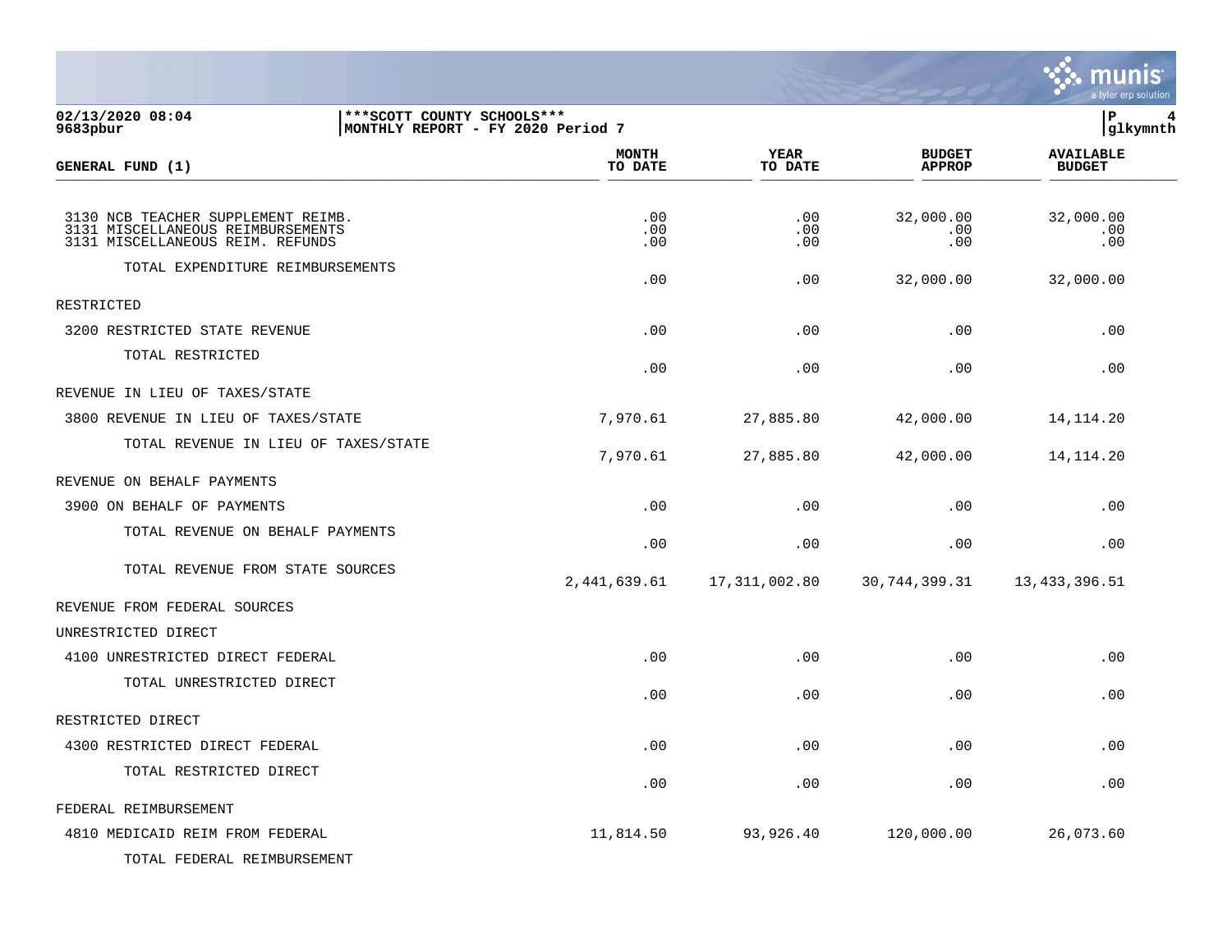***SCOTT COUNTY SCHOOLS***
MONTHLY REPORT - FY 2020 Period 7

02/13/2020 08:04
9683pbur

| GENERAL FUND (1) | MONTH TO DATE | YEAR TO DATE | BUDGET APPROP | AVAILABLE BUDGET |
|---|---|---|---|---|
| 3130 NCB TEACHER SUPPLEMENT REIMB. | .00 | .00 | 32,000.00 | 32,000.00 |
| 3131 MISCELLANEOUS REIMBURSEMENTS | .00 | .00 | .00 | .00 |
| 3131 MISCELLANEOUS REIM. REFUNDS | .00 | .00 | .00 | .00 |
| TOTAL EXPENDITURE REIMBURSEMENTS | .00 | .00 | 32,000.00 | 32,000.00 |
| RESTRICTED | | | | |
| 3200 RESTRICTED STATE REVENUE | .00 | .00 | .00 | .00 |
| TOTAL RESTRICTED | .00 | .00 | .00 | .00 |
| REVENUE IN LIEU OF TAXES/STATE | | | | |
| 3800 REVENUE IN LIEU OF TAXES/STATE | 7,970.61 | 27,885.80 | 42,000.00 | 14,114.20 |
| TOTAL REVENUE IN LIEU OF TAXES/STATE | 7,970.61 | 27,885.80 | 42,000.00 | 14,114.20 |
| REVENUE ON BEHALF PAYMENTS | | | | |
| 3900 ON BEHALF OF PAYMENTS | .00 | .00 | .00 | .00 |
| TOTAL REVENUE ON BEHALF PAYMENTS | .00 | .00 | .00 | .00 |
| TOTAL REVENUE FROM STATE SOURCES | 2,441,639.61 | 17,311,002.80 | 30,744,399.31 | 13,433,396.51 |
| REVENUE FROM FEDERAL SOURCES | | | | |
| UNRESTRICTED DIRECT | | | | |
| 4100 UNRESTRICTED DIRECT FEDERAL | .00 | .00 | .00 | .00 |
| TOTAL UNRESTRICTED DIRECT | .00 | .00 | .00 | .00 |
| RESTRICTED DIRECT | | | | |
| 4300 RESTRICTED DIRECT FEDERAL | .00 | .00 | .00 | .00 |
| TOTAL RESTRICTED DIRECT | .00 | .00 | .00 | .00 |
| FEDERAL REIMBURSEMENT | | | | |
| 4810 MEDICAID REIM FROM FEDERAL | 11,814.50 | 93,926.40 | 120,000.00 | 26,073.60 |
| TOTAL FEDERAL REIMBURSEMENT | | | | |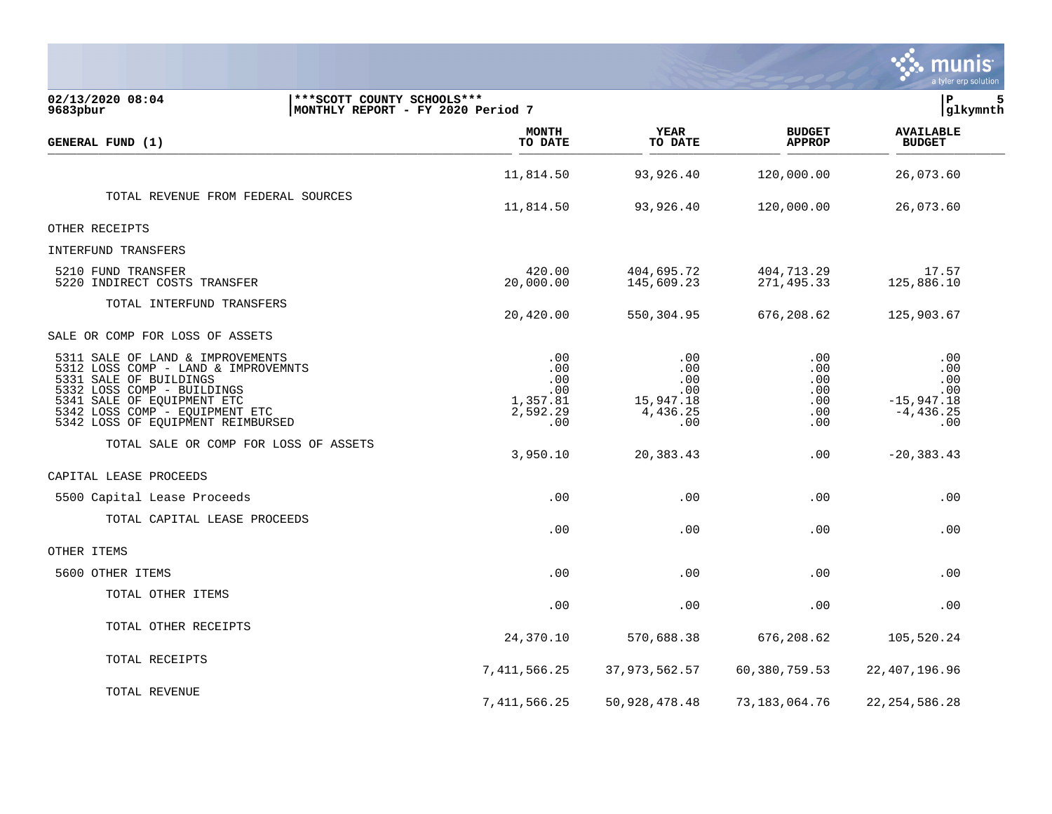02/13/2020 08:04 | ***SCOTT COUNTY SCHOOLS*** | P 5
9683pbur | MONTHLY REPORT - FY 2020 Period 7 | glkymnth

| GENERAL FUND (1) | MONTH TO DATE | YEAR TO DATE | BUDGET APPROP | AVAILABLE BUDGET |
|---|---|---|---|---|
| | 11,814.50 | 93,926.40 | 120,000.00 | 26,073.60 |
| TOTAL REVENUE FROM FEDERAL SOURCES | 11,814.50 | 93,926.40 | 120,000.00 | 26,073.60 |
| OTHER RECEIPTS | | | | |
| INTERFUND TRANSFERS | | | | |
| 5210 FUND TRANSFER | 420.00 | 404,695.72 | 404,713.29 | 17.57 |
| 5220 INDIRECT COSTS TRANSFER | 20,000.00 | 145,609.23 | 271,495.33 | 125,886.10 |
| TOTAL INTERFUND TRANSFERS | 20,420.00 | 550,304.95 | 676,208.62 | 125,903.67 |
| SALE OR COMP FOR LOSS OF ASSETS | | | | |
| 5311 SALE OF LAND & IMPROVEMENTS | .00 | .00 | .00 | .00 |
| 5312 LOSS COMP - LAND & IMPROVEMNTS | .00 | .00 | .00 | .00 |
| 5331 SALE OF BUILDINGS | .00 | .00 | .00 | .00 |
| 5332 LOSS COMP - BUILDINGS | .00 | .00 | .00 | .00 |
| 5341 SALE OF EQUIPMENT ETC | 1,357.81 | 15,947.18 | .00 | -15,947.18 |
| 5342 LOSS COMP - EQUIPMENT ETC | 2,592.29 | 4,436.25 | .00 | -4,436.25 |
| 5342 LOSS OF EQUIPMENT REIMBURSED | .00 | .00 | .00 | .00 |
| TOTAL SALE OR COMP FOR LOSS OF ASSETS | 3,950.10 | 20,383.43 | .00 | -20,383.43 |
| CAPITAL LEASE PROCEEDS | | | | |
| 5500 Capital Lease Proceeds | .00 | .00 | .00 | .00 |
| TOTAL CAPITAL LEASE PROCEEDS | .00 | .00 | .00 | .00 |
| OTHER ITEMS | | | | |
| 5600 OTHER ITEMS | .00 | .00 | .00 | .00 |
| TOTAL OTHER ITEMS | .00 | .00 | .00 | .00 |
| TOTAL OTHER RECEIPTS | 24,370.10 | 570,688.38 | 676,208.62 | 105,520.24 |
| TOTAL RECEIPTS | 7,411,566.25 | 37,973,562.57 | 60,380,759.53 | 22,407,196.96 |
| TOTAL REVENUE | 7,411,566.25 | 50,928,478.48 | 73,183,064.76 | 22,254,586.28 |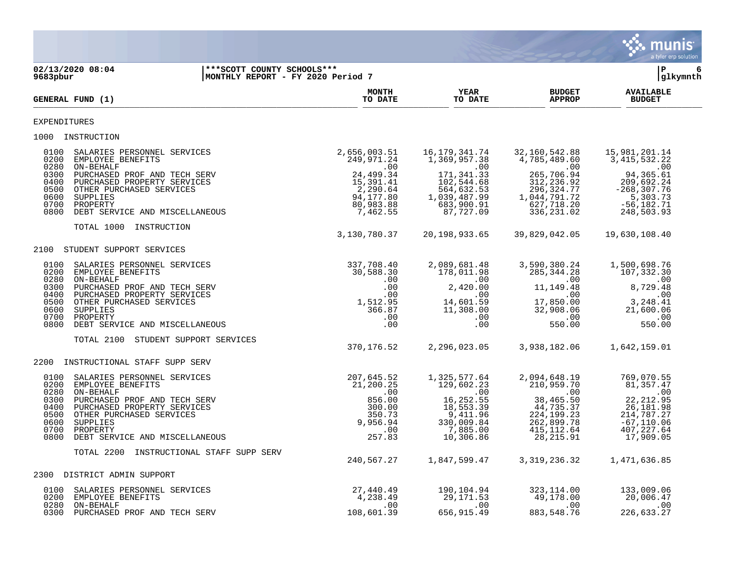02/13/2020 08:04 | ***SCOTT COUNTY SCHOOLS*** | P 6
9683pbur | MONTHLY REPORT - FY 2020 Period 7 | glkymnth

| GENERAL FUND (1) | MONTH TO DATE | YEAR TO DATE | BUDGET APPROP | AVAILABLE BUDGET |
|---|---|---|---|---|
| **EXPENDITURES** | | | | |
| **1000 INSTRUCTION** | | | | |
| 0100 SALARIES PERSONNEL SERVICES | 2,656,003.51 | 16,179,341.74 | 32,160,542.88 | 15,981,201.14 |
| 0200 EMPLOYEE BENEFITS | 249,971.24 | 1,369,957.38 | 4,785,489.60 | 3,415,532.22 |
| 0280 ON-BEHALF | .00 | .00 | .00 | .00 |
| 0300 PURCHASED PROF AND TECH SERV | 24,499.34 | 171,341.33 | 265,706.94 | 94,365.61 |
| 0400 PURCHASED PROPERTY SERVICES | 15,391.41 | 102,544.68 | 312,236.92 | 209,692.24 |
| 0500 OTHER PURCHASED SERVICES | 2,290.64 | 564,632.53 | 296,324.77 | -268,307.76 |
| 0600 SUPPLIES | 94,177.80 | 1,039,487.99 | 1,044,791.72 | 5,303.73 |
| 0700 PROPERTY | 80,983.88 | 683,900.91 | 627,718.20 | -56,182.71 |
| 0800 DEBT SERVICE AND MISCELLANEOUS | 7,462.55 | 87,727.09 | 336,231.02 | 248,503.93 |
| TOTAL 1000 INSTRUCTION | 3,130,780.37 | 20,198,933.65 | 39,829,042.05 | 19,630,108.40 |
| **2100 STUDENT SUPPORT SERVICES** | | | | |
| 0100 SALARIES PERSONNEL SERVICES | 337,708.40 | 2,089,681.48 | 3,590,380.24 | 1,500,698.76 |
| 0200 EMPLOYEE BENEFITS | 30,588.30 | 178,011.98 | 285,344.28 | 107,332.30 |
| 0280 ON-BEHALF | .00 | .00 | .00 | .00 |
| 0300 PURCHASED PROF AND TECH SERV | .00 | 2,420.00 | 11,149.48 | 8,729.48 |
| 0400 PURCHASED PROPERTY SERVICES | .00 | .00 | .00 | .00 |
| 0500 OTHER PURCHASED SERVICES | 1,512.95 | 14,601.59 | 17,850.00 | 3,248.41 |
| 0600 SUPPLIES | 366.87 | 11,308.00 | 32,908.06 | 21,600.06 |
| 0700 PROPERTY | .00 | .00 | .00 | .00 |
| 0800 DEBT SERVICE AND MISCELLANEOUS | .00 | .00 | 550.00 | 550.00 |
| TOTAL 2100 STUDENT SUPPORT SERVICES | 370,176.52 | 2,296,023.05 | 3,938,182.06 | 1,642,159.01 |
| **2200 INSTRUCTIONAL STAFF SUPP SERV** | | | | |
| 0100 SALARIES PERSONNEL SERVICES | 207,645.52 | 1,325,577.64 | 2,094,648.19 | 769,070.55 |
| 0200 EMPLOYEE BENEFITS | 21,200.25 | 129,602.23 | 210,959.70 | 81,357.47 |
| 0280 ON-BEHALF | .00 | .00 | .00 | .00 |
| 0300 PURCHASED PROF AND TECH SERV | 856.00 | 16,252.55 | 38,465.50 | 22,212.95 |
| 0400 PURCHASED PROPERTY SERVICES | 300.00 | 18,553.39 | 44,735.37 | 26,181.98 |
| 0500 OTHER PURCHASED SERVICES | 350.73 | 9,411.96 | 224,199.23 | 214,787.27 |
| 0600 SUPPLIES | 9,956.94 | 330,009.84 | 262,899.78 | -67,110.06 |
| 0700 PROPERTY | .00 | 7,885.00 | 415,112.64 | 407,227.64 |
| 0800 DEBT SERVICE AND MISCELLANEOUS | 257.83 | 10,306.86 | 28,215.91 | 17,909.05 |
| TOTAL 2200 INSTRUCTIONAL STAFF SUPP SERV | 240,567.27 | 1,847,599.47 | 3,319,236.32 | 1,471,636.85 |
| **2300 DISTRICT ADMIN SUPPORT** | | | | |
| 0100 SALARIES PERSONNEL SERVICES | 27,440.49 | 190,104.94 | 323,114.00 | 133,009.06 |
| 0200 EMPLOYEE BENEFITS | 4,238.49 | 29,171.53 | 49,178.00 | 20,006.47 |
| 0280 ON-BEHALF | .00 | .00 | .00 | .00 |
| 0300 PURCHASED PROF AND TECH SERV | 108,601.39 | 656,915.49 | 883,548.76 | 226,633.27 |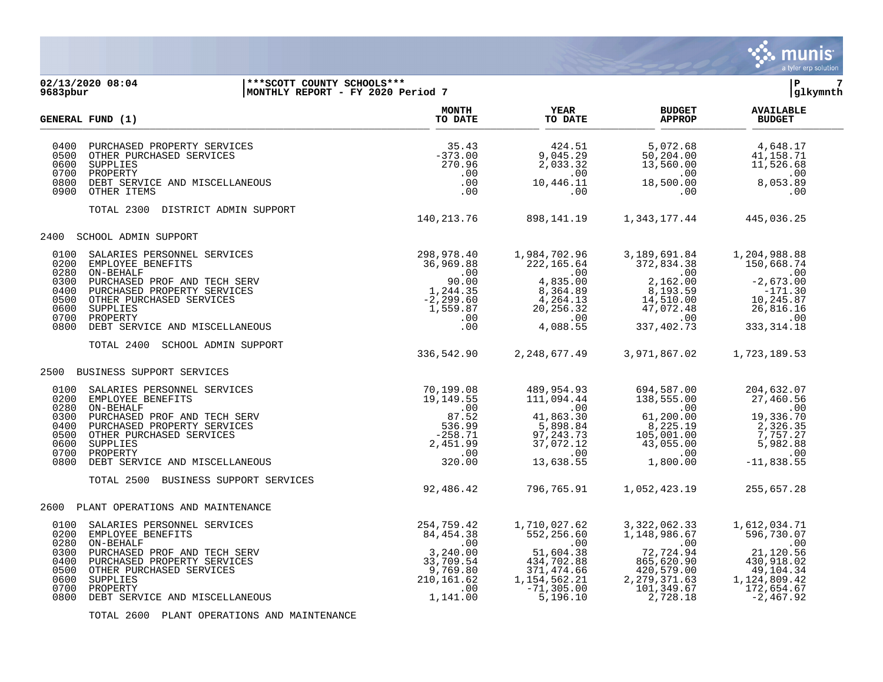02/13/2020 08:04 | ***SCOTT COUNTY SCHOOLS*** | P 7
9683pbur | MONTHLY REPORT - FY 2020 Period 7 | glkymnth

| GENERAL FUND (1) | MONTH TO DATE | YEAR TO DATE | BUDGET APPROP | AVAILABLE BUDGET |
|---|---|---|---|---|
| 0400 PURCHASED PROPERTY SERVICES | 35.43 | 424.51 | 5,072.68 | 4,648.17 |
| 0500 OTHER PURCHASED SERVICES | -373.00 | 9,045.29 | 50,204.00 | 41,158.71 |
| 0600 SUPPLIES | 270.96 | 2,033.32 | 13,560.00 | 11,526.68 |
| 0700 PROPERTY | .00 | .00 | .00 | .00 |
| 0800 DEBT SERVICE AND MISCELLANEOUS | .00 | 10,446.11 | 18,500.00 | 8,053.89 |
| 0900 OTHER ITEMS | .00 | .00 | .00 | .00 |
| TOTAL 2300 DISTRICT ADMIN SUPPORT | 140,213.76 | 898,141.19 | 1,343,177.44 | 445,036.25 |
| **2400 SCHOOL ADMIN SUPPORT** | | | | |
| 0100 SALARIES PERSONNEL SERVICES | 298,978.40 | 1,984,702.96 | 3,189,691.84 | 1,204,988.88 |
| 0200 EMPLOYEE BENEFITS | 36,969.88 | 222,165.64 | 372,834.38 | 150,668.74 |
| 0280 ON-BEHALF | .00 | .00 | .00 | .00 |
| 0300 PURCHASED PROF AND TECH SERV | 90.00 | 4,835.00 | 2,162.00 | -2,673.00 |
| 0400 PURCHASED PROPERTY SERVICES | 1,244.35 | 8,364.89 | 8,193.59 | -171.30 |
| 0500 OTHER PURCHASED SERVICES | -2,299.60 | 4,264.13 | 14,510.00 | 10,245.87 |
| 0600 SUPPLIES | 1,559.87 | 20,256.32 | 47,072.48 | 26,816.16 |
| 0700 PROPERTY | .00 | .00 | .00 | .00 |
| 0800 DEBT SERVICE AND MISCELLANEOUS | .00 | 4,088.55 | 337,402.73 | 333,314.18 |
| TOTAL 2400 SCHOOL ADMIN SUPPORT | 336,542.90 | 2,248,677.49 | 3,971,867.02 | 1,723,189.53 |
| **2500 BUSINESS SUPPORT SERVICES** | | | | |
| 0100 SALARIES PERSONNEL SERVICES | 70,199.08 | 489,954.93 | 694,587.00 | 204,632.07 |
| 0200 EMPLOYEE BENEFITS | 19,149.55 | 111,094.44 | 138,555.00 | 27,460.56 |
| 0280 ON-BEHALF | .00 | .00 | .00 | .00 |
| 0300 PURCHASED PROF AND TECH SERV | 87.52 | 41,863.30 | 61,200.00 | 19,336.70 |
| 0400 PURCHASED PROPERTY SERVICES | 536.99 | 5,898.84 | 8,225.19 | 2,326.35 |
| 0500 OTHER PURCHASED SERVICES | -258.71 | 97,243.73 | 105,001.00 | 7,757.27 |
| 0600 SUPPLIES | 2,451.99 | 37,072.12 | 43,055.00 | 5,982.88 |
| 0700 PROPERTY | .00 | .00 | .00 | .00 |
| 0800 DEBT SERVICE AND MISCELLANEOUS | 320.00 | 13,638.55 | 1,800.00 | -11,838.55 |
| TOTAL 2500 BUSINESS SUPPORT SERVICES | 92,486.42 | 796,765.91 | 1,052,423.19 | 255,657.28 |
| **2600 PLANT OPERATIONS AND MAINTENANCE** | | | | |
| 0100 SALARIES PERSONNEL SERVICES | 254,759.42 | 1,710,027.62 | 3,322,062.33 | 1,612,034.71 |
| 0200 EMPLOYEE BENEFITS | 84,454.38 | 552,256.60 | 1,148,986.67 | 596,730.07 |
| 0280 ON-BEHALF | .00 | .00 | .00 | .00 |
| 0300 PURCHASED PROF AND TECH SERV | 3,240.00 | 51,604.38 | 72,724.94 | 21,120.56 |
| 0400 PURCHASED PROPERTY SERVICES | 33,709.54 | 434,702.88 | 865,620.90 | 430,918.02 |
| 0500 OTHER PURCHASED SERVICES | 9,769.80 | 371,474.66 | 420,579.00 | 49,104.34 |
| 0600 SUPPLIES | 210,161.62 | 1,154,562.21 | 2,279,371.63 | 1,124,809.42 |
| 0700 PROPERTY | .00 | -71,305.00 | 101,349.67 | 172,654.67 |
| 0800 DEBT SERVICE AND MISCELLANEOUS | 1,141.00 | 5,196.10 | 2,728.18 | -2,467.92 |
| TOTAL 2600 PLANT OPERATIONS AND MAINTENANCE | | | | |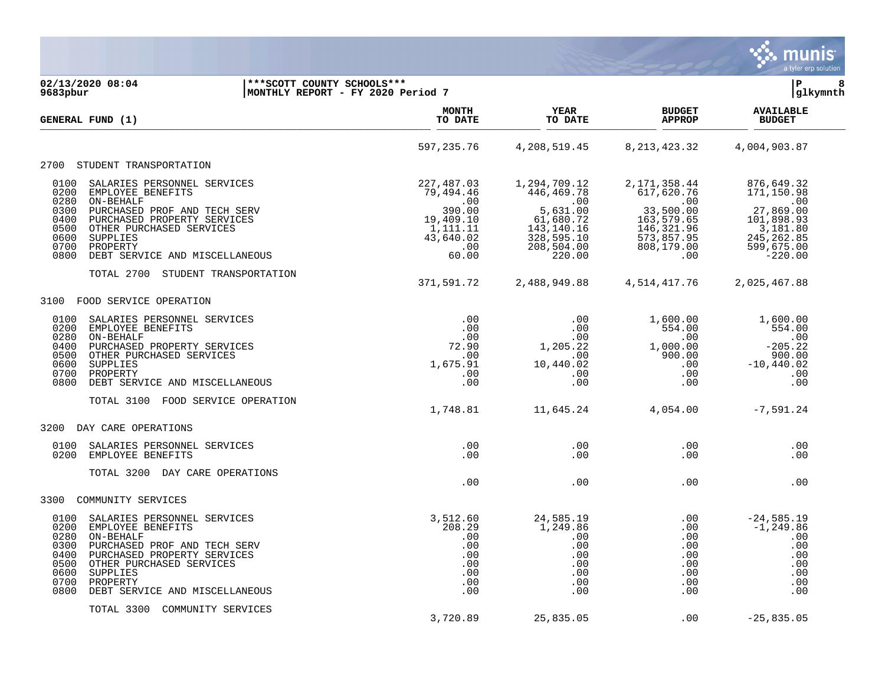02/13/2020 08:04 | ***SCOTT COUNTY SCHOOLS*** | P 8
9683pbur | MONTHLY REPORT - FY 2020 Period 7 | glkymnth

| GENERAL FUND (1) | MONTH TO DATE | YEAR TO DATE | BUDGET APPROP | AVAILABLE BUDGET |
|---|---|---|---|---|
| | 597,235.76 | 4,208,519.45 | 8,213,423.32 | 4,004,903.87 |
| **2700 STUDENT TRANSPORTATION** | | | | |
| 0100 SALARIES PERSONNEL SERVICES | 227,487.03 | 1,294,709.12 | 2,171,358.44 | 876,649.32 |
| 0200 EMPLOYEE BENEFITS | 79,494.46 | 446,469.78 | 617,620.76 | 171,150.98 |
| 0280 ON-BEHALF | .00 | .00 | .00 | .00 |
| 0300 PURCHASED PROF AND TECH SERV | 390.00 | 5,631.00 | 33,500.00 | 27,869.00 |
| 0400 PURCHASED PROPERTY SERVICES | 19,409.10 | 61,680.72 | 163,579.65 | 101,898.93 |
| 0500 OTHER PURCHASED SERVICES | 1,111.11 | 143,140.16 | 146,321.96 | 3,181.80 |
| 0600 SUPPLIES | 43,640.02 | 328,595.10 | 573,857.95 | 245,262.85 |
| 0700 PROPERTY | .00 | 208,504.00 | 808,179.00 | 599,675.00 |
| 0800 DEBT SERVICE AND MISCELLANEOUS | 60.00 | 220.00 | .00 | -220.00 |
| TOTAL 2700 STUDENT TRANSPORTATION | 371,591.72 | 2,488,949.88 | 4,514,417.76 | 2,025,467.88 |
| **3100 FOOD SERVICE OPERATION** | | | | |
| 0100 SALARIES PERSONNEL SERVICES | .00 | .00 | 1,600.00 | 1,600.00 |
| 0200 EMPLOYEE BENEFITS | .00 | .00 | 554.00 | 554.00 |
| 0280 ON-BEHALF | .00 | .00 | .00 | .00 |
| 0400 PURCHASED PROPERTY SERVICES | 72.90 | 1,205.22 | 1,000.00 | -205.22 |
| 0500 OTHER PURCHASED SERVICES | .00 | .00 | 900.00 | 900.00 |
| 0600 SUPPLIES | 1,675.91 | 10,440.02 | .00 | -10,440.02 |
| 0700 PROPERTY | .00 | .00 | .00 | .00 |
| 0800 DEBT SERVICE AND MISCELLANEOUS | .00 | .00 | .00 | .00 |
| TOTAL 3100 FOOD SERVICE OPERATION | 1,748.81 | 11,645.24 | 4,054.00 | -7,591.24 |
| **3200 DAY CARE OPERATIONS** | | | | |
| 0100 SALARIES PERSONNEL SERVICES | .00 | .00 | .00 | .00 |
| 0200 EMPLOYEE BENEFITS | .00 | .00 | .00 | .00 |
| TOTAL 3200 DAY CARE OPERATIONS | .00 | .00 | .00 | .00 |
| **3300 COMMUNITY SERVICES** | | | | |
| 0100 SALARIES PERSONNEL SERVICES | 3,512.60 | 24,585.19 | .00 | -24,585.19 |
| 0200 EMPLOYEE BENEFITS | 208.29 | 1,249.86 | .00 | -1,249.86 |
| 0280 ON-BEHALF | .00 | .00 | .00 | .00 |
| 0300 PURCHASED PROF AND TECH SERV | .00 | .00 | .00 | .00 |
| 0400 PURCHASED PROPERTY SERVICES | .00 | .00 | .00 | .00 |
| 0500 OTHER PURCHASED SERVICES | .00 | .00 | .00 | .00 |
| 0600 SUPPLIES | .00 | .00 | .00 | .00 |
| 0700 PROPERTY | .00 | .00 | .00 | .00 |
| 0800 DEBT SERVICE AND MISCELLANEOUS | .00 | .00 | .00 | .00 |
| TOTAL 3300 COMMUNITY SERVICES | 3,720.89 | 25,835.05 | .00 | -25,835.05 |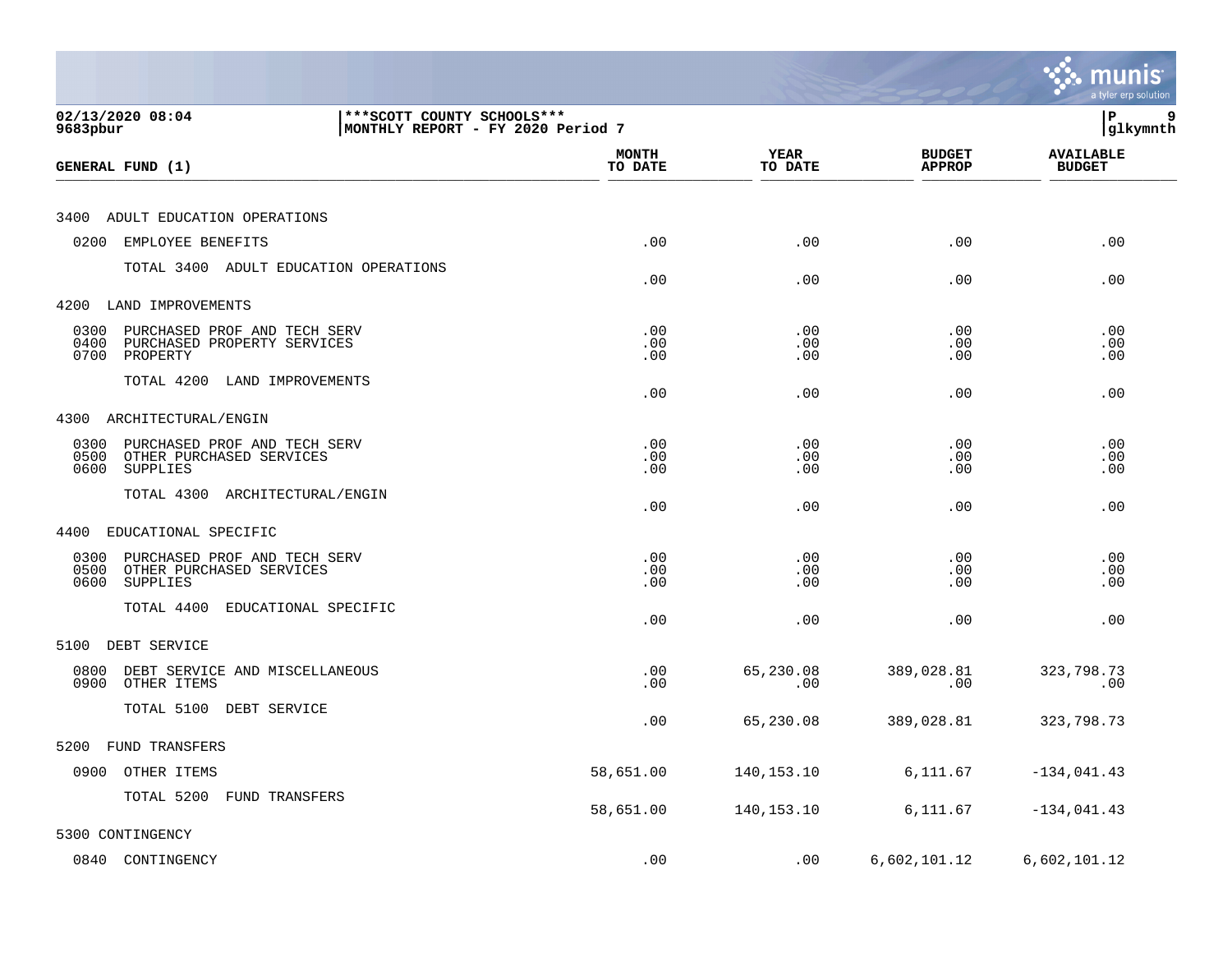**02/13/2020 08:04** | ***SCOTT COUNTY SCHOOLS***
**9683pbur** | MONTHLY REPORT - FY 2020 Period 7

| GENERAL FUND (1) | MONTH TO DATE | YEAR TO DATE | BUDGET APPROP | AVAILABLE BUDGET |
|---|---|---|---|---|
| **3400 ADULT EDUCATION OPERATIONS** | | | | |
| 0200 EMPLOYEE BENEFITS | .00 | .00 | .00 | .00 |
| TOTAL 3400 ADULT EDUCATION OPERATIONS | .00 | .00 | .00 | .00 |
| **4200 LAND IMPROVEMENTS** | | | | |
| 0300 PURCHASED PROF AND TECH SERV | .00 | .00 | .00 | .00 |
| 0400 PURCHASED PROPERTY SERVICES | .00 | .00 | .00 | .00 |
| 0700 PROPERTY | .00 | .00 | .00 | .00 |
| TOTAL 4200 LAND IMPROVEMENTS | .00 | .00 | .00 | .00 |
| **4300 ARCHITECTURAL/ENGIN** | | | | |
| 0300 PURCHASED PROF AND TECH SERV | .00 | .00 | .00 | .00 |
| 0500 OTHER PURCHASED SERVICES | .00 | .00 | .00 | .00 |
| 0600 SUPPLIES | .00 | .00 | .00 | .00 |
| TOTAL 4300 ARCHITECTURAL/ENGIN | .00 | .00 | .00 | .00 |
| **4400 EDUCATIONAL SPECIFIC** | | | | |
| 0300 PURCHASED PROF AND TECH SERV | .00 | .00 | .00 | .00 |
| 0500 OTHER PURCHASED SERVICES | .00 | .00 | .00 | .00 |
| 0600 SUPPLIES | .00 | .00 | .00 | .00 |
| TOTAL 4400 EDUCATIONAL SPECIFIC | .00 | .00 | .00 | .00 |
| **5100 DEBT SERVICE** | | | | |
| 0800 DEBT SERVICE AND MISCELLANEOUS | .00 | 65,230.08 | 389,028.81 | 323,798.73 |
| 0900 OTHER ITEMS | .00 | .00 | .00 | .00 |
| TOTAL 5100 DEBT SERVICE | .00 | 65,230.08 | 389,028.81 | 323,798.73 |
| **5200 FUND TRANSFERS** | | | | |
| 0900 OTHER ITEMS | 58,651.00 | 140,153.10 | 6,111.67 | -134,041.43 |
| TOTAL 5200 FUND TRANSFERS | 58,651.00 | 140,153.10 | 6,111.67 | -134,041.43 |
| **5300 CONTINGENCY** | | | | |
| 0840 CONTINGENCY | .00 | .00 | 6,602,101.12 | 6,602,101.12 |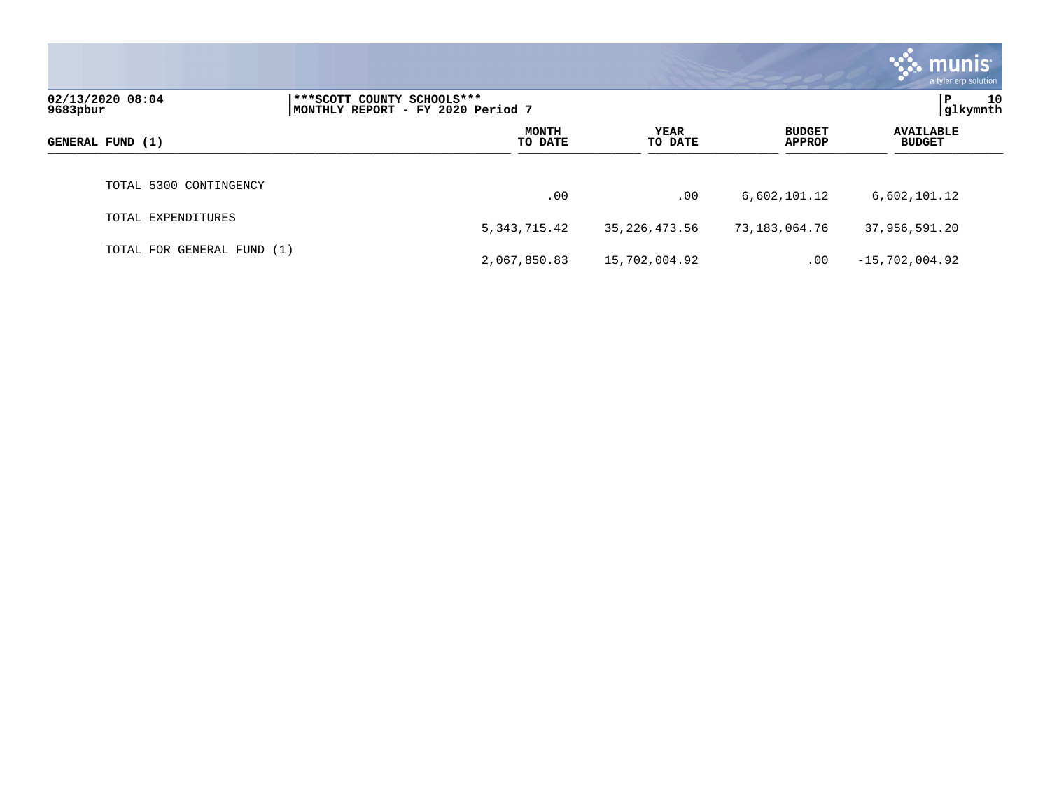| GENERAL FUND (1) | MONTH TO DATE | YEAR TO DATE | BUDGET APPROP | AVAILABLE BUDGET |
|---|---|---|---|---|
| TOTAL 5300 CONTINGENCY | .00 | .00 | 6,602,101.12 | 6,602,101.12 |
| TOTAL EXPENDITURES | 5,343,715.42 | 35,226,473.56 | 73,183,064.76 | 37,956,591.20 |
| TOTAL FOR GENERAL FUND (1) | 2,067,850.83 | 15,702,004.92 | .00 | -15,702,004.92 |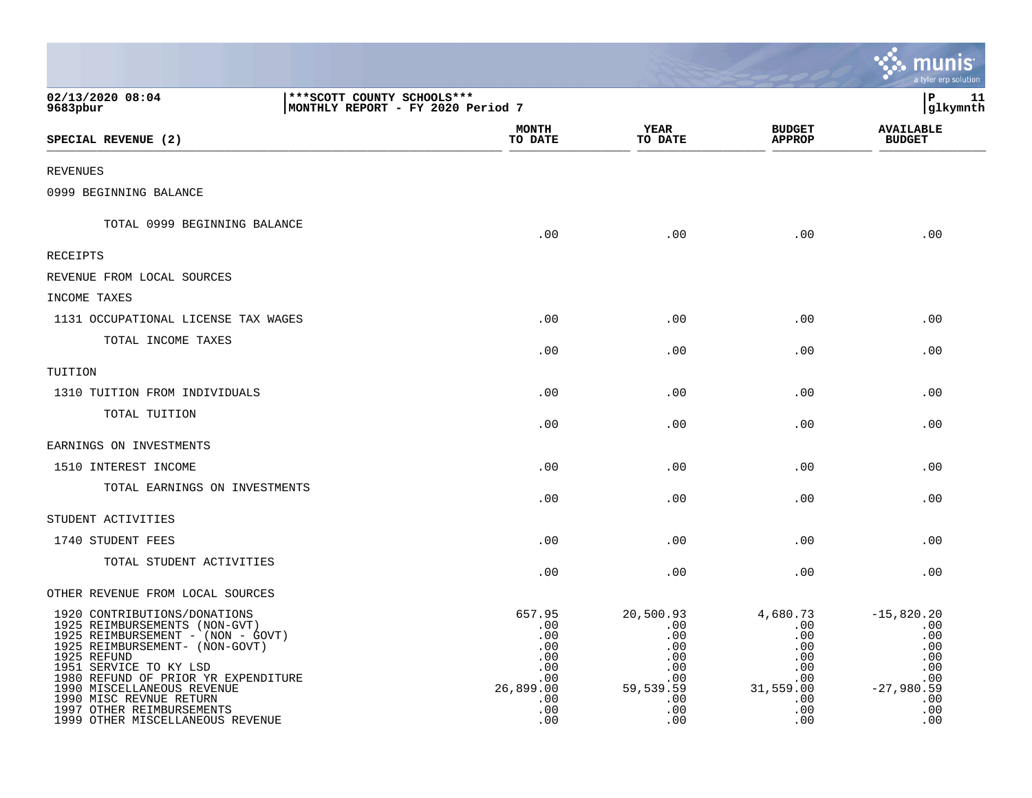02/13/2020 08:04 | ***SCOTT COUNTY SCHOOLS***
9683pbur | MONTHLY REPORT - FY 2020 Period 7

| SPECIAL REVENUE (2) | MONTH TO DATE | YEAR TO DATE | BUDGET APPROP | AVAILABLE BUDGET |
|---|---|---|---|---|
| REVENUES | | | | |
| 0999 BEGINNING BALANCE | | | | |
| TOTAL 0999 BEGINNING BALANCE | .00 | .00 | .00 | .00 |
| RECEIPTS | | | | |
| REVENUE FROM LOCAL SOURCES | | | | |
| INCOME TAXES | | | | |
| 1131 OCCUPATIONAL LICENSE TAX WAGES | .00 | .00 | .00 | .00 |
| TOTAL INCOME TAXES | .00 | .00 | .00 | .00 |
| TUITION | | | | |
| 1310 TUITION FROM INDIVIDUALS | .00 | .00 | .00 | .00 |
| TOTAL TUITION | .00 | .00 | .00 | .00 |
| EARNINGS ON INVESTMENTS | | | | |
| 1510 INTEREST INCOME | .00 | .00 | .00 | .00 |
| TOTAL EARNINGS ON INVESTMENTS | .00 | .00 | .00 | .00 |
| STUDENT ACTIVITIES | | | | |
| 1740 STUDENT FEES | .00 | .00 | .00 | .00 |
| TOTAL STUDENT ACTIVITIES | .00 | .00 | .00 | .00 |
| OTHER REVENUE FROM LOCAL SOURCES | | | | |
| 1920 CONTRIBUTIONS/DONATIONS | 657.95 | 20,500.93 | 4,680.73 | -15,820.20 |
| 1925 REIMBURSEMENTS (NON-GVT) | .00 | .00 | .00 | .00 |
| 1925 REIMBURSEMENT - (NON - GOVT) | .00 | .00 | .00 | .00 |
| 1925 REIMBURSEMENT- (NON-GOVT) | .00 | .00 | .00 | .00 |
| 1925 REFUND | .00 | .00 | .00 | .00 |
| 1951 SERVICE TO KY LSD | .00 | .00 | .00 | .00 |
| 1980 REFUND OF PRIOR YR EXPENDITURE | .00 | .00 | .00 | .00 |
| 1990 MISCELLANEOUS REVENUE | 26,899.00 | 59,539.59 | 31,559.00 | -27,980.59 |
| 1990 MISC REVNUE RETURN | .00 | .00 | .00 | .00 |
| 1997 OTHER REIMBURSEMENTS | .00 | .00 | .00 | .00 |
| 1999 OTHER MISCELLANEOUS REVENUE | .00 | .00 | .00 | .00 |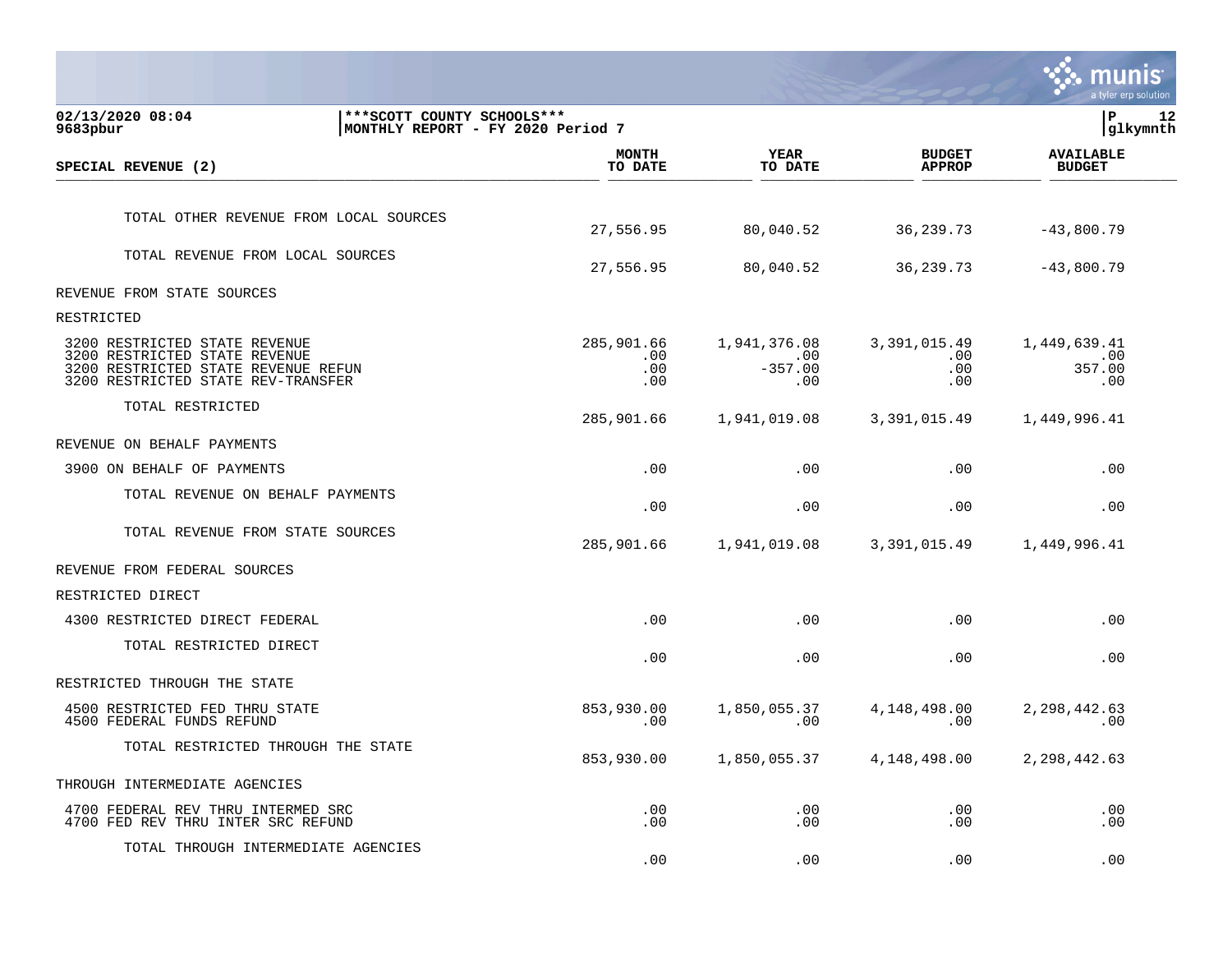***SCOTT COUNTY SCHOOLS***
MONTHLY REPORT - FY 2020 Period 7

| SPECIAL REVENUE (2) | MONTH TO DATE | YEAR TO DATE | BUDGET APPROP | AVAILABLE BUDGET |
|---|---|---|---|---|
| TOTAL OTHER REVENUE FROM LOCAL SOURCES | 27,556.95 | 80,040.52 | 36,239.73 | -43,800.79 |
| TOTAL REVENUE FROM LOCAL SOURCES | 27,556.95 | 80,040.52 | 36,239.73 | -43,800.79 |
| REVENUE FROM STATE SOURCES | | | | |
| RESTRICTED | | | | |
| 3200 RESTRICTED STATE REVENUE | 285,901.66 | 1,941,376.08 | 3,391,015.49 | 1,449,639.41 |
| 3200 RESTRICTED STATE REVENUE | .00 | .00 | .00 | .00 |
| 3200 RESTRICTED STATE REVENUE REFUN | .00 | -357.00 | .00 | 357.00 |
| 3200 RESTRICTED STATE REV-TRANSFER | .00 | .00 | .00 | .00 |
| TOTAL RESTRICTED | 285,901.66 | 1,941,019.08 | 3,391,015.49 | 1,449,996.41 |
| REVENUE ON BEHALF PAYMENTS | | | | |
| 3900 ON BEHALF OF PAYMENTS | .00 | .00 | .00 | .00 |
| TOTAL REVENUE ON BEHALF PAYMENTS | .00 | .00 | .00 | .00 |
| TOTAL REVENUE FROM STATE SOURCES | 285,901.66 | 1,941,019.08 | 3,391,015.49 | 1,449,996.41 |
| REVENUE FROM FEDERAL SOURCES | | | | |
| RESTRICTED DIRECT | | | | |
| 4300 RESTRICTED DIRECT FEDERAL | .00 | .00 | .00 | .00 |
| TOTAL RESTRICTED DIRECT | .00 | .00 | .00 | .00 |
| RESTRICTED THROUGH THE STATE | | | | |
| 4500 RESTRICTED FED THRU STATE | 853,930.00 | 1,850,055.37 | 4,148,498.00 | 2,298,442.63 |
| 4500 FEDERAL FUNDS REFUND | .00 | .00 | .00 | .00 |
| TOTAL RESTRICTED THROUGH THE STATE | 853,930.00 | 1,850,055.37 | 4,148,498.00 | 2,298,442.63 |
| THROUGH INTERMEDIATE AGENCIES | | | | |
| 4700 FEDERAL REV THRU INTERMED SRC | .00 | .00 | .00 | .00 |
| 4700 FED REV THRU INTER SRC REFUND | .00 | .00 | .00 | .00 |
| TOTAL THROUGH INTERMEDIATE AGENCIES | .00 | .00 | .00 | .00 |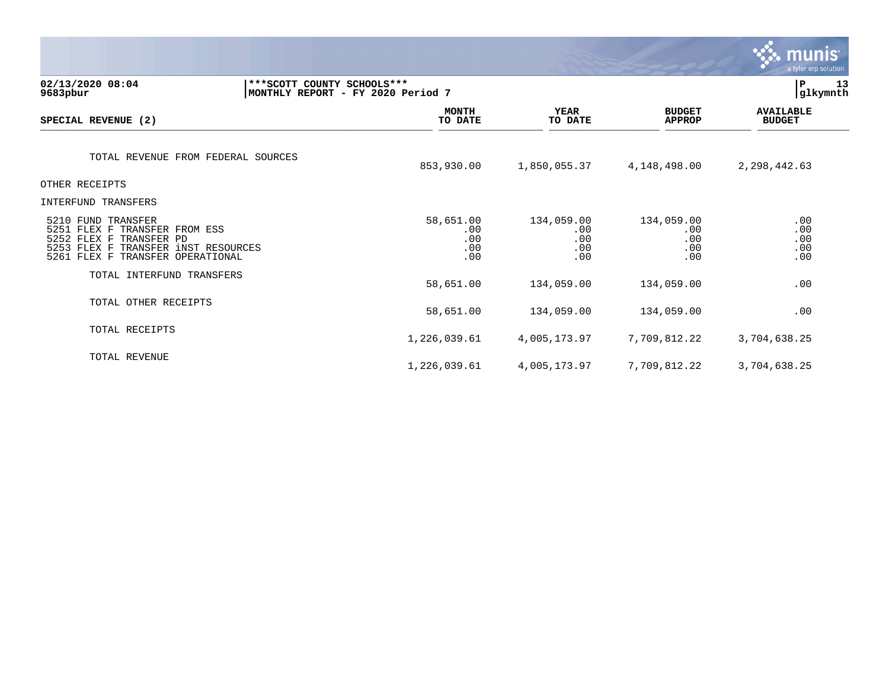**02/13/2020 08:04** | **\*\*\*SCOTT COUNTY SCHOOLS\*\*\***
**9683pbur** | **MONTHLY REPORT - FY 2020 Period 7**

| SPECIAL REVENUE (2) | MONTH TO DATE | YEAR TO DATE | BUDGET APPROP | AVAILABLE BUDGET |
|---|---|---|---|---|
| TOTAL REVENUE FROM FEDERAL SOURCES | 853,930.00 | 1,850,055.37 | 4,148,498.00 | 2,298,442.63 |
| OTHER RECEIPTS | | | | |
| INTERFUND TRANSFERS | | | | |
| 5210 FUND TRANSFER | 58,651.00 | 134,059.00 | 134,059.00 | .00 |
| 5251 FLEX F TRANSFER FROM ESS | .00 | .00 | .00 | .00 |
| 5252 FLEX F TRANSFER PD | .00 | .00 | .00 | .00 |
| 5253 FLEX F TRANSFER iNST RESOURCES | .00 | .00 | .00 | .00 |
| 5261 FLEX F TRANSFER OPERATIONAL | .00 | .00 | .00 | .00 |
| TOTAL INTERFUND TRANSFERS | 58,651.00 | 134,059.00 | 134,059.00 | .00 |
| TOTAL OTHER RECEIPTS | 58,651.00 | 134,059.00 | 134,059.00 | .00 |
| TOTAL RECEIPTS | 1,226,039.61 | 4,005,173.97 | 7,709,812.22 | 3,704,638.25 |
| TOTAL REVENUE | 1,226,039.61 | 4,005,173.97 | 7,709,812.22 | 3,704,638.25 |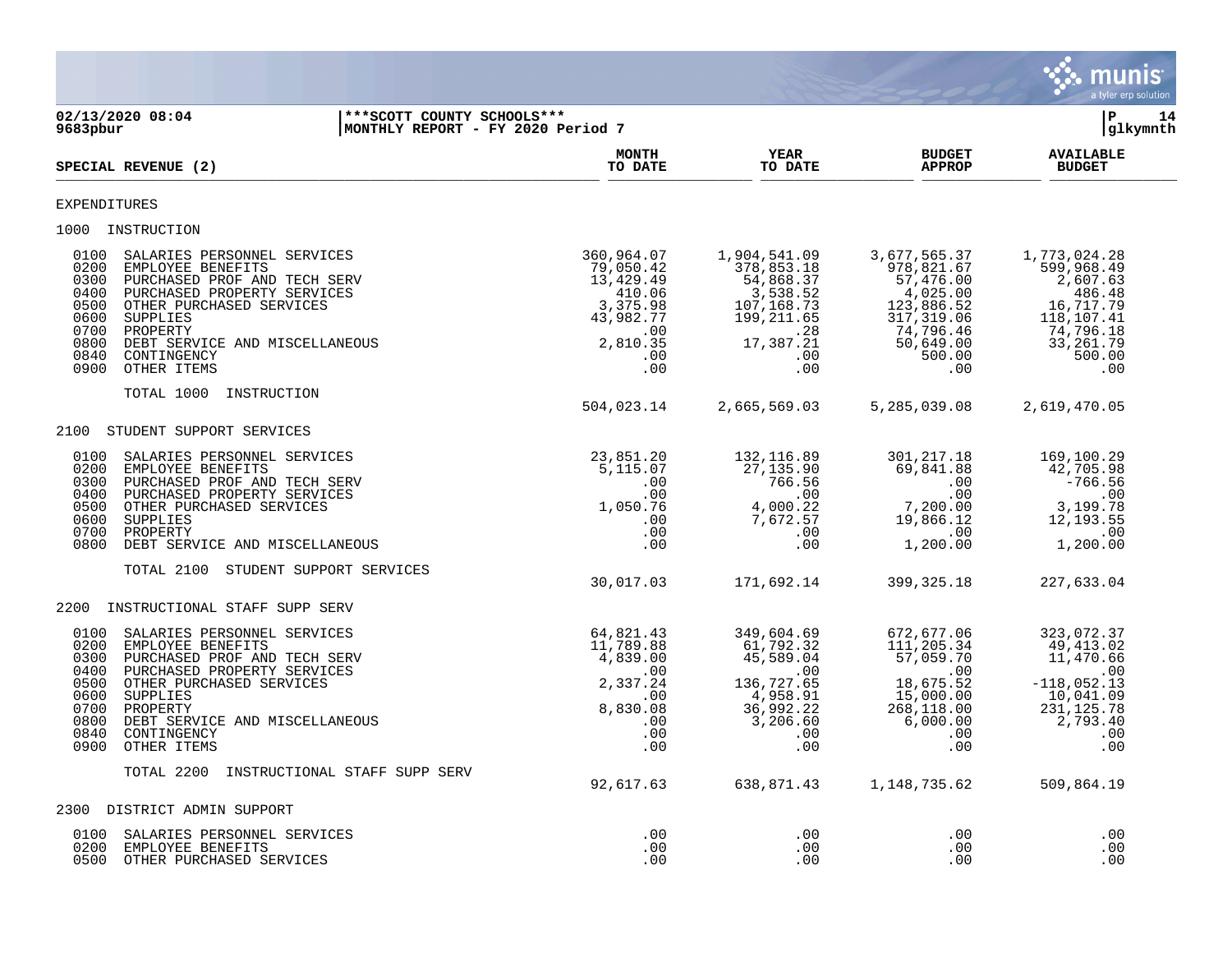02/13/2020 08:04 | ***SCOTT COUNTY SCHOOLS***
9683pbur | MONTHLY REPORT - FY 2020 Period 7

| SPECIAL REVENUE (2) | MONTH TO DATE | YEAR TO DATE | BUDGET APPROP | AVAILABLE BUDGET |
|---|---|---|---|---|
| **EXPENDITURES** | | | | |
| **1000 INSTRUCTION** | | | | |
| 0100 SALARIES PERSONNEL SERVICES | 360,964.07 | 1,904,541.09 | 3,677,565.37 | 1,773,024.28 |
| 0200 EMPLOYEE BENEFITS | 79,050.42 | 378,853.18 | 978,821.67 | 599,968.49 |
| 0300 PURCHASED PROF AND TECH SERV | 13,429.49 | 54,868.37 | 57,476.00 | 2,607.63 |
| 0400 PURCHASED PROPERTY SERVICES | 410.06 | 3,538.52 | 4,025.00 | 486.48 |
| 0500 OTHER PURCHASED SERVICES | 3,375.98 | 107,168.73 | 123,886.52 | 16,717.79 |
| 0600 SUPPLIES | 43,982.77 | 199,211.65 | 317,319.06 | 118,107.41 |
| 0700 PROPERTY | .00 | .28 | 74,796.46 | 74,796.18 |
| 0800 DEBT SERVICE AND MISCELLANEOUS | 2,810.35 | 17,387.21 | 50,649.00 | 33,261.79 |
| 0840 CONTINGENCY | .00 | .00 | 500.00 | 500.00 |
| 0900 OTHER ITEMS | .00 | .00 | .00 | .00 |
| TOTAL 1000 INSTRUCTION | 504,023.14 | 2,665,569.03 | 5,285,039.08 | 2,619,470.05 |
| **2100 STUDENT SUPPORT SERVICES** | | | | |
| 0100 SALARIES PERSONNEL SERVICES | 23,851.20 | 132,116.89 | 301,217.18 | 169,100.29 |
| 0200 EMPLOYEE BENEFITS | 5,115.07 | 27,135.90 | 69,841.88 | 42,705.98 |
| 0300 PURCHASED PROF AND TECH SERV | .00 | 766.56 | .00 | -766.56 |
| 0400 PURCHASED PROPERTY SERVICES | .00 | .00 | .00 | .00 |
| 0500 OTHER PURCHASED SERVICES | 1,050.76 | 4,000.22 | 7,200.00 | 3,199.78 |
| 0600 SUPPLIES | .00 | 7,672.57 | 19,866.12 | 12,193.55 |
| 0700 PROPERTY | .00 | .00 | .00 | .00 |
| 0800 DEBT SERVICE AND MISCELLANEOUS | .00 | .00 | 1,200.00 | 1,200.00 |
| TOTAL 2100 STUDENT SUPPORT SERVICES | 30,017.03 | 171,692.14 | 399,325.18 | 227,633.04 |
| **2200 INSTRUCTIONAL STAFF SUPP SERV** | | | | |
| 0100 SALARIES PERSONNEL SERVICES | 64,821.43 | 349,604.69 | 672,677.06 | 323,072.37 |
| 0200 EMPLOYEE BENEFITS | 11,789.88 | 61,792.32 | 111,205.34 | 49,413.02 |
| 0300 PURCHASED PROF AND TECH SERV | 4,839.00 | 45,589.04 | 57,059.70 | 11,470.66 |
| 0400 PURCHASED PROPERTY SERVICES | .00 | .00 | .00 | .00 |
| 0500 OTHER PURCHASED SERVICES | 2,337.24 | 136,727.65 | 18,675.52 | -118,052.13 |
| 0600 SUPPLIES | .00 | 4,958.91 | 15,000.00 | 10,041.09 |
| 0700 PROPERTY | 8,830.08 | 36,992.22 | 268,118.00 | 231,125.78 |
| 0800 DEBT SERVICE AND MISCELLANEOUS | .00 | 3,206.60 | 6,000.00 | 2,793.40 |
| 0840 CONTINGENCY | .00 | .00 | .00 | .00 |
| 0900 OTHER ITEMS | .00 | .00 | .00 | .00 |
| TOTAL 2200 INSTRUCTIONAL STAFF SUPP SERV | 92,617.63 | 638,871.43 | 1,148,735.62 | 509,864.19 |
| **2300 DISTRICT ADMIN SUPPORT** | | | | |
| 0100 SALARIES PERSONNEL SERVICES | .00 | .00 | .00 | .00 |
| 0200 EMPLOYEE BENEFITS | .00 | .00 | .00 | .00 |
| 0500 OTHER PURCHASED SERVICES | .00 | .00 | .00 | .00 |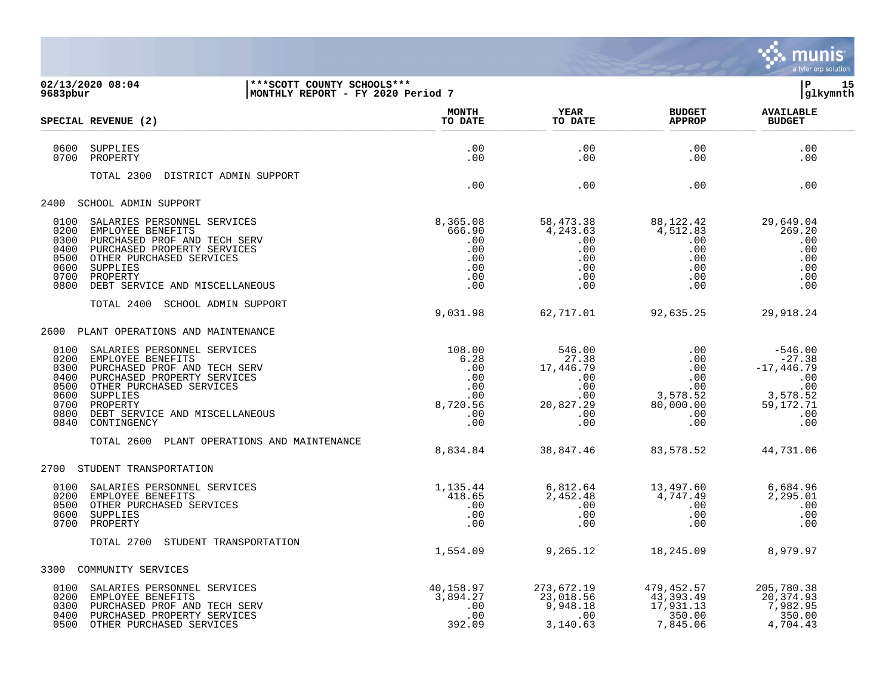**02/13/2020 08:04** | ***SCOTT COUNTY SCHOOLS*** | P 15
**9683pbur** | MONTHLY REPORT - FY 2020 Period 7 | glkymnth

| SPECIAL REVENUE (2) | MONTH TO DATE | YEAR TO DATE | BUDGET APPROP | AVAILABLE BUDGET |
|---|---|---|---|---|
| 0600 SUPPLIES | .00 | .00 | .00 | .00 |
| 0700 PROPERTY | .00 | .00 | .00 | .00 |
| TOTAL 2300 DISTRICT ADMIN SUPPORT | .00 | .00 | .00 | .00 |
| **2400 SCHOOL ADMIN SUPPORT** | | | | |
| 0100 SALARIES PERSONNEL SERVICES | 8,365.08 | 58,473.38 | 88,122.42 | 29,649.04 |
| 0200 EMPLOYEE BENEFITS | 666.90 | 4,243.63 | 4,512.83 | 269.20 |
| 0300 PURCHASED PROF AND TECH SERV | .00 | .00 | .00 | .00 |
| 0400 PURCHASED PROPERTY SERVICES | .00 | .00 | .00 | .00 |
| 0500 OTHER PURCHASED SERVICES | .00 | .00 | .00 | .00 |
| 0600 SUPPLIES | .00 | .00 | .00 | .00 |
| 0700 PROPERTY | .00 | .00 | .00 | .00 |
| 0800 DEBT SERVICE AND MISCELLANEOUS | .00 | .00 | .00 | .00 |
| TOTAL 2400 SCHOOL ADMIN SUPPORT | 9,031.98 | 62,717.01 | 92,635.25 | 29,918.24 |
| **2600 PLANT OPERATIONS AND MAINTENANCE** | | | | |
| 0100 SALARIES PERSONNEL SERVICES | 108.00 | 546.00 | .00 | -546.00 |
| 0200 EMPLOYEE BENEFITS | 6.28 | 27.38 | .00 | -27.38 |
| 0300 PURCHASED PROF AND TECH SERV | .00 | 17,446.79 | .00 | -17,446.79 |
| 0400 PURCHASED PROPERTY SERVICES | .00 | .00 | .00 | .00 |
| 0500 OTHER PURCHASED SERVICES | .00 | .00 | .00 | .00 |
| 0600 SUPPLIES | .00 | .00 | 3,578.52 | 3,578.52 |
| 0700 PROPERTY | 8,720.56 | 20,827.29 | 80,000.00 | 59,172.71 |
| 0800 DEBT SERVICE AND MISCELLANEOUS | .00 | .00 | .00 | .00 |
| 0840 CONTINGENCY | .00 | .00 | .00 | .00 |
| TOTAL 2600 PLANT OPERATIONS AND MAINTENANCE | 8,834.84 | 38,847.46 | 83,578.52 | 44,731.06 |
| **2700 STUDENT TRANSPORTATION** | | | | |
| 0100 SALARIES PERSONNEL SERVICES | 1,135.44 | 6,812.64 | 13,497.60 | 6,684.96 |
| 0200 EMPLOYEE BENEFITS | 418.65 | 2,452.48 | 4,747.49 | 2,295.01 |
| 0500 OTHER PURCHASED SERVICES | .00 | .00 | .00 | .00 |
| 0600 SUPPLIES | .00 | .00 | .00 | .00 |
| 0700 PROPERTY | .00 | .00 | .00 | .00 |
| TOTAL 2700 STUDENT TRANSPORTATION | 1,554.09 | 9,265.12 | 18,245.09 | 8,979.97 |
| **3300 COMMUNITY SERVICES** | | | | |
| 0100 SALARIES PERSONNEL SERVICES | 40,158.97 | 273,672.19 | 479,452.57 | 205,780.38 |
| 0200 EMPLOYEE BENEFITS | 3,894.27 | 23,018.56 | 43,393.49 | 20,374.93 |
| 0300 PURCHASED PROF AND TECH SERV | .00 | 9,948.18 | 17,931.13 | 7,982.95 |
| 0400 PURCHASED PROPERTY SERVICES | .00 | .00 | 350.00 | 350.00 |
| 0500 OTHER PURCHASED SERVICES | 392.09 | 3,140.63 | 7,845.06 | 4,704.43 |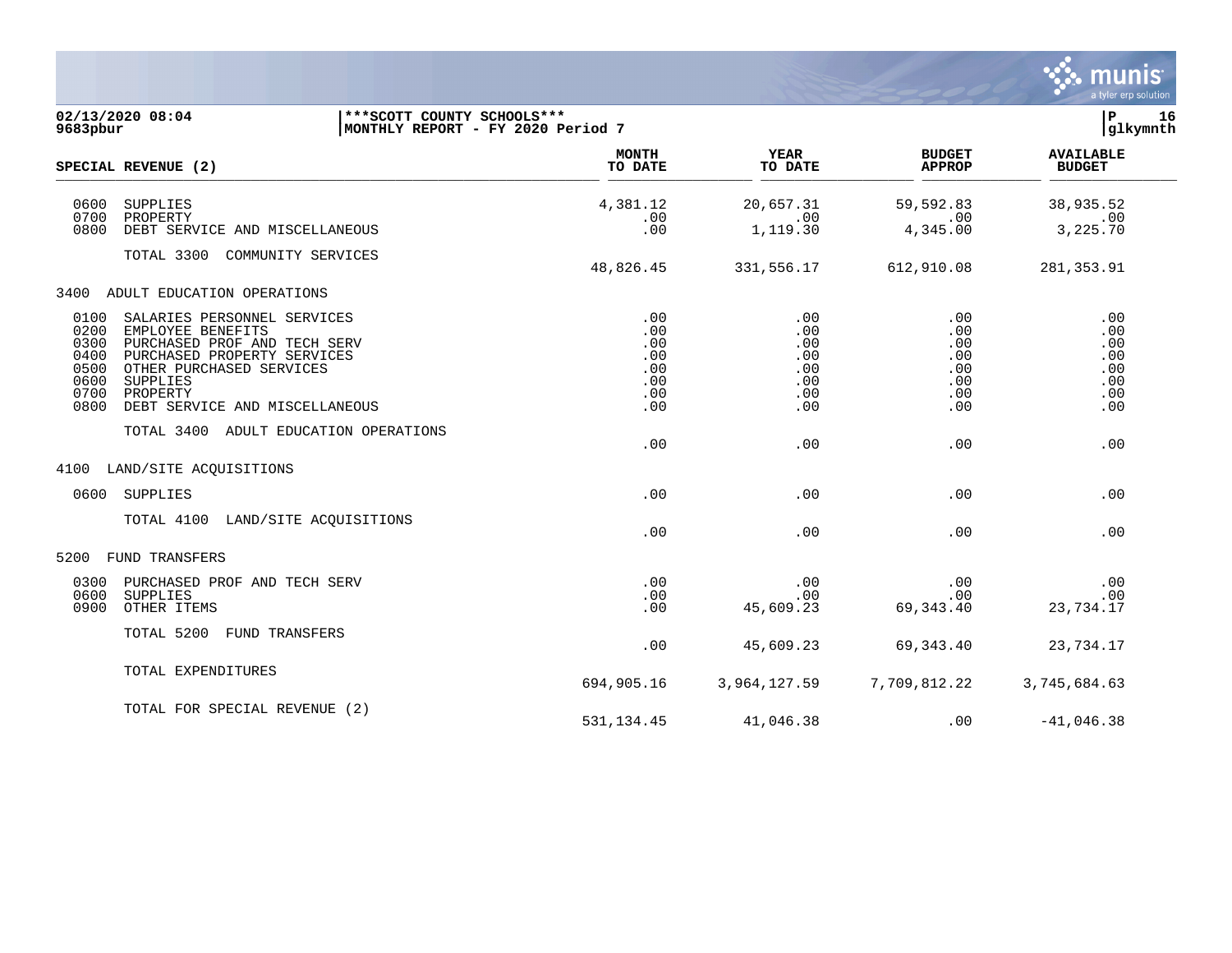**02/13/2020 08:04** | **\*\*\*SCOTT COUNTY SCHOOLS\*\*\*** | **P 16**
**9683pbur** | **MONTHLY REPORT - FY 2020 Period 7** | **glkymnth**

| SPECIAL REVENUE (2) | MONTH TO DATE | YEAR TO DATE | BUDGET APPROP | AVAILABLE BUDGET |
|---|---|---|---|---|
| 0600 SUPPLIES | 4,381.12 | 20,657.31 | 59,592.83 | 38,935.52 |
| 0700 PROPERTY | .00 | .00 | .00 | .00 |
| 0800 DEBT SERVICE AND MISCELLANEOUS | .00 | 1,119.30 | 4,345.00 | 3,225.70 |
| TOTAL 3300 COMMUNITY SERVICES | 48,826.45 | 331,556.17 | 612,910.08 | 281,353.91 |
| 3400 ADULT EDUCATION OPERATIONS | | | | |
| 0100 SALARIES PERSONNEL SERVICES | .00 | .00 | .00 | .00 |
| 0200 EMPLOYEE BENEFITS | .00 | .00 | .00 | .00 |
| 0300 PURCHASED PROF AND TECH SERV | .00 | .00 | .00 | .00 |
| 0400 PURCHASED PROPERTY SERVICES | .00 | .00 | .00 | .00 |
| 0500 OTHER PURCHASED SERVICES | .00 | .00 | .00 | .00 |
| 0600 SUPPLIES | .00 | .00 | .00 | .00 |
| 0700 PROPERTY | .00 | .00 | .00 | .00 |
| 0800 DEBT SERVICE AND MISCELLANEOUS | .00 | .00 | .00 | .00 |
| TOTAL 3400 ADULT EDUCATION OPERATIONS | .00 | .00 | .00 | .00 |
| 4100 LAND/SITE ACQUISITIONS | | | | |
| 0600 SUPPLIES | .00 | .00 | .00 | .00 |
| TOTAL 4100 LAND/SITE ACQUISITIONS | .00 | .00 | .00 | .00 |
| 5200 FUND TRANSFERS | | | | |
| 0300 PURCHASED PROF AND TECH SERV | .00 | .00 | .00 | .00 |
| 0600 SUPPLIES | .00 | .00 | .00 | .00 |
| 0900 OTHER ITEMS | .00 | 45,609.23 | 69,343.40 | 23,734.17 |
| TOTAL 5200 FUND TRANSFERS | .00 | 45,609.23 | 69,343.40 | 23,734.17 |
| TOTAL EXPENDITURES | 694,905.16 | 3,964,127.59 | 7,709,812.22 | 3,745,684.63 |
| TOTAL FOR SPECIAL REVENUE (2) | 531,134.45 | 41,046.38 | .00 | -41,046.38 |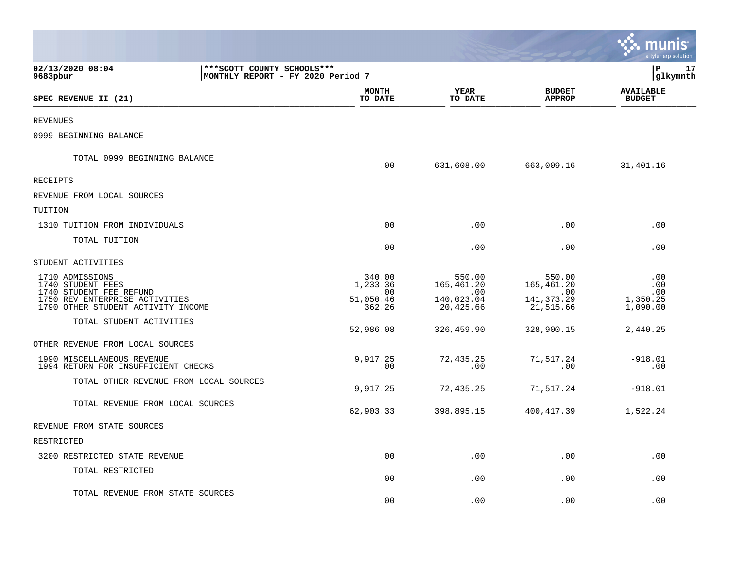02/13/2020 08:04 | ***SCOTT COUNTY SCHOOLS*** | glkymnth
9683pbur | MONTHLY REPORT - FY 2020 Period 7

| SPEC REVENUE II (21) | MONTH TO DATE | YEAR TO DATE | BUDGET APPROP | AVAILABLE BUDGET |
|---|---|---|---|---|
| REVENUES | | | | |
| 0999 BEGINNING BALANCE | | | | |
| TOTAL 0999 BEGINNING BALANCE | .00 | 631,608.00 | 663,009.16 | 31,401.16 |
| RECEIPTS | | | | |
| REVENUE FROM LOCAL SOURCES | | | | |
| TUITION | | | | |
| 1310 TUITION FROM INDIVIDUALS | .00 | .00 | .00 | .00 |
| TOTAL TUITION | .00 | .00 | .00 | .00 |
| STUDENT ACTIVITIES | | | | |
| 1710 ADMISSIONS | 340.00 | 550.00 | 550.00 | .00 |
| 1740 STUDENT FEES | 1,233.36 | 165,461.20 | 165,461.20 | .00 |
| 1740 STUDENT FEE REFUND | .00 | .00 | .00 | .00 |
| 1750 REV ENTERPRISE ACTIVITIES | 51,050.46 | 140,023.04 | 141,373.29 | 1,350.25 |
| 1790 OTHER STUDENT ACTIVITY INCOME | 362.26 | 20,425.66 | 21,515.66 | 1,090.00 |
| TOTAL STUDENT ACTIVITIES | 52,986.08 | 326,459.90 | 328,900.15 | 2,440.25 |
| OTHER REVENUE FROM LOCAL SOURCES | | | | |
| 1990 MISCELLANEOUS REVENUE | 9,917.25 | 72,435.25 | 71,517.24 | -918.01 |
| 1994 RETURN FOR INSUFFICIENT CHECKS | .00 | .00 | .00 | .00 |
| TOTAL OTHER REVENUE FROM LOCAL SOURCES | 9,917.25 | 72,435.25 | 71,517.24 | -918.01 |
| TOTAL REVENUE FROM LOCAL SOURCES | 62,903.33 | 398,895.15 | 400,417.39 | 1,522.24 |
| REVENUE FROM STATE SOURCES | | | | |
| RESTRICTED | | | | |
| 3200 RESTRICTED STATE REVENUE | .00 | .00 | .00 | .00 |
| TOTAL RESTRICTED | .00 | .00 | .00 | .00 |
| TOTAL REVENUE FROM STATE SOURCES | .00 | .00 | .00 | .00 |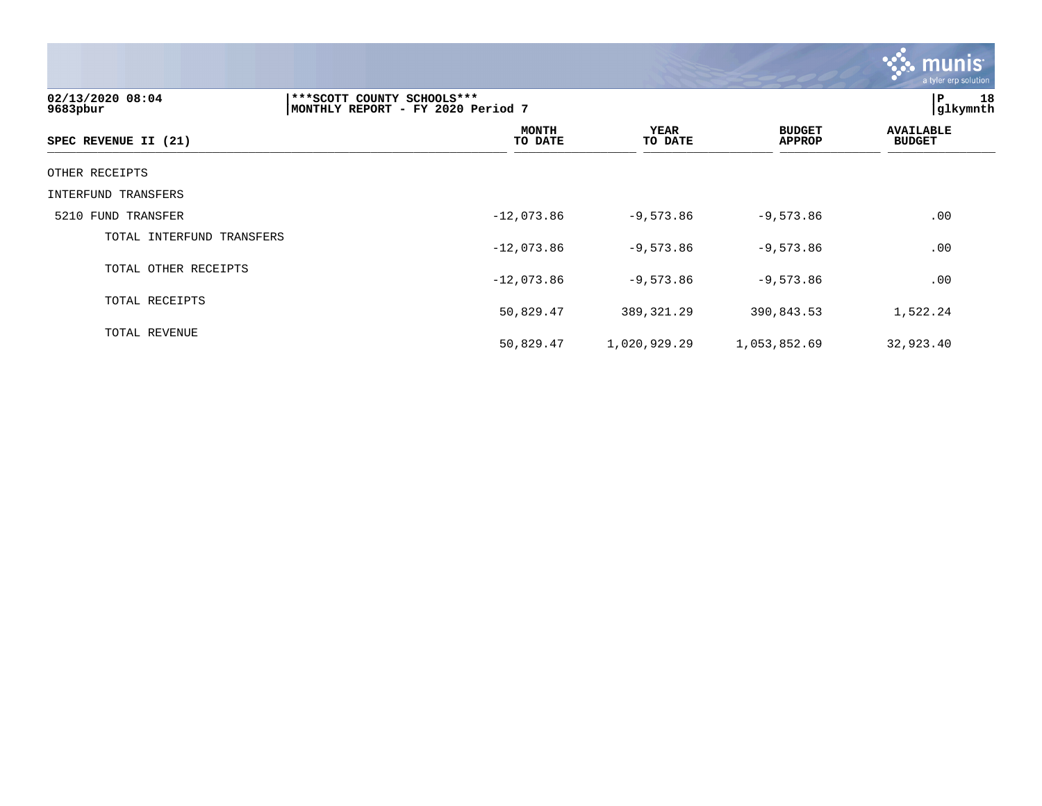***SCOTT COUNTY SCHOOLS***
MONTHLY REPORT - FY 2020 Period 7

| SPEC REVENUE II (21) | MONTH TO DATE | YEAR TO DATE | BUDGET APPROP | AVAILABLE BUDGET |
|---|---|---|---|---|
| OTHER RECEIPTS | | | | |
| INTERFUND TRANSFERS | | | | |
| 5210 FUND TRANSFER | -12,073.86 | -9,573.86 | -9,573.86 | .00 |
| TOTAL INTERFUND TRANSFERS | -12,073.86 | -9,573.86 | -9,573.86 | .00 |
| TOTAL OTHER RECEIPTS | -12,073.86 | -9,573.86 | -9,573.86 | .00 |
| TOTAL RECEIPTS | 50,829.47 | 389,321.29 | 390,843.53 | 1,522.24 |
| TOTAL REVENUE | 50,829.47 | 1,020,929.29 | 1,053,852.69 | 32,923.40 |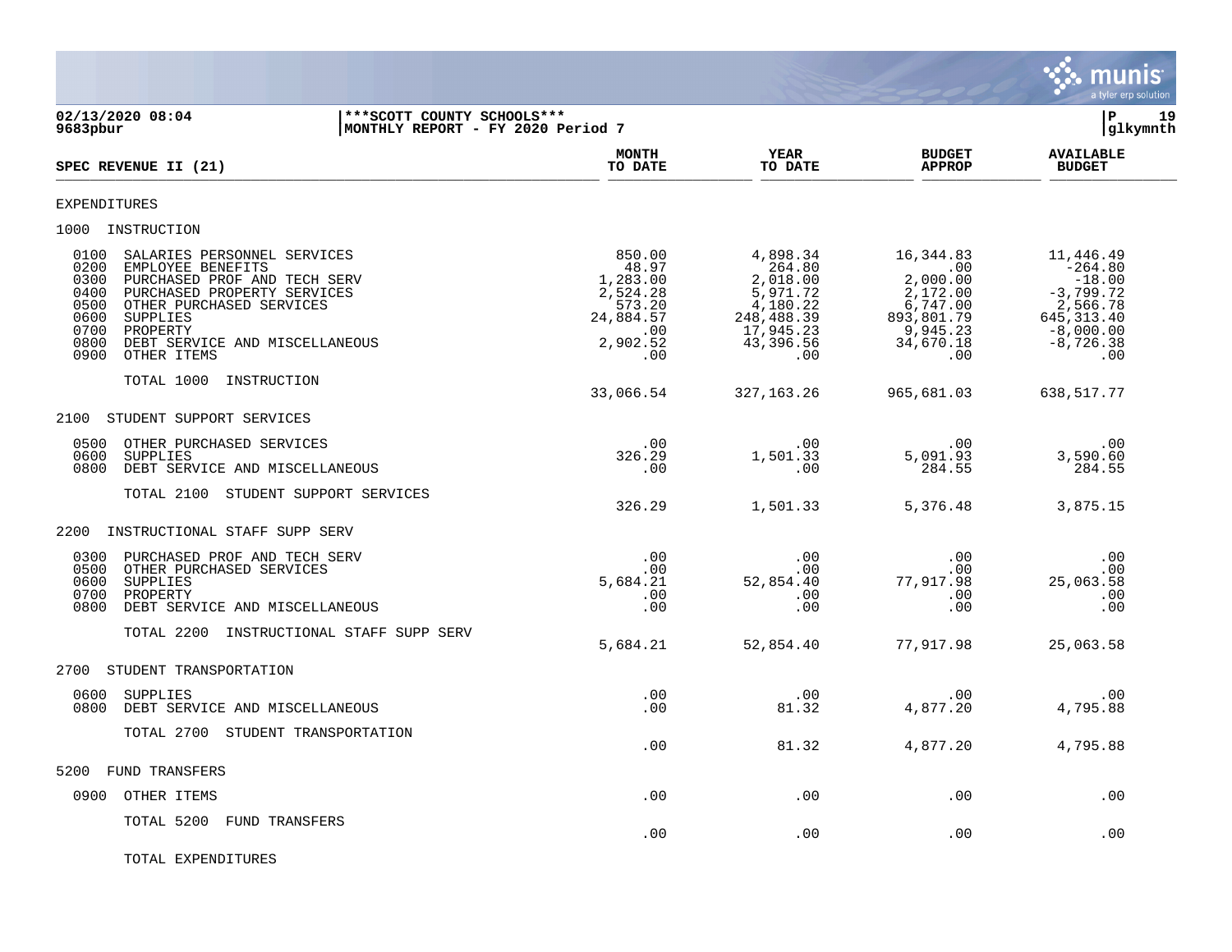02/13/2020 08:04 | ***SCOTT COUNTY SCHOOLS***
9683pbur | MONTHLY REPORT - FY 2020 Period 7 | glkymnth

| SPEC REVENUE II (21) | MONTH TO DATE | YEAR TO DATE | BUDGET APPROP | AVAILABLE BUDGET |
|---|---|---|---|---|
| **EXPENDITURES** | | | | |
| **1000 INSTRUCTION** | | | | |
| 0100 SALARIES PERSONNEL SERVICES | 850.00 | 4,898.34 | 16,344.83 | 11,446.49 |
| 0200 EMPLOYEE BENEFITS | 48.97 | 264.80 | .00 | -264.80 |
| 0300 PURCHASED PROF AND TECH SERV | 1,283.00 | 2,018.00 | 2,000.00 | -18.00 |
| 0400 PURCHASED PROPERTY SERVICES | 2,524.28 | 5,971.72 | 2,172.00 | -3,799.72 |
| 0500 OTHER PURCHASED SERVICES | 573.20 | 4,180.22 | 6,747.00 | 2,566.78 |
| 0600 SUPPLIES | 24,884.57 | 248,488.39 | 893,801.79 | 645,313.40 |
| 0700 PROPERTY | .00 | 17,945.23 | 9,945.23 | -8,000.00 |
| 0800 DEBT SERVICE AND MISCELLANEOUS | 2,902.52 | 43,396.56 | 34,670.18 | -8,726.38 |
| 0900 OTHER ITEMS | .00 | .00 | .00 | .00 |
| TOTAL 1000 INSTRUCTION | 33,066.54 | 327,163.26 | 965,681.03 | 638,517.77 |
| **2100 STUDENT SUPPORT SERVICES** | | | | |
| 0500 OTHER PURCHASED SERVICES | .00 | .00 | .00 | .00 |
| 0600 SUPPLIES | 326.29 | 1,501.33 | 5,091.93 | 3,590.60 |
| 0800 DEBT SERVICE AND MISCELLANEOUS | .00 | .00 | 284.55 | 284.55 |
| TOTAL 2100 STUDENT SUPPORT SERVICES | 326.29 | 1,501.33 | 5,376.48 | 3,875.15 |
| **2200 INSTRUCTIONAL STAFF SUPP SERV** | | | | |
| 0300 PURCHASED PROF AND TECH SERV | .00 | .00 | .00 | .00 |
| 0500 OTHER PURCHASED SERVICES | .00 | .00 | .00 | .00 |
| 0600 SUPPLIES | 5,684.21 | 52,854.40 | 77,917.98 | 25,063.58 |
| 0700 PROPERTY | .00 | .00 | .00 | .00 |
| 0800 DEBT SERVICE AND MISCELLANEOUS | .00 | .00 | .00 | .00 |
| TOTAL 2200 INSTRUCTIONAL STAFF SUPP SERV | 5,684.21 | 52,854.40 | 77,917.98 | 25,063.58 |
| **2700 STUDENT TRANSPORTATION** | | | | |
| 0600 SUPPLIES | .00 | .00 | .00 | .00 |
| 0800 DEBT SERVICE AND MISCELLANEOUS | .00 | 81.32 | 4,877.20 | 4,795.88 |
| TOTAL 2700 STUDENT TRANSPORTATION | .00 | 81.32 | 4,877.20 | 4,795.88 |
| **5200 FUND TRANSFERS** | | | | |
| 0900 OTHER ITEMS | .00 | .00 | .00 | .00 |
| TOTAL 5200 FUND TRANSFERS | .00 | .00 | .00 | .00 |
| TOTAL EXPENDITURES | | | | |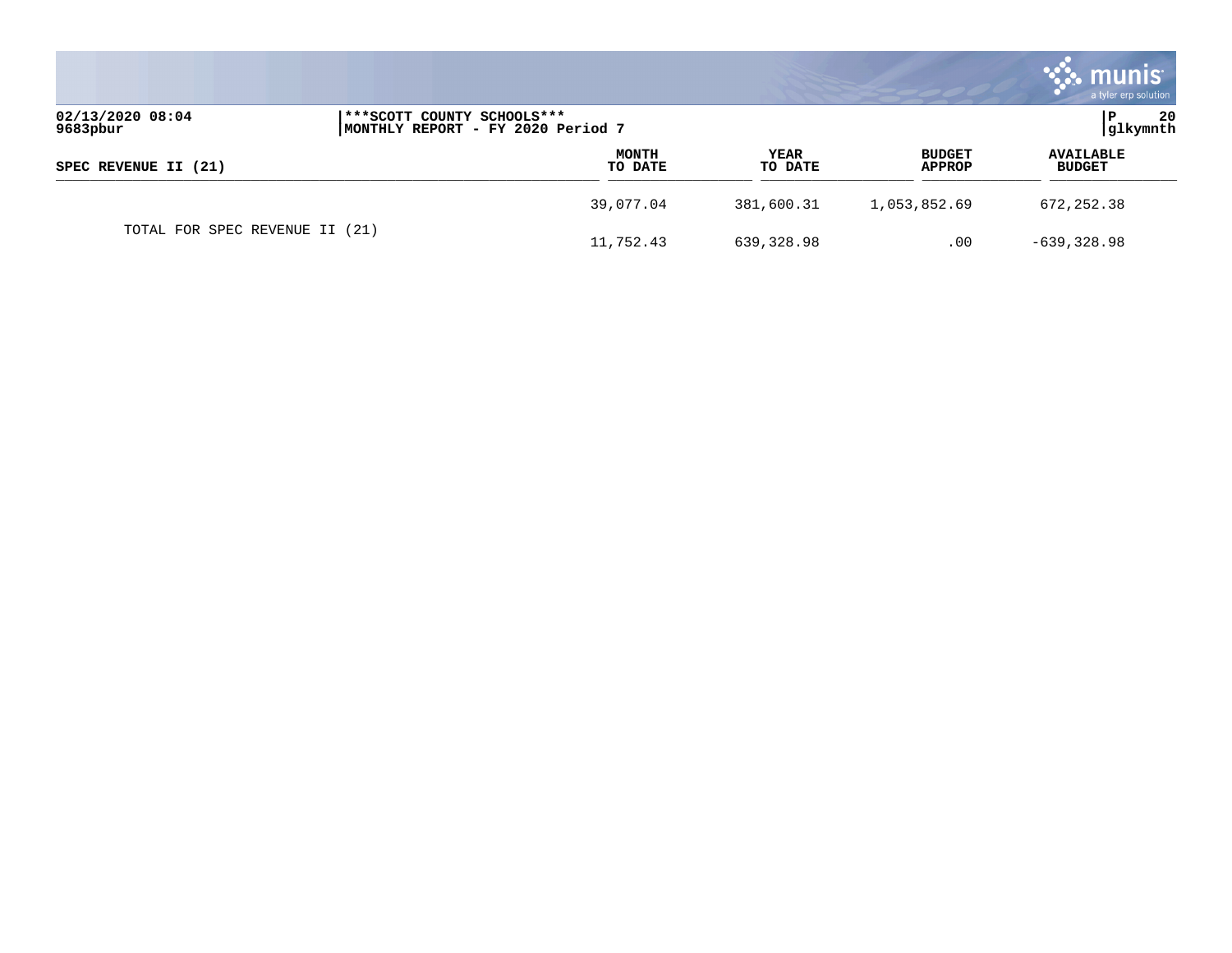| SPEC REVENUE II (21) | MONTH TO DATE | YEAR TO DATE | BUDGET APPROP | AVAILABLE BUDGET |
|---|---|---|---|---|
| | 39,077.04 | 381,600.31 | 1,053,852.69 | 672,252.38 |
| TOTAL FOR SPEC REVENUE II (21) | 11,752.43 | 639,328.98 | .00 | -639,328.98 |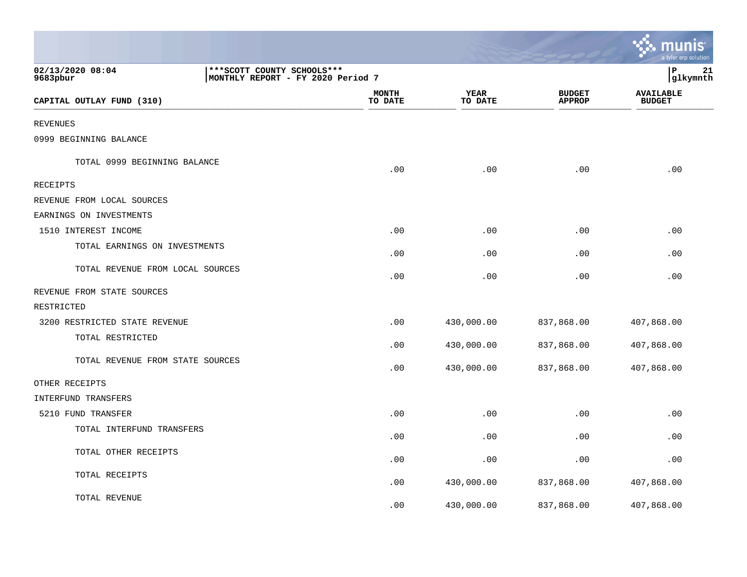02/13/2020 08:04
9683pbur

***SCOTT COUNTY SCHOOLS***
MONTHLY REPORT - FY 2020 Period 7

glkymnth

| CAPITAL OUTLAY FUND (310) | MONTH TO DATE | YEAR TO DATE | BUDGET APPROP | AVAILABLE BUDGET |
|---|---|---|---|---|
| REVENUES | | | | |
| 0999 BEGINNING BALANCE | | | | |
| TOTAL 0999 BEGINNING BALANCE | .00 | .00 | .00 | .00 |
| RECEIPTS | | | | |
| REVENUE FROM LOCAL SOURCES | | | | |
| EARNINGS ON INVESTMENTS | | | | |
| 1510 INTEREST INCOME | .00 | .00 | .00 | .00 |
| TOTAL EARNINGS ON INVESTMENTS | .00 | .00 | .00 | .00 |
| TOTAL REVENUE FROM LOCAL SOURCES | .00 | .00 | .00 | .00 |
| REVENUE FROM STATE SOURCES | | | | |
| RESTRICTED | | | | |
| 3200 RESTRICTED STATE REVENUE | .00 | 430,000.00 | 837,868.00 | 407,868.00 |
| TOTAL RESTRICTED | .00 | 430,000.00 | 837,868.00 | 407,868.00 |
| TOTAL REVENUE FROM STATE SOURCES | .00 | 430,000.00 | 837,868.00 | 407,868.00 |
| OTHER RECEIPTS | | | | |
| INTERFUND TRANSFERS | | | | |
| 5210 FUND TRANSFER | .00 | .00 | .00 | .00 |
| TOTAL INTERFUND TRANSFERS | .00 | .00 | .00 | .00 |
| TOTAL OTHER RECEIPTS | .00 | .00 | .00 | .00 |
| TOTAL RECEIPTS | .00 | 430,000.00 | 837,868.00 | 407,868.00 |
| TOTAL REVENUE | .00 | 430,000.00 | 837,868.00 | 407,868.00 |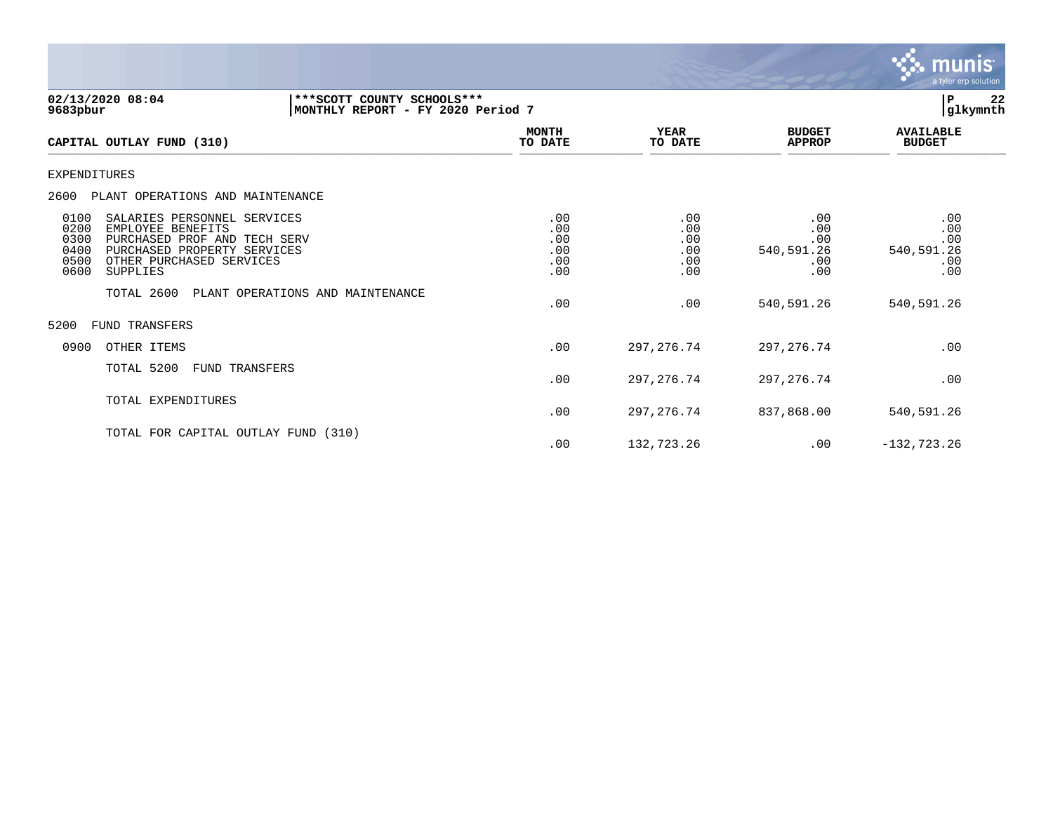02/13/2020 08:04 | ***SCOTT COUNTY SCHOOLS*** | P 22
9683pbur | MONTHLY REPORT - FY 2020 Period 7 | glkymnth

| CAPITAL OUTLAY FUND (310) | MONTH TO DATE | YEAR TO DATE | BUDGET APPROP | AVAILABLE BUDGET |
|---|---|---|---|---|
| EXPENDITURES | | | | |
| 2600 PLANT OPERATIONS AND MAINTENANCE | | | | |
| 0100 SALARIES PERSONNEL SERVICES | .00 | .00 | .00 | .00 |
| 0200 EMPLOYEE BENEFITS | .00 | .00 | .00 | .00 |
| 0300 PURCHASED PROF AND TECH SERV | .00 | .00 | .00 | .00 |
| 0400 PURCHASED PROPERTY SERVICES | .00 | .00 | 540,591.26 | 540,591.26 |
| 0500 OTHER PURCHASED SERVICES | .00 | .00 | .00 | .00 |
| 0600 SUPPLIES | .00 | .00 | .00 | .00 |
| TOTAL 2600 PLANT OPERATIONS AND MAINTENANCE | .00 | .00 | 540,591.26 | 540,591.26 |
| 5200 FUND TRANSFERS | | | | |
| 0900 OTHER ITEMS | .00 | 297,276.74 | 297,276.74 | .00 |
| TOTAL 5200 FUND TRANSFERS | .00 | 297,276.74 | 297,276.74 | .00 |
| TOTAL EXPENDITURES | .00 | 297,276.74 | 837,868.00 | 540,591.26 |
| TOTAL FOR CAPITAL OUTLAY FUND (310) | .00 | 132,723.26 | .00 | -132,723.26 |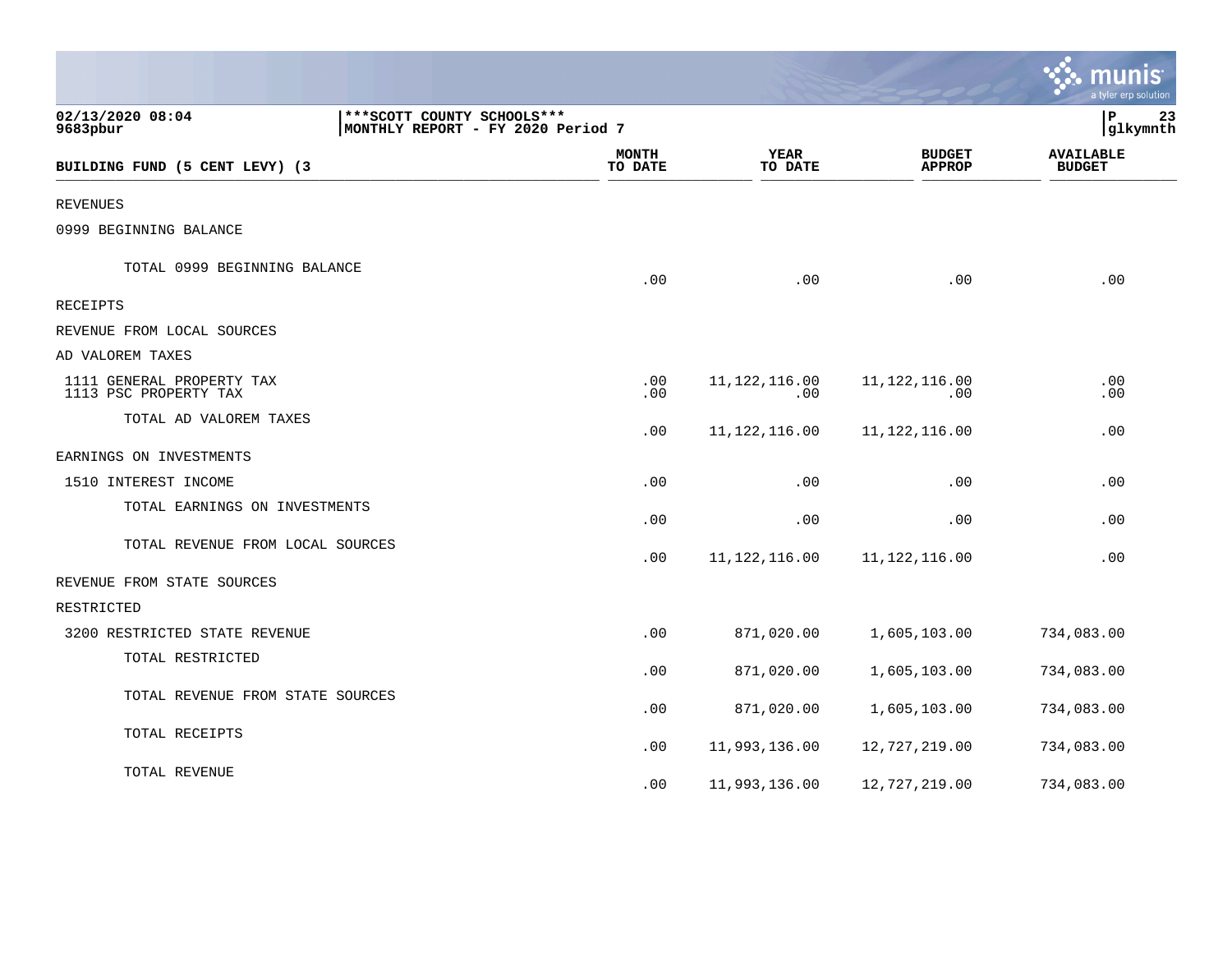02/13/2020 08:04 | ***SCOTT COUNTY SCHOOLS***
9683pbur | MONTHLY REPORT - FY 2020 Period 7

| BUILDING FUND (5 CENT LEVY) (3 | MONTH TO DATE | YEAR TO DATE | BUDGET APPROP | AVAILABLE BUDGET |
|---|---|---|---|---|
| REVENUES | | | | |
| 0999 BEGINNING BALANCE | | | | |
| TOTAL 0999 BEGINNING BALANCE | .00 | .00 | .00 | .00 |
| RECEIPTS | | | | |
| REVENUE FROM LOCAL SOURCES | | | | |
| AD VALOREM TAXES | | | | |
| 1111 GENERAL PROPERTY TAX | .00 | 11,122,116.00 | 11,122,116.00 | .00 |
| 1113 PSC PROPERTY TAX | .00 | .00 | .00 | .00 |
| TOTAL AD VALOREM TAXES | .00 | 11,122,116.00 | 11,122,116.00 | .00 |
| EARNINGS ON INVESTMENTS | | | | |
| 1510 INTEREST INCOME | .00 | .00 | .00 | .00 |
| TOTAL EARNINGS ON INVESTMENTS | .00 | .00 | .00 | .00 |
| TOTAL REVENUE FROM LOCAL SOURCES | .00 | 11,122,116.00 | 11,122,116.00 | .00 |
| REVENUE FROM STATE SOURCES | | | | |
| RESTRICTED | | | | |
| 3200 RESTRICTED STATE REVENUE | .00 | 871,020.00 | 1,605,103.00 | 734,083.00 |
| TOTAL RESTRICTED | .00 | 871,020.00 | 1,605,103.00 | 734,083.00 |
| TOTAL REVENUE FROM STATE SOURCES | .00 | 871,020.00 | 1,605,103.00 | 734,083.00 |
| TOTAL RECEIPTS | .00 | 11,993,136.00 | 12,727,219.00 | 734,083.00 |
| TOTAL REVENUE | .00 | 11,993,136.00 | 12,727,219.00 | 734,083.00 |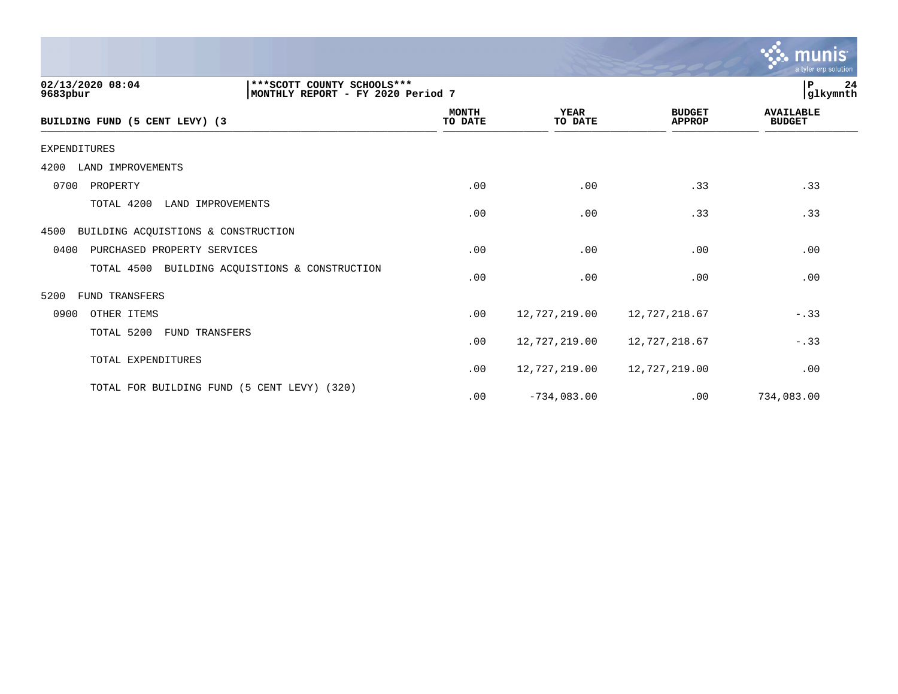02/13/2020 08:04 | ***SCOTT COUNTY SCHOOLS***
9683pbur | MONTHLY REPORT - FY 2020 Period 7 | glkymnth

| BUILDING FUND (5 CENT LEVY) (3 | MONTH TO DATE | YEAR TO DATE | BUDGET APPROP | AVAILABLE BUDGET |
|---|---|---|---|---|
| EXPENDITURES | | | | |
| 4200 LAND IMPROVEMENTS | | | | |
| 0700 PROPERTY | .00 | .00 | .33 | .33 |
| TOTAL 4200 LAND IMPROVEMENTS | .00 | .00 | .33 | .33 |
| 4500 BUILDING ACQUISTIONS & CONSTRUCTION | | | | |
| 0400 PURCHASED PROPERTY SERVICES | .00 | .00 | .00 | .00 |
| TOTAL 4500 BUILDING ACQUISTIONS & CONSTRUCTION | .00 | .00 | .00 | .00 |
| 5200 FUND TRANSFERS | | | | |
| 0900 OTHER ITEMS | .00 | 12,727,219.00 | 12,727,218.67 | -.33 |
| TOTAL 5200 FUND TRANSFERS | .00 | 12,727,219.00 | 12,727,218.67 | -.33 |
| TOTAL EXPENDITURES | .00 | 12,727,219.00 | 12,727,219.00 | .00 |
| TOTAL FOR BUILDING FUND (5 CENT LEVY) (320) | .00 | -734,083.00 | .00 | 734,083.00 |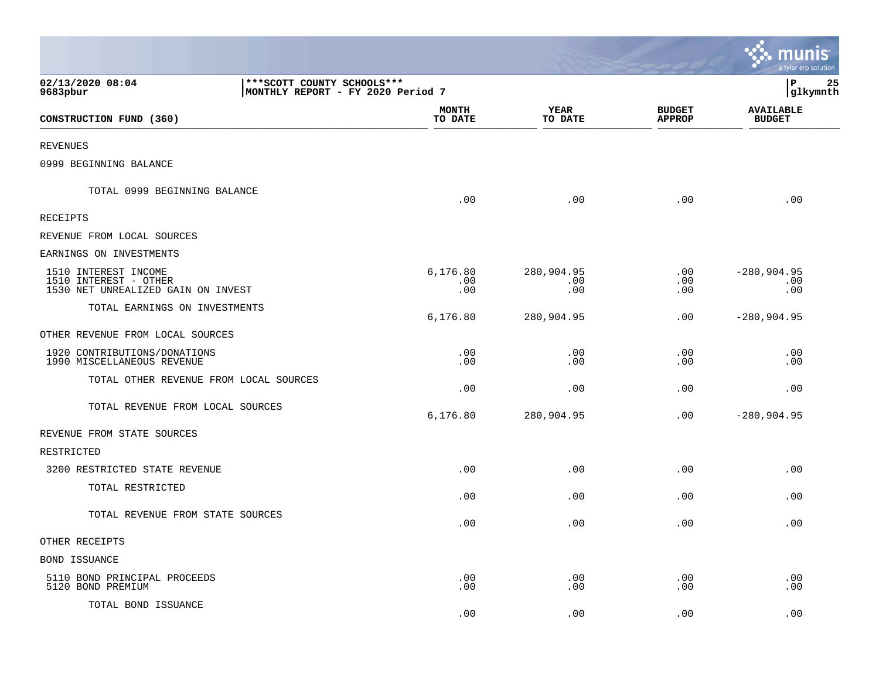02/13/2020 08:04
9683pbur

***SCOTT COUNTY SCHOOLS***
MONTHLY REPORT - FY 2020 Period 7

| CONSTRUCTION FUND (360) | MONTH TO DATE | YEAR TO DATE | BUDGET APPROP | AVAILABLE BUDGET |
|---|---|---|---|---|
| REVENUES | | | | |
| 0999 BEGINNING BALANCE | | | | |
| TOTAL 0999 BEGINNING BALANCE | .00 | .00 | .00 | .00 |
| RECEIPTS | | | | |
| REVENUE FROM LOCAL SOURCES | | | | |
| EARNINGS ON INVESTMENTS | | | | |
| 1510 INTEREST INCOME | 6,176.80 | 280,904.95 | .00 | -280,904.95 |
| 1510 INTEREST - OTHER | .00 | .00 | .00 | .00 |
| 1530 NET UNREALIZED GAIN ON INVEST | .00 | .00 | .00 | .00 |
| TOTAL EARNINGS ON INVESTMENTS | 6,176.80 | 280,904.95 | .00 | -280,904.95 |
| OTHER REVENUE FROM LOCAL SOURCES | | | | |
| 1920 CONTRIBUTIONS/DONATIONS | .00 | .00 | .00 | .00 |
| 1990 MISCELLANEOUS REVENUE | .00 | .00 | .00 | .00 |
| TOTAL OTHER REVENUE FROM LOCAL SOURCES | .00 | .00 | .00 | .00 |
| TOTAL REVENUE FROM LOCAL SOURCES | 6,176.80 | 280,904.95 | .00 | -280,904.95 |
| REVENUE FROM STATE SOURCES | | | | |
| RESTRICTED | | | | |
| 3200 RESTRICTED STATE REVENUE | .00 | .00 | .00 | .00 |
| TOTAL RESTRICTED | .00 | .00 | .00 | .00 |
| TOTAL REVENUE FROM STATE SOURCES | .00 | .00 | .00 | .00 |
| OTHER RECEIPTS | | | | |
| BOND ISSUANCE | | | | |
| 5110 BOND PRINCIPAL PROCEEDS | .00 | .00 | .00 | .00 |
| 5120 BOND PREMIUM | .00 | .00 | .00 | .00 |
| TOTAL BOND ISSUANCE | .00 | .00 | .00 | .00 |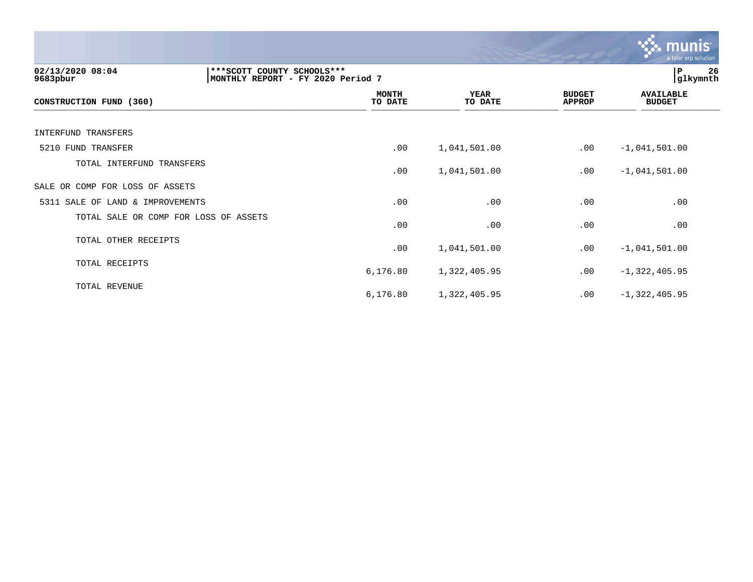02/13/2020 08:04 ***SCOTT COUNTY SCHOOLS***
9683pbur MONTHLY REPORT - FY 2020 Period 7

| CONSTRUCTION FUND (360) | MONTH TO DATE | YEAR TO DATE | BUDGET APPROP | AVAILABLE BUDGET |
|---|---|---|---|---|
| INTERFUND TRANSFERS | | | | |
| 5210 FUND TRANSFER | .00 | 1,041,501.00 | .00 | -1,041,501.00 |
| TOTAL INTERFUND TRANSFERS | .00 | 1,041,501.00 | .00 | -1,041,501.00 |
| SALE OR COMP FOR LOSS OF ASSETS | | | | |
| 5311 SALE OF LAND & IMPROVEMENTS | .00 | .00 | .00 | .00 |
| TOTAL SALE OR COMP FOR LOSS OF ASSETS | .00 | .00 | .00 | .00 |
| TOTAL OTHER RECEIPTS | .00 | 1,041,501.00 | .00 | -1,041,501.00 |
| TOTAL RECEIPTS | 6,176.80 | 1,322,405.95 | .00 | -1,322,405.95 |
| TOTAL REVENUE | 6,176.80 | 1,322,405.95 | .00 | -1,322,405.95 |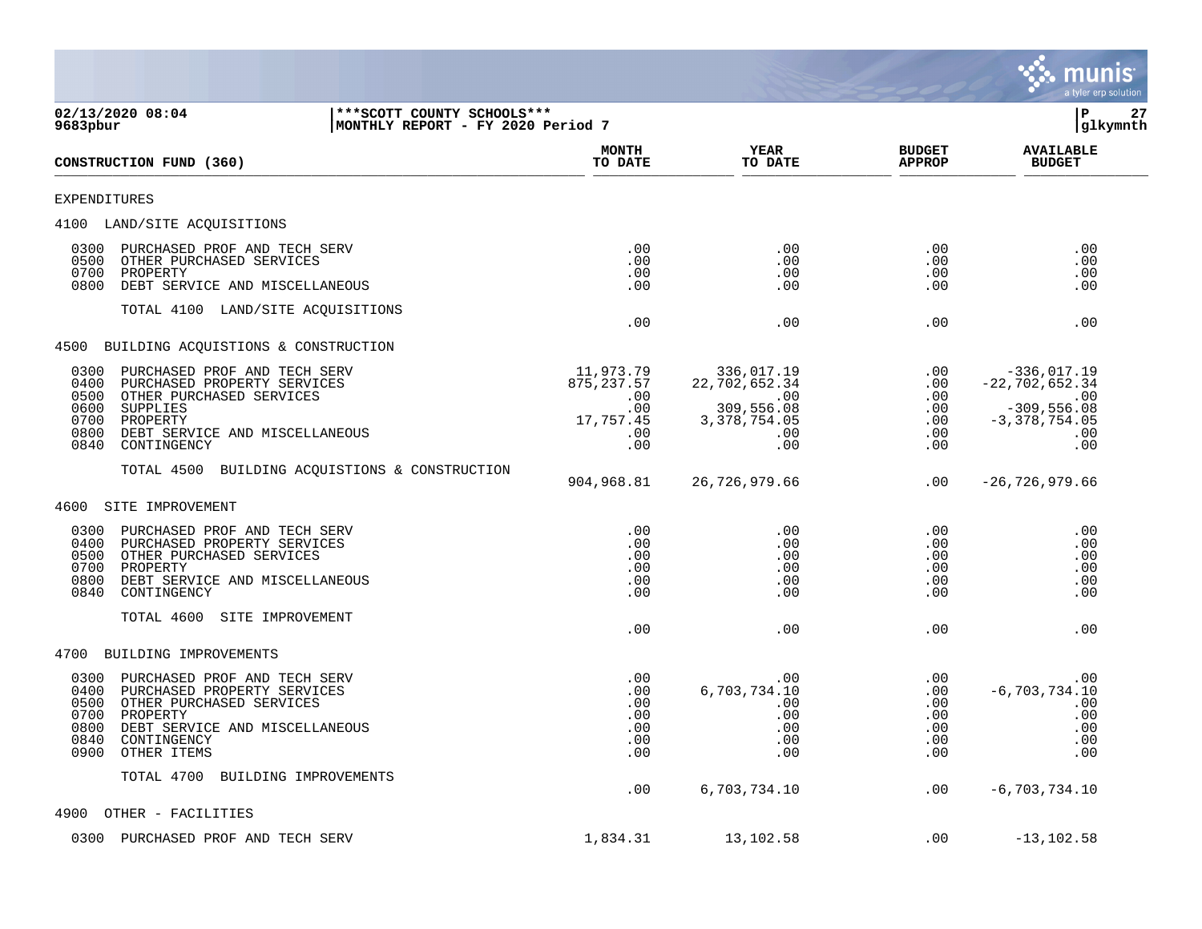**02/13/2020 08:04** | **\*\*\*SCOTT COUNTY SCHOOLS\*\*\***
**9683pbur** | **MONTHLY REPORT - FY 2020 Period 7** | **glkymnth**

| CONSTRUCTION FUND (360) | MONTH TO DATE | YEAR TO DATE | BUDGET APPROP | AVAILABLE BUDGET |
|---|---|---|---|---|
| EXPENDITURES | | | | |
| 4100 LAND/SITE ACQUISITIONS | | | | |
| 0300 PURCHASED PROF AND TECH SERV | .00 | .00 | .00 | .00 |
| 0500 OTHER PURCHASED SERVICES | .00 | .00 | .00 | .00 |
| 0700 PROPERTY | .00 | .00 | .00 | .00 |
| 0800 DEBT SERVICE AND MISCELLANEOUS | .00 | .00 | .00 | .00 |
| TOTAL 4100 LAND/SITE ACQUISITIONS | .00 | .00 | .00 | .00 |
| 4500 BUILDING ACQUISTIONS & CONSTRUCTION | | | | |
| 0300 PURCHASED PROF AND TECH SERV | 11,973.79 | 336,017.19 | .00 | -336,017.19 |
| 0400 PURCHASED PROPERTY SERVICES | 875,237.57 | 22,702,652.34 | .00 | -22,702,652.34 |
| 0500 OTHER PURCHASED SERVICES | .00 | .00 | .00 | .00 |
| 0600 SUPPLIES | .00 | 309,556.08 | .00 | -309,556.08 |
| 0700 PROPERTY | 17,757.45 | 3,378,754.05 | .00 | -3,378,754.05 |
| 0800 DEBT SERVICE AND MISCELLANEOUS | .00 | .00 | .00 | .00 |
| 0840 CONTINGENCY | .00 | .00 | .00 | .00 |
| TOTAL 4500 BUILDING ACQUISTIONS & CONSTRUCTION | 904,968.81 | 26,726,979.66 | .00 | -26,726,979.66 |
| 4600 SITE IMPROVEMENT | | | | |
| 0300 PURCHASED PROF AND TECH SERV | .00 | .00 | .00 | .00 |
| 0400 PURCHASED PROPERTY SERVICES | .00 | .00 | .00 | .00 |
| 0500 OTHER PURCHASED SERVICES | .00 | .00 | .00 | .00 |
| 0700 PROPERTY | .00 | .00 | .00 | .00 |
| 0800 DEBT SERVICE AND MISCELLANEOUS | .00 | .00 | .00 | .00 |
| 0840 CONTINGENCY | .00 | .00 | .00 | .00 |
| TOTAL 4600 SITE IMPROVEMENT | .00 | .00 | .00 | .00 |
| 4700 BUILDING IMPROVEMENTS | | | | |
| 0300 PURCHASED PROF AND TECH SERV | .00 | .00 | .00 | .00 |
| 0400 PURCHASED PROPERTY SERVICES | .00 | 6,703,734.10 | .00 | -6,703,734.10 |
| 0500 OTHER PURCHASED SERVICES | .00 | .00 | .00 | .00 |
| 0700 PROPERTY | .00 | .00 | .00 | .00 |
| 0800 DEBT SERVICE AND MISCELLANEOUS | .00 | .00 | .00 | .00 |
| 0840 CONTINGENCY | .00 | .00 | .00 | .00 |
| 0900 OTHER ITEMS | .00 | .00 | .00 | .00 |
| TOTAL 4700 BUILDING IMPROVEMENTS | .00 | 6,703,734.10 | .00 | -6,703,734.10 |
| 4900 OTHER - FACILITIES | | | | |
| 0300 PURCHASED PROF AND TECH SERV | 1,834.31 | 13,102.58 | .00 | -13,102.58 |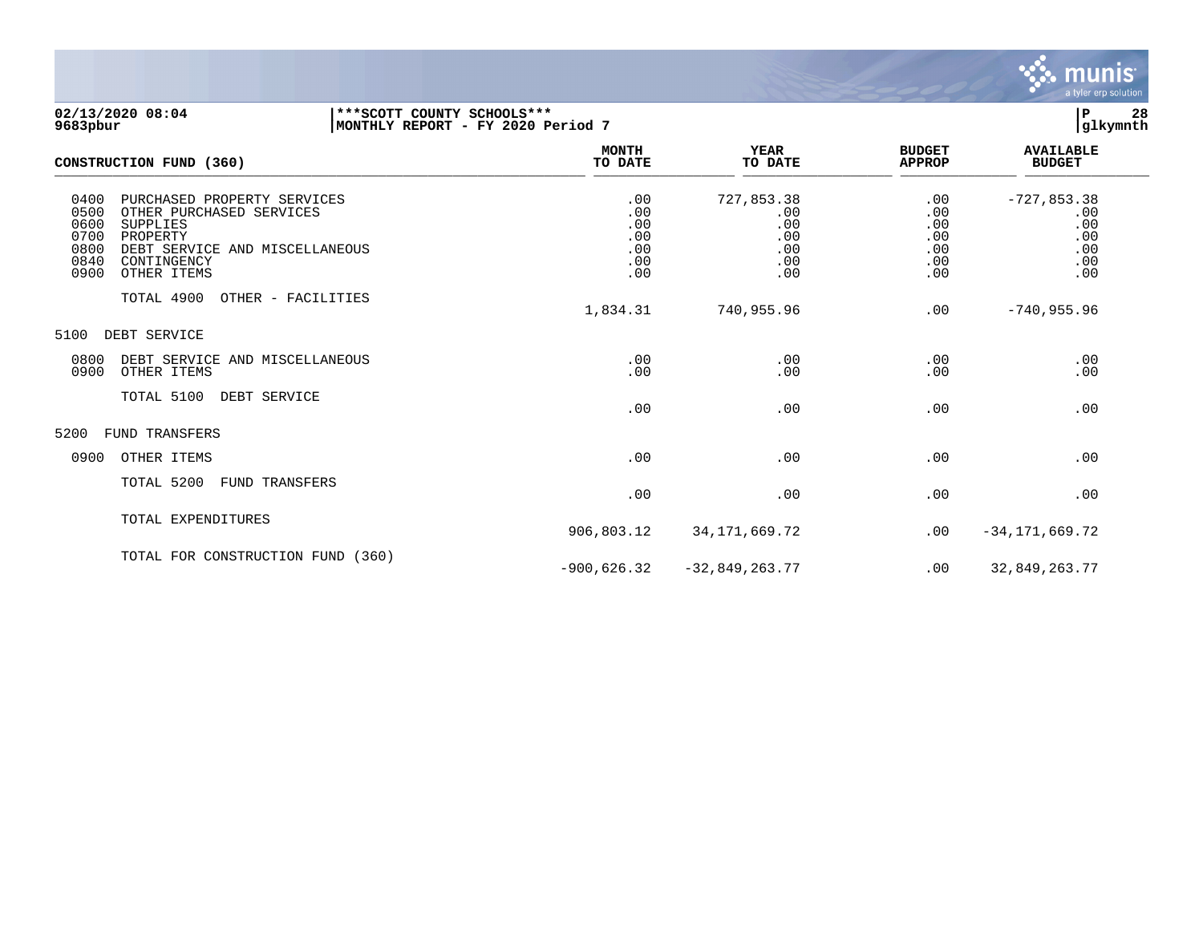**02/13/2020 08:04** | **\*\*\*SCOTT COUNTY SCHOOLS\*\*\*** | **P 28**
**9683pbur** | **MONTHLY REPORT - FY 2020 Period 7** | **glkymnth**

| CONSTRUCTION FUND (360) | MONTH TO DATE | YEAR TO DATE | BUDGET APPROP | AVAILABLE BUDGET |
|---|---|---|---|---|
| 0400 PURCHASED PROPERTY SERVICES | .00 | 727,853.38 | .00 | -727,853.38 |
| 0500 OTHER PURCHASED SERVICES | .00 | .00 | .00 | .00 |
| 0600 SUPPLIES | .00 | .00 | .00 | .00 |
| 0700 PROPERTY | .00 | .00 | .00 | .00 |
| 0800 DEBT SERVICE AND MISCELLANEOUS | .00 | .00 | .00 | .00 |
| 0840 CONTINGENCY | .00 | .00 | .00 | .00 |
| 0900 OTHER ITEMS | .00 | .00 | .00 | .00 |
| TOTAL 4900 OTHER - FACILITIES | 1,834.31 | 740,955.96 | .00 | -740,955.96 |
| 5100 DEBT SERVICE | | | | |
| 0800 DEBT SERVICE AND MISCELLANEOUS | .00 | .00 | .00 | .00 |
| 0900 OTHER ITEMS | .00 | .00 | .00 | .00 |
| TOTAL 5100 DEBT SERVICE | .00 | .00 | .00 | .00 |
| 5200 FUND TRANSFERS | | | | |
| 0900 OTHER ITEMS | .00 | .00 | .00 | .00 |
| TOTAL 5200 FUND TRANSFERS | .00 | .00 | .00 | .00 |
| TOTAL EXPENDITURES | 906,803.12 | 34,171,669.72 | .00 | -34,171,669.72 |
| TOTAL FOR CONSTRUCTION FUND (360) | -900,626.32 | -32,849,263.77 | .00 | 32,849,263.77 |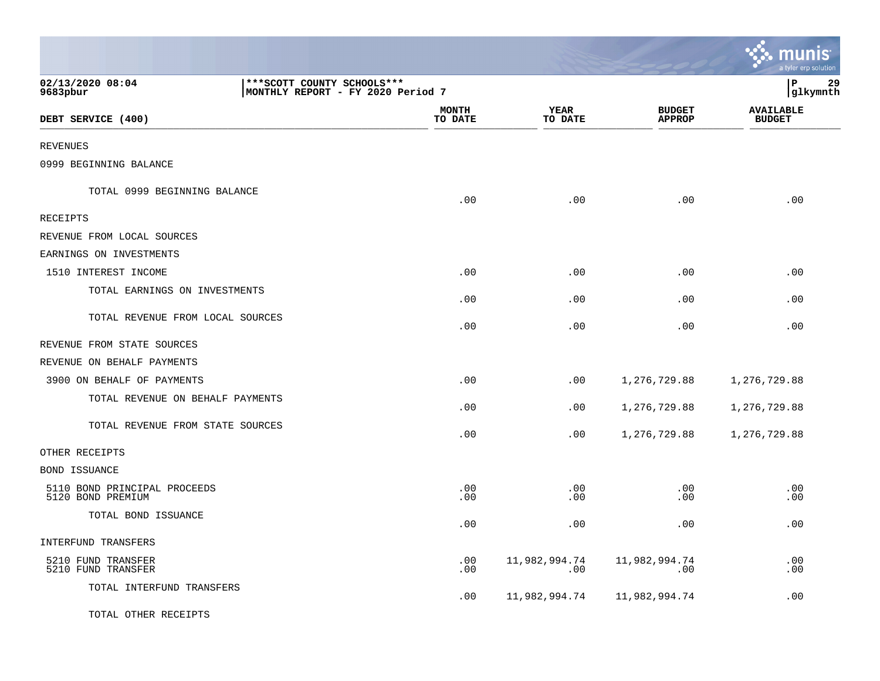02/13/2020 08:04
9683pbur

***SCOTT COUNTY SCHOOLS***
MONTHLY REPORT - FY 2020 Period 7

P 29
glkymnth

| DEBT SERVICE (400) | MONTH TO DATE | YEAR TO DATE | BUDGET APPROP | AVAILABLE BUDGET |
|---|---|---|---|---|
| REVENUES | | | | |
| 0999 BEGINNING BALANCE | | | | |
| TOTAL 0999 BEGINNING BALANCE | .00 | .00 | .00 | .00 |
| RECEIPTS | | | | |
| REVENUE FROM LOCAL SOURCES | | | | |
| EARNINGS ON INVESTMENTS | | | | |
| 1510 INTEREST INCOME | .00 | .00 | .00 | .00 |
| TOTAL EARNINGS ON INVESTMENTS | .00 | .00 | .00 | .00 |
| TOTAL REVENUE FROM LOCAL SOURCES | .00 | .00 | .00 | .00 |
| REVENUE FROM STATE SOURCES | | | | |
| REVENUE ON BEHALF PAYMENTS | | | | |
| 3900 ON BEHALF OF PAYMENTS | .00 | .00 | 1,276,729.88 | 1,276,729.88 |
| TOTAL REVENUE ON BEHALF PAYMENTS | .00 | .00 | 1,276,729.88 | 1,276,729.88 |
| TOTAL REVENUE FROM STATE SOURCES | .00 | .00 | 1,276,729.88 | 1,276,729.88 |
| OTHER RECEIPTS | | | | |
| BOND ISSUANCE | | | | |
| 5110 BOND PRINCIPAL PROCEEDS | .00 | .00 | .00 | .00 |
| 5120 BOND PREMIUM | .00 | .00 | .00 | .00 |
| TOTAL BOND ISSUANCE | .00 | .00 | .00 | .00 |
| INTERFUND TRANSFERS | | | | |
| 5210 FUND TRANSFER | .00 | 11,982,994.74 | 11,982,994.74 | .00 |
| 5210 FUND TRANSFER | .00 | .00 | .00 | .00 |
| TOTAL INTERFUND TRANSFERS | .00 | 11,982,994.74 | 11,982,994.74 | .00 |
| TOTAL OTHER RECEIPTS | | | | |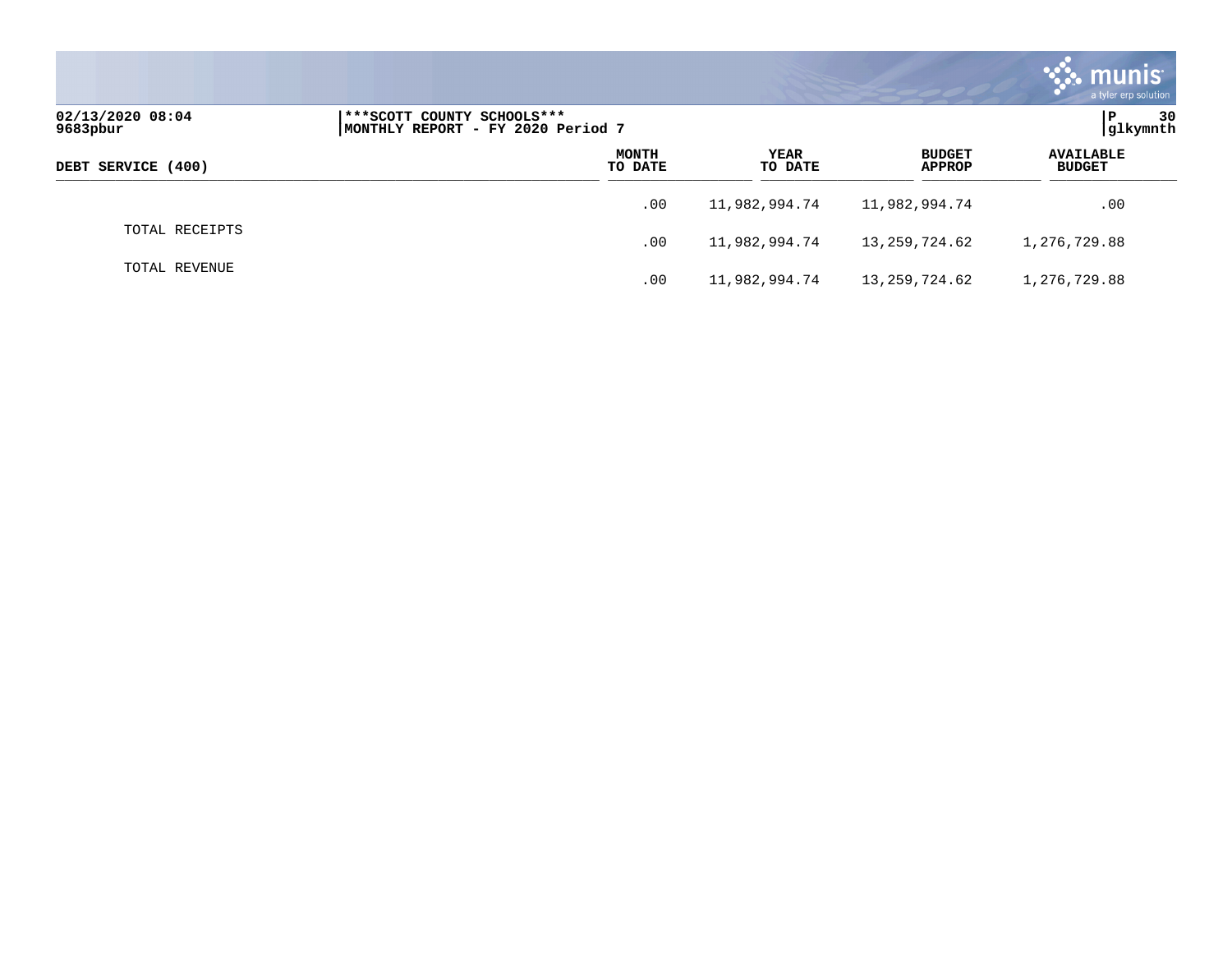02/13/2020 08:04
9683pbur

***SCOTT COUNTY SCHOOLS***
MONTHLY REPORT - FY 2020 Period 7

glkymnth

| DEBT SERVICE (400) | MONTH TO DATE | YEAR TO DATE | BUDGET APPROP | AVAILABLE BUDGET |
|---|---|---|---|---|
| | .00 | 11,982,994.74 | 11,982,994.74 | .00 |
| TOTAL RECEIPTS | .00 | 11,982,994.74 | 13,259,724.62 | 1,276,729.88 |
| TOTAL REVENUE | .00 | 11,982,994.74 | 13,259,724.62 | 1,276,729.88 |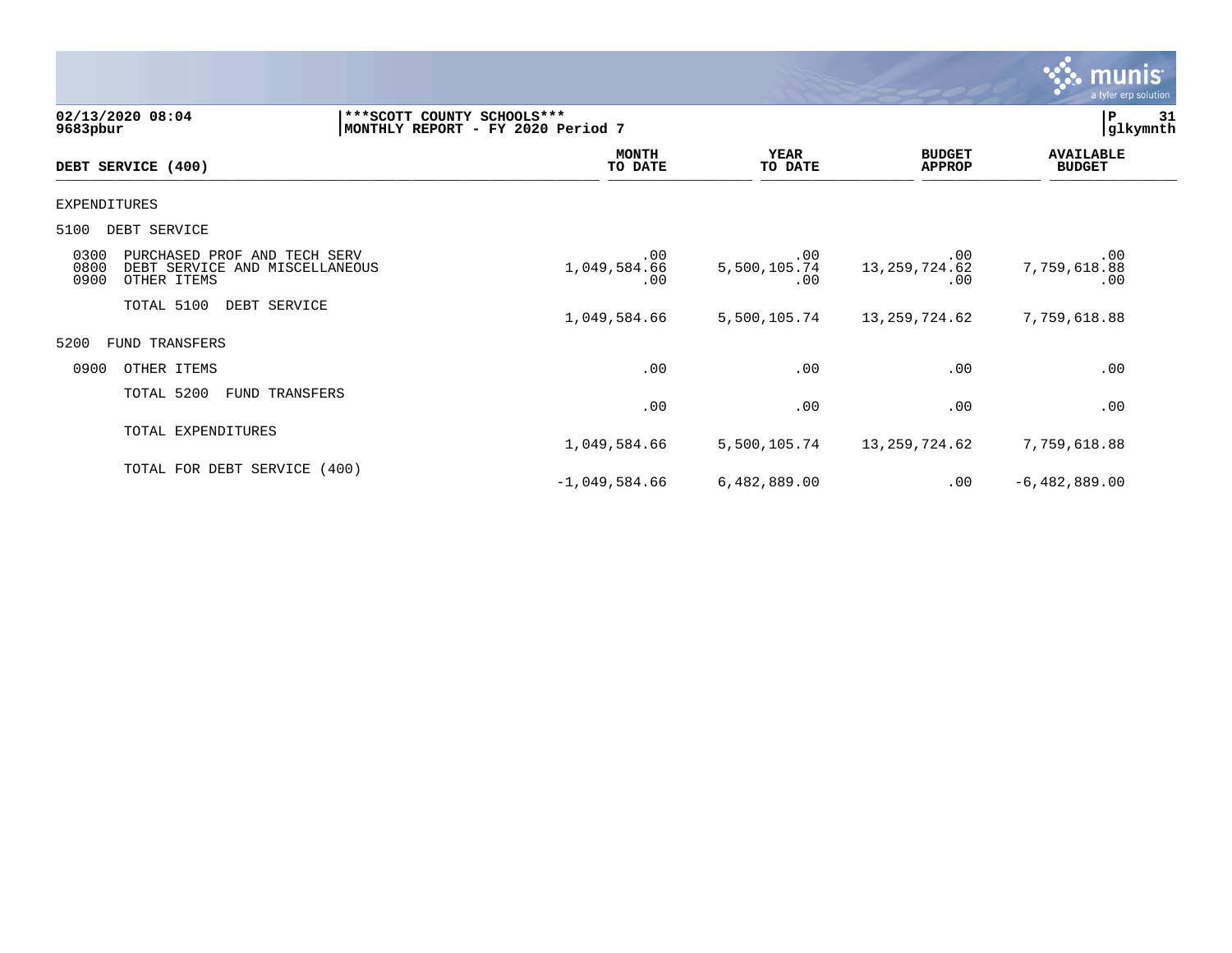02/13/2020 08:04 | ***SCOTT COUNTY SCHOOLS*** | P 31
9683pbur | MONTHLY REPORT - FY 2020 Period 7 | glkymnth

| DEBT SERVICE (400) | MONTH TO DATE | YEAR TO DATE | BUDGET APPROP | AVAILABLE BUDGET |
|---|---|---|---|---|
| EXPENDITURES | | | | |
| 5100 DEBT SERVICE | | | | |
| 0300 PURCHASED PROF AND TECH SERV | .00 | .00 | .00 | .00 |
| 0800 DEBT SERVICE AND MISCELLANEOUS | 1,049,584.66 | 5,500,105.74 | 13,259,724.62 | 7,759,618.88 |
| 0900 OTHER ITEMS | .00 | .00 | .00 | .00 |
| TOTAL 5100 DEBT SERVICE | 1,049,584.66 | 5,500,105.74 | 13,259,724.62 | 7,759,618.88 |
| 5200 FUND TRANSFERS | | | | |
| 0900 OTHER ITEMS | .00 | .00 | .00 | .00 |
| TOTAL 5200 FUND TRANSFERS | .00 | .00 | .00 | .00 |
| TOTAL EXPENDITURES | 1,049,584.66 | 5,500,105.74 | 13,259,724.62 | 7,759,618.88 |
| TOTAL FOR DEBT SERVICE (400) | -1,049,584.66 | 6,482,889.00 | .00 | -6,482,889.00 |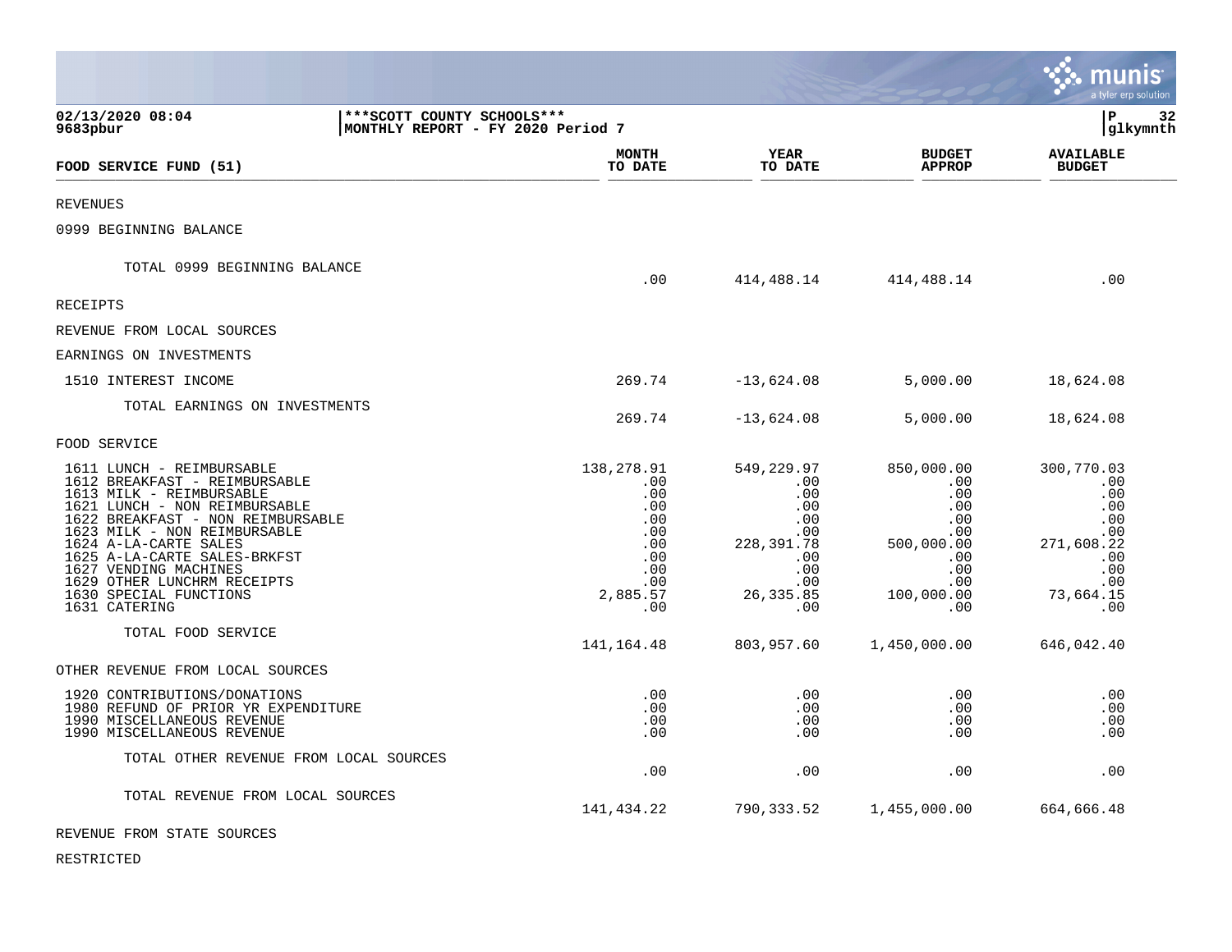02/13/2020 08:04 | ***SCOTT COUNTY SCHOOLS***
9683pbur | MONTHLY REPORT - FY 2020 Period 7

| FOOD SERVICE FUND (51) | MONTH TO DATE | YEAR TO DATE | BUDGET APPROP | AVAILABLE BUDGET |
|---|---|---|---|---|
| REVENUES | | | | |
| 0999 BEGINNING BALANCE | | | | |
| TOTAL 0999 BEGINNING BALANCE | .00 | 414,488.14 | 414,488.14 | .00 |
| RECEIPTS | | | | |
| REVENUE FROM LOCAL SOURCES | | | | |
| EARNINGS ON INVESTMENTS | | | | |
| 1510 INTEREST INCOME | 269.74 | -13,624.08 | 5,000.00 | 18,624.08 |
| TOTAL EARNINGS ON INVESTMENTS | 269.74 | -13,624.08 | 5,000.00 | 18,624.08 |
| FOOD SERVICE | | | | |
| 1611 LUNCH - REIMBURSABLE | 138,278.91 | 549,229.97 | 850,000.00 | 300,770.03 |
| 1612 BREAKFAST - REIMBURSABLE | .00 | .00 | .00 | .00 |
| 1613 MILK - REIMBURSABLE | .00 | .00 | .00 | .00 |
| 1621 LUNCH - NON REIMBURSABLE | .00 | .00 | .00 | .00 |
| 1622 BREAKFAST - NON REIMBURSABLE | .00 | .00 | .00 | .00 |
| 1623 MILK - NON REIMBURSABLE | .00 | .00 | .00 | .00 |
| 1624 A-LA-CARTE SALES | .00 | 228,391.78 | 500,000.00 | 271,608.22 |
| 1625 A-LA-CARTE SALES-BRKFST | .00 | .00 | .00 | .00 |
| 1627 VENDING MACHINES | .00 | .00 | .00 | .00 |
| 1629 OTHER LUNCHRM RECEIPTS | .00 | .00 | .00 | .00 |
| 1630 SPECIAL FUNCTIONS | 2,885.57 | 26,335.85 | 100,000.00 | 73,664.15 |
| 1631 CATERING | .00 | .00 | .00 | .00 |
| TOTAL FOOD SERVICE | 141,164.48 | 803,957.60 | 1,450,000.00 | 646,042.40 |
| OTHER REVENUE FROM LOCAL SOURCES | | | | |
| 1920 CONTRIBUTIONS/DONATIONS | .00 | .00 | .00 | .00 |
| 1980 REFUND OF PRIOR YR EXPENDITURE | .00 | .00 | .00 | .00 |
| 1990 MISCELLANEOUS REVENUE | .00 | .00 | .00 | .00 |
| 1990 MISCELLANEOUS REVENUE | .00 | .00 | .00 | .00 |
| TOTAL OTHER REVENUE FROM LOCAL SOURCES | .00 | .00 | .00 | .00 |
| TOTAL REVENUE FROM LOCAL SOURCES | 141,434.22 | 790,333.52 | 1,455,000.00 | 664,666.48 |
| REVENUE FROM STATE SOURCES | | | | |
| RESTRICTED | | | | |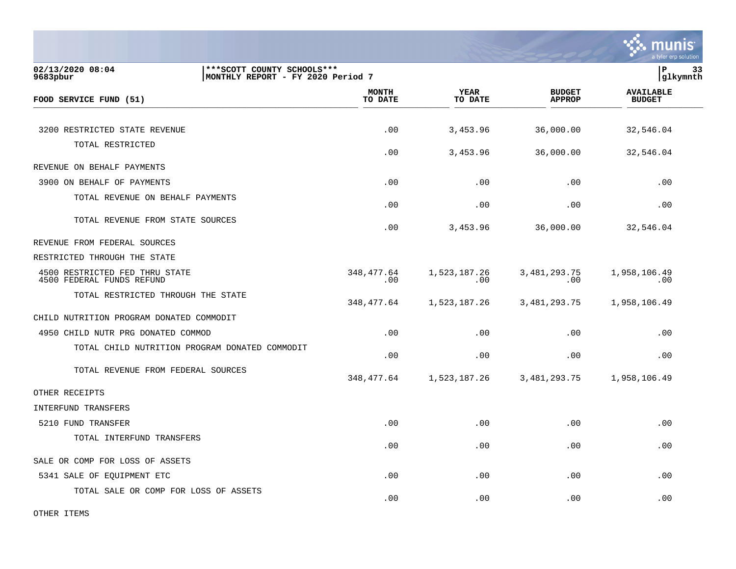| FOOD SERVICE FUND (51) | MONTH TO DATE | YEAR TO DATE | BUDGET APPROP | AVAILABLE BUDGET |
|---|---|---|---|---|
| 3200 RESTRICTED STATE REVENUE | .00 | 3,453.96 | 36,000.00 | 32,546.04 |
| TOTAL RESTRICTED | .00 | 3,453.96 | 36,000.00 | 32,546.04 |
| REVENUE ON BEHALF PAYMENTS | | | | |
| 3900 ON BEHALF OF PAYMENTS | .00 | .00 | .00 | .00 |
| TOTAL REVENUE ON BEHALF PAYMENTS | .00 | .00 | .00 | .00 |
| TOTAL REVENUE FROM STATE SOURCES | .00 | 3,453.96 | 36,000.00 | 32,546.04 |
| REVENUE FROM FEDERAL SOURCES | | | | |
| RESTRICTED THROUGH THE STATE | | | | |
| 4500 RESTRICTED FED THRU STATE | 348,477.64 | 1,523,187.26 | 3,481,293.75 | 1,958,106.49 |
| 4500 FEDERAL FUNDS REFUND | .00 | .00 | .00 | .00 |
| TOTAL RESTRICTED THROUGH THE STATE | 348,477.64 | 1,523,187.26 | 3,481,293.75 | 1,958,106.49 |
| CHILD NUTRITION PROGRAM DONATED COMMODIT | | | | |
| 4950 CHILD NUTR PRG DONATED COMMOD | .00 | .00 | .00 | .00 |
| TOTAL CHILD NUTRITION PROGRAM DONATED COMMODIT | .00 | .00 | .00 | .00 |
| TOTAL REVENUE FROM FEDERAL SOURCES | 348,477.64 | 1,523,187.26 | 3,481,293.75 | 1,958,106.49 |
| OTHER RECEIPTS | | | | |
| INTERFUND TRANSFERS | | | | |
| 5210 FUND TRANSFER | .00 | .00 | .00 | .00 |
| TOTAL INTERFUND TRANSFERS | .00 | .00 | .00 | .00 |
| SALE OR COMP FOR LOSS OF ASSETS | | | | |
| 5341 SALE OF EQUIPMENT ETC | .00 | .00 | .00 | .00 |
| TOTAL SALE OR COMP FOR LOSS OF ASSETS | .00 | .00 | .00 | .00 |
| OTHER ITEMS | | | | |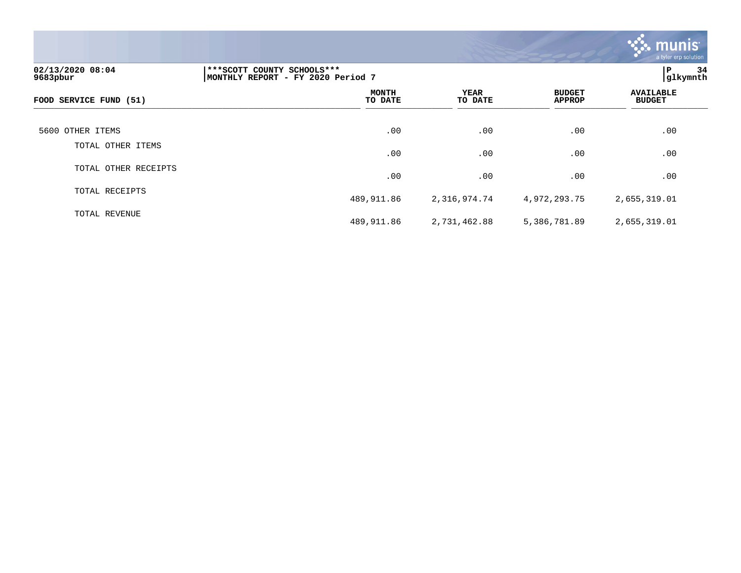| FOOD SERVICE FUND (51) | MONTH TO DATE | YEAR TO DATE | BUDGET APPROP | AVAILABLE BUDGET |
|---|---|---|---|---|
| 5600 OTHER ITEMS | .00 | .00 | .00 | .00 |
| TOTAL OTHER ITEMS | .00 | .00 | .00 | .00 |
| TOTAL OTHER RECEIPTS | .00 | .00 | .00 | .00 |
| TOTAL RECEIPTS | 489,911.86 | 2,316,974.74 | 4,972,293.75 | 2,655,319.01 |
| TOTAL REVENUE | 489,911.86 | 2,731,462.88 | 5,386,781.89 | 2,655,319.01 |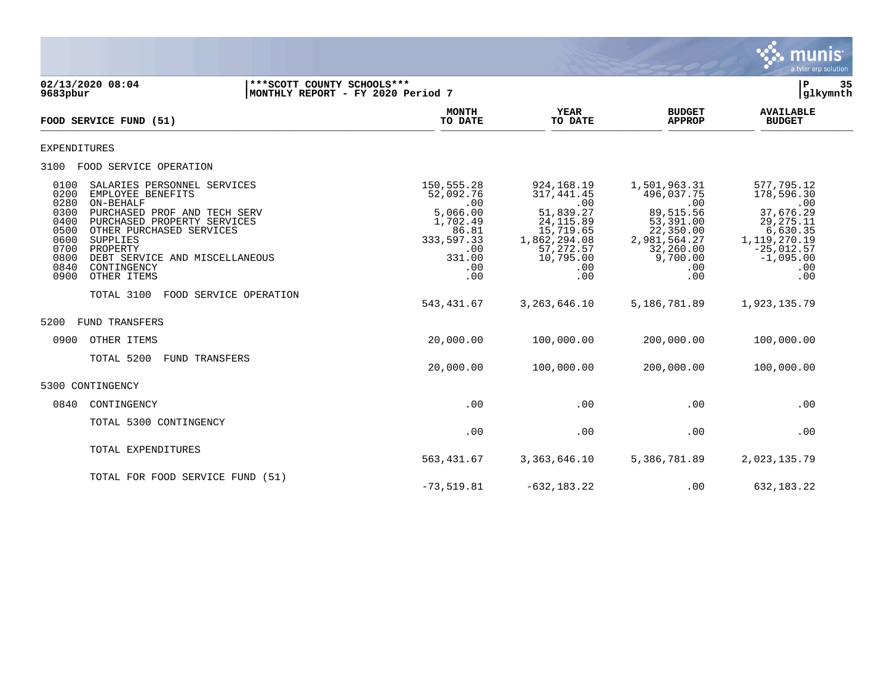02/13/2020 08:04 | ***SCOTT COUNTY SCHOOLS***
9683pbur | MONTHLY REPORT - FY 2020 Period 7

| FOOD SERVICE FUND (51) | MONTH TO DATE | YEAR TO DATE | BUDGET APPROP | AVAILABLE BUDGET |
|---|---|---|---|---|
| EXPENDITURES | | | | |
| 3100 FOOD SERVICE OPERATION | | | | |
| 0100 SALARIES PERSONNEL SERVICES | 150,555.28 | 924,168.19 | 1,501,963.31 | 577,795.12 |
| 0200 EMPLOYEE BENEFITS | 52,092.76 | 317,441.45 | 496,037.75 | 178,596.30 |
| 0280 ON-BEHALF | .00 | .00 | .00 | .00 |
| 0300 PURCHASED PROF AND TECH SERV | 5,066.00 | 51,839.27 | 89,515.56 | 37,676.29 |
| 0400 PURCHASED PROPERTY SERVICES | 1,702.49 | 24,115.89 | 53,391.00 | 29,275.11 |
| 0500 OTHER PURCHASED SERVICES | 86.81 | 15,719.65 | 22,350.00 | 6,630.35 |
| 0600 SUPPLIES | 333,597.33 | 1,862,294.08 | 2,981,564.27 | 1,119,270.19 |
| 0700 PROPERTY | .00 | 57,272.57 | 32,260.00 | -25,012.57 |
| 0800 DEBT SERVICE AND MISCELLANEOUS | 331.00 | 10,795.00 | 9,700.00 | -1,095.00 |
| 0840 CONTINGENCY | .00 | .00 | .00 | .00 |
| 0900 OTHER ITEMS | .00 | .00 | .00 | .00 |
| TOTAL 3100 FOOD SERVICE OPERATION | 543,431.67 | 3,263,646.10 | 5,186,781.89 | 1,923,135.79 |
| 5200 FUND TRANSFERS | | | | |
| 0900 OTHER ITEMS | 20,000.00 | 100,000.00 | 200,000.00 | 100,000.00 |
| TOTAL 5200 FUND TRANSFERS | 20,000.00 | 100,000.00 | 200,000.00 | 100,000.00 |
| 5300 CONTINGENCY | | | | |
| 0840 CONTINGENCY | .00 | .00 | .00 | .00 |
| TOTAL 5300 CONTINGENCY | .00 | .00 | .00 | .00 |
| TOTAL EXPENDITURES | 563,431.67 | 3,363,646.10 | 5,386,781.89 | 2,023,135.79 |
| TOTAL FOR FOOD SERVICE FUND (51) | -73,519.81 | -632,183.22 | .00 | 632,183.22 |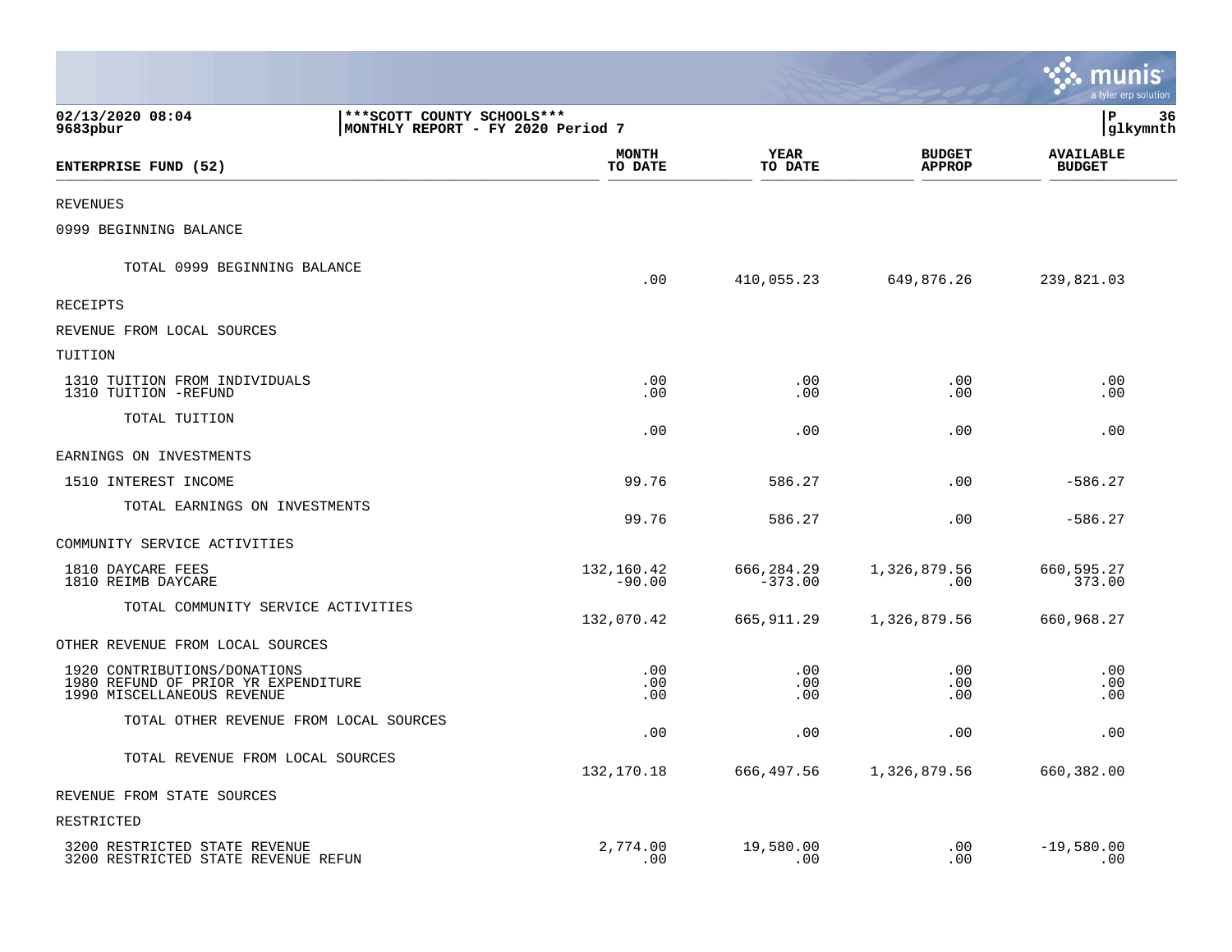02/13/2020 08:04 | ***SCOTT COUNTY SCHOOLS***
9683pbur | MONTHLY REPORT - FY 2020 Period 7

| ENTERPRISE FUND (52) | MONTH TO DATE | YEAR TO DATE | BUDGET APPROP | AVAILABLE BUDGET |
|---|---|---|---|---|
| REVENUES | | | | |
| 0999 BEGINNING BALANCE | | | | |
| TOTAL 0999 BEGINNING BALANCE | .00 | 410,055.23 | 649,876.26 | 239,821.03 |
| RECEIPTS | | | | |
| REVENUE FROM LOCAL SOURCES | | | | |
| TUITION | | | | |
| 1310 TUITION FROM INDIVIDUALS | .00 | .00 | .00 | .00 |
| 1310 TUITION -REFUND | .00 | .00 | .00 | .00 |
| TOTAL TUITION | .00 | .00 | .00 | .00 |
| EARNINGS ON INVESTMENTS | | | | |
| 1510 INTEREST INCOME | 99.76 | 586.27 | .00 | -586.27 |
| TOTAL EARNINGS ON INVESTMENTS | 99.76 | 586.27 | .00 | -586.27 |
| COMMUNITY SERVICE ACTIVITIES | | | | |
| 1810 DAYCARE FEES | 132,160.42 | 666,284.29 | 1,326,879.56 | 660,595.27 |
| 1810 REIMB DAYCARE | -90.00 | -373.00 | .00 | 373.00 |
| TOTAL COMMUNITY SERVICE ACTIVITIES | 132,070.42 | 665,911.29 | 1,326,879.56 | 660,968.27 |
| OTHER REVENUE FROM LOCAL SOURCES | | | | |
| 1920 CONTRIBUTIONS/DONATIONS | .00 | .00 | .00 | .00 |
| 1980 REFUND OF PRIOR YR EXPENDITURE | .00 | .00 | .00 | .00 |
| 1990 MISCELLANEOUS REVENUE | .00 | .00 | .00 | .00 |
| TOTAL OTHER REVENUE FROM LOCAL SOURCES | .00 | .00 | .00 | .00 |
| TOTAL REVENUE FROM LOCAL SOURCES | 132,170.18 | 666,497.56 | 1,326,879.56 | 660,382.00 |
| REVENUE FROM STATE SOURCES | | | | |
| RESTRICTED | | | | |
| 3200 RESTRICTED STATE REVENUE | 2,774.00 | 19,580.00 | .00 | -19,580.00 |
| 3200 RESTRICTED STATE REVENUE REFUN | .00 | .00 | .00 | .00 |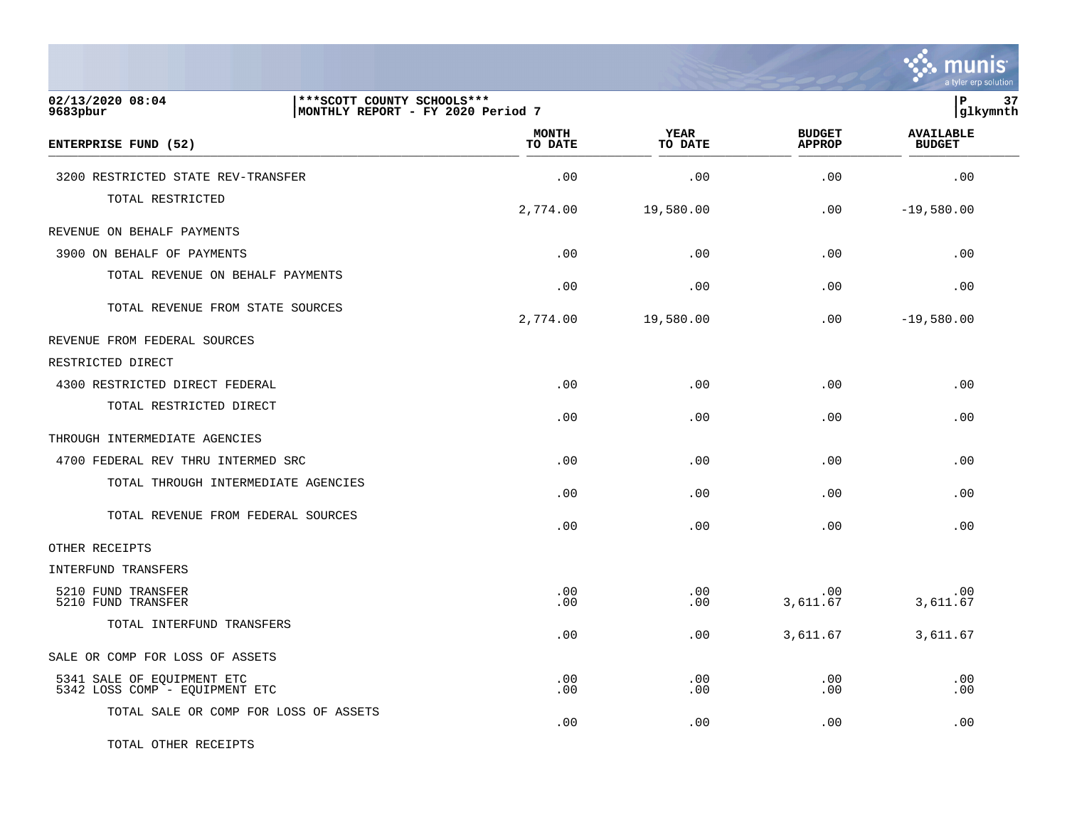| ENTERPRISE FUND (52) | MONTH TO DATE | YEAR TO DATE | BUDGET APPROP | AVAILABLE BUDGET |
|---|---|---|---|---|
| 3200 RESTRICTED STATE REV-TRANSFER | .00 | .00 | .00 | .00 |
| TOTAL RESTRICTED | 2,774.00 | 19,580.00 | .00 | -19,580.00 |
| REVENUE ON BEHALF PAYMENTS | | | | |
| 3900 ON BEHALF OF PAYMENTS | .00 | .00 | .00 | .00 |
| TOTAL REVENUE ON BEHALF PAYMENTS | .00 | .00 | .00 | .00 |
| TOTAL REVENUE FROM STATE SOURCES | 2,774.00 | 19,580.00 | .00 | -19,580.00 |
| REVENUE FROM FEDERAL SOURCES | | | | |
| RESTRICTED DIRECT | | | | |
| 4300 RESTRICTED DIRECT FEDERAL | .00 | .00 | .00 | .00 |
| TOTAL RESTRICTED DIRECT | .00 | .00 | .00 | .00 |
| THROUGH INTERMEDIATE AGENCIES | | | | |
| 4700 FEDERAL REV THRU INTERMED SRC | .00 | .00 | .00 | .00 |
| TOTAL THROUGH INTERMEDIATE AGENCIES | .00 | .00 | .00 | .00 |
| TOTAL REVENUE FROM FEDERAL SOURCES | .00 | .00 | .00 | .00 |
| OTHER RECEIPTS | | | | |
| INTERFUND TRANSFERS | | | | |
| 5210 FUND TRANSFER | .00 | .00 | .00 | .00 |
| 5210 FUND TRANSFER | .00 | .00 | 3,611.67 | 3,611.67 |
| TOTAL INTERFUND TRANSFERS | .00 | .00 | 3,611.67 | 3,611.67 |
| SALE OR COMP FOR LOSS OF ASSETS | | | | |
| 5341 SALE OF EQUIPMENT ETC | .00 | .00 | .00 | .00 |
| 5342 LOSS COMP - EQUIPMENT ETC | .00 | .00 | .00 | .00 |
| TOTAL SALE OR COMP FOR LOSS OF ASSETS | .00 | .00 | .00 | .00 |
| TOTAL OTHER RECEIPTS | | | | |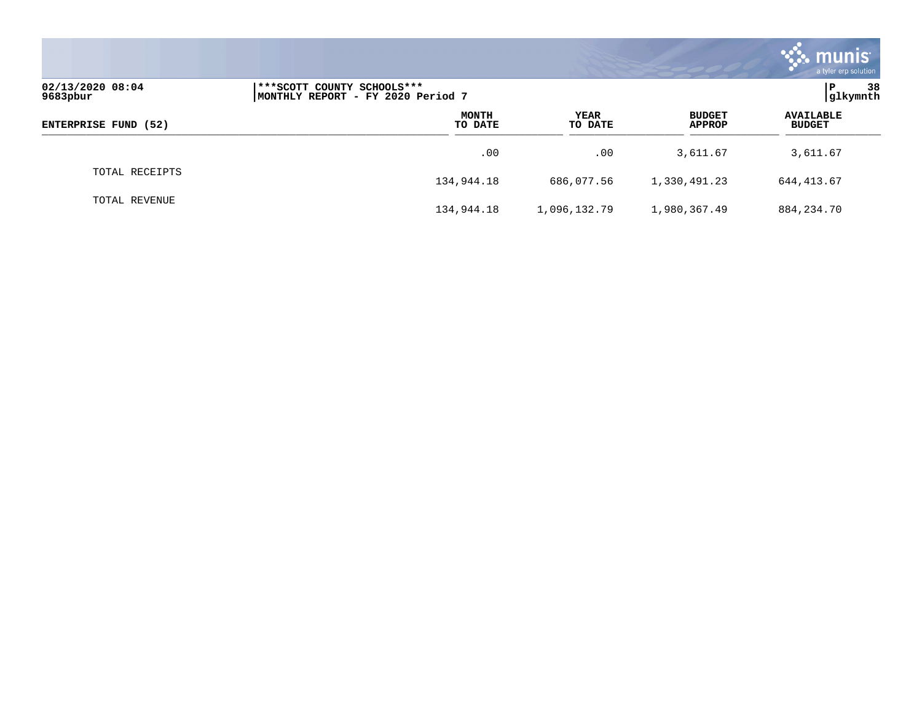**02/13/2020 08:04**
**9683pbur**

**\*\*\*SCOTT COUNTY SCHOOLS\*\*\***
**MONTHLY REPORT - FY 2020 Period 7**

**P 38**
**glkymnth**

| ENTERPRISE FUND (52) | MONTH TO DATE | YEAR TO DATE | BUDGET APPROP | AVAILABLE BUDGET |
|---|---|---|---|---|
| | .00 | .00 | 3,611.67 | 3,611.67 |
| TOTAL RECEIPTS | 134,944.18 | 686,077.56 | 1,330,491.23 | 644,413.67 |
| TOTAL REVENUE | 134,944.18 | 1,096,132.79 | 1,980,367.49 | 884,234.70 |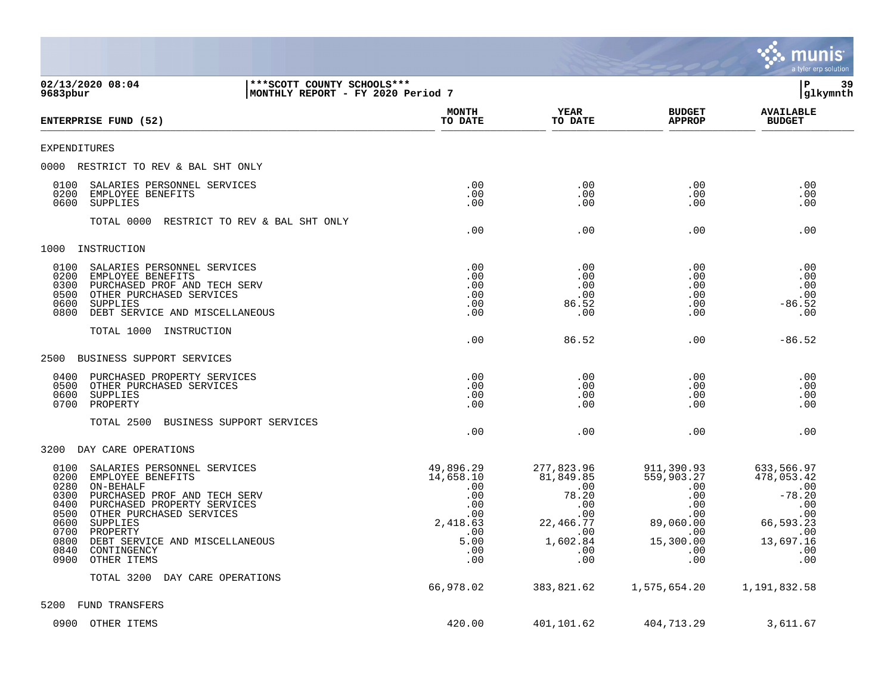02/13/2020 08:04 | ***SCOTT COUNTY SCHOOLS*** | P 39
9683pbur | MONTHLY REPORT - FY 2020 Period 7 | glkymnth

| ENTERPRISE FUND (52) | MONTH TO DATE | YEAR TO DATE | BUDGET APPROP | AVAILABLE BUDGET |
|---|---|---|---|---|
| EXPENDITURES | | | | |
| 0000 RESTRICT TO REV & BAL SHT ONLY | | | | |
| 0100 SALARIES PERSONNEL SERVICES | .00 | .00 | .00 | .00 |
| 0200 EMPLOYEE BENEFITS | .00 | .00 | .00 | .00 |
| 0600 SUPPLIES | .00 | .00 | .00 | .00 |
| TOTAL 0000 RESTRICT TO REV & BAL SHT ONLY | .00 | .00 | .00 | .00 |
| 1000 INSTRUCTION | | | | |
| 0100 SALARIES PERSONNEL SERVICES | .00 | .00 | .00 | .00 |
| 0200 EMPLOYEE BENEFITS | .00 | .00 | .00 | .00 |
| 0300 PURCHASED PROF AND TECH SERV | .00 | .00 | .00 | .00 |
| 0500 OTHER PURCHASED SERVICES | .00 | .00 | .00 | .00 |
| 0600 SUPPLIES | .00 | 86.52 | .00 | -86.52 |
| 0800 DEBT SERVICE AND MISCELLANEOUS | .00 | .00 | .00 | .00 |
| TOTAL 1000 INSTRUCTION | .00 | 86.52 | .00 | -86.52 |
| 2500 BUSINESS SUPPORT SERVICES | | | | |
| 0400 PURCHASED PROPERTY SERVICES | .00 | .00 | .00 | .00 |
| 0500 OTHER PURCHASED SERVICES | .00 | .00 | .00 | .00 |
| 0600 SUPPLIES | .00 | .00 | .00 | .00 |
| 0700 PROPERTY | .00 | .00 | .00 | .00 |
| TOTAL 2500 BUSINESS SUPPORT SERVICES | .00 | .00 | .00 | .00 |
| 3200 DAY CARE OPERATIONS | | | | |
| 0100 SALARIES PERSONNEL SERVICES | 49,896.29 | 277,823.96 | 911,390.93 | 633,566.97 |
| 0200 EMPLOYEE BENEFITS | 14,658.10 | 81,849.85 | 559,903.27 | 478,053.42 |
| 0280 ON-BEHALF | .00 | .00 | .00 | .00 |
| 0300 PURCHASED PROF AND TECH SERV | .00 | 78.20 | .00 | -78.20 |
| 0400 PURCHASED PROPERTY SERVICES | .00 | .00 | .00 | .00 |
| 0500 OTHER PURCHASED SERVICES | .00 | .00 | .00 | .00 |
| 0600 SUPPLIES | 2,418.63 | 22,466.77 | 89,060.00 | 66,593.23 |
| 0700 PROPERTY | .00 | .00 | .00 | .00 |
| 0800 DEBT SERVICE AND MISCELLANEOUS | 5.00 | 1,602.84 | 15,300.00 | 13,697.16 |
| 0840 CONTINGENCY | .00 | .00 | .00 | .00 |
| 0900 OTHER ITEMS | .00 | .00 | .00 | .00 |
| TOTAL 3200 DAY CARE OPERATIONS | 66,978.02 | 383,821.62 | 1,575,654.20 | 1,191,832.58 |
| 5200 FUND TRANSFERS | | | | |
| 0900 OTHER ITEMS | 420.00 | 401,101.62 | 404,713.29 | 3,611.67 |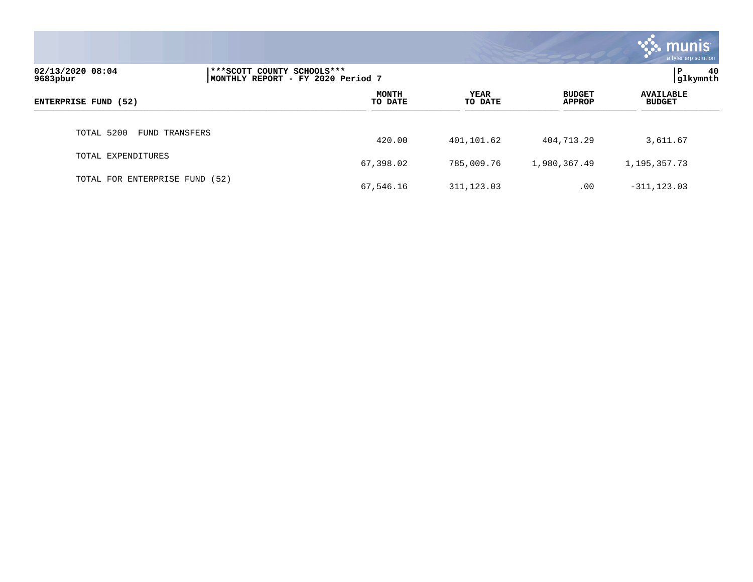| ENTERPRISE FUND (52) | MONTH TO DATE | YEAR TO DATE | BUDGET APPROP | AVAILABLE BUDGET |
|---|---|---|---|---|
| TOTAL 5200 FUND TRANSFERS | 420.00 | 401,101.62 | 404,713.29 | 3,611.67 |
| TOTAL EXPENDITURES | 67,398.02 | 785,009.76 | 1,980,367.49 | 1,195,357.73 |
| TOTAL FOR ENTERPRISE FUND (52) | 67,546.16 | 311,123.03 | .00 | -311,123.03 |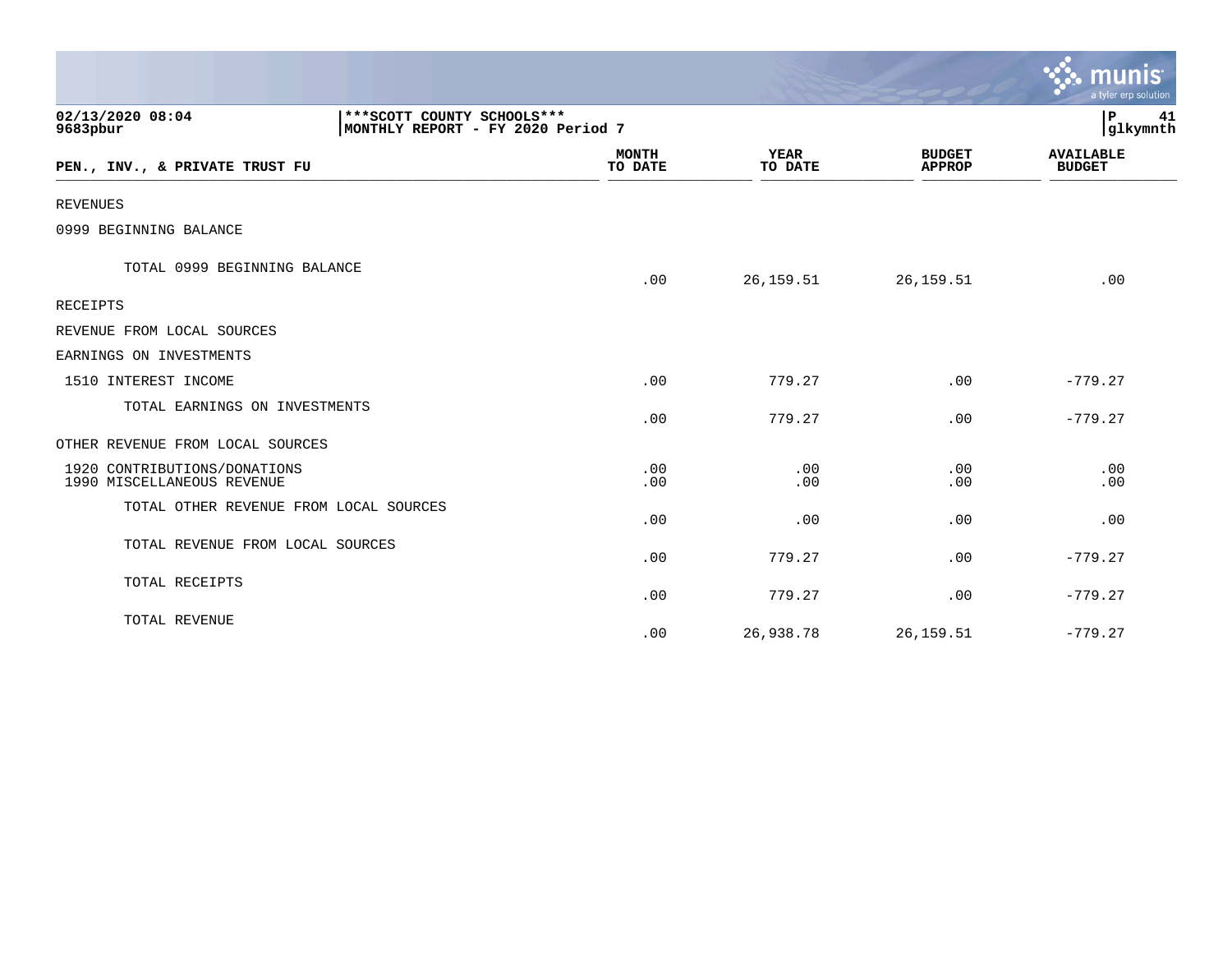02/13/2020 08:04
9683pbur

***SCOTT COUNTY SCHOOLS***
MONTHLY REPORT - FY 2020 Period 7

glkymnth

| PEN., INV., & PRIVATE TRUST FU | MONTH TO DATE | YEAR TO DATE | BUDGET APPROP | AVAILABLE BUDGET |
|---|---|---|---|---|
| REVENUES | | | | |
| 0999 BEGINNING BALANCE | | | | |
| TOTAL 0999 BEGINNING BALANCE | .00 | 26,159.51 | 26,159.51 | .00 |
| RECEIPTS | | | | |
| REVENUE FROM LOCAL SOURCES | | | | |
| EARNINGS ON INVESTMENTS | | | | |
| 1510 INTEREST INCOME | .00 | 779.27 | .00 | -779.27 |
| TOTAL EARNINGS ON INVESTMENTS | .00 | 779.27 | .00 | -779.27 |
| OTHER REVENUE FROM LOCAL SOURCES | | | | |
| 1920 CONTRIBUTIONS/DONATIONS | .00 | .00 | .00 | .00 |
| 1990 MISCELLANEOUS REVENUE | .00 | .00 | .00 | .00 |
| TOTAL OTHER REVENUE FROM LOCAL SOURCES | .00 | .00 | .00 | .00 |
| TOTAL REVENUE FROM LOCAL SOURCES | .00 | 779.27 | .00 | -779.27 |
| TOTAL RECEIPTS | .00 | 779.27 | .00 | -779.27 |
| TOTAL REVENUE | .00 | 26,938.78 | 26,159.51 | -779.27 |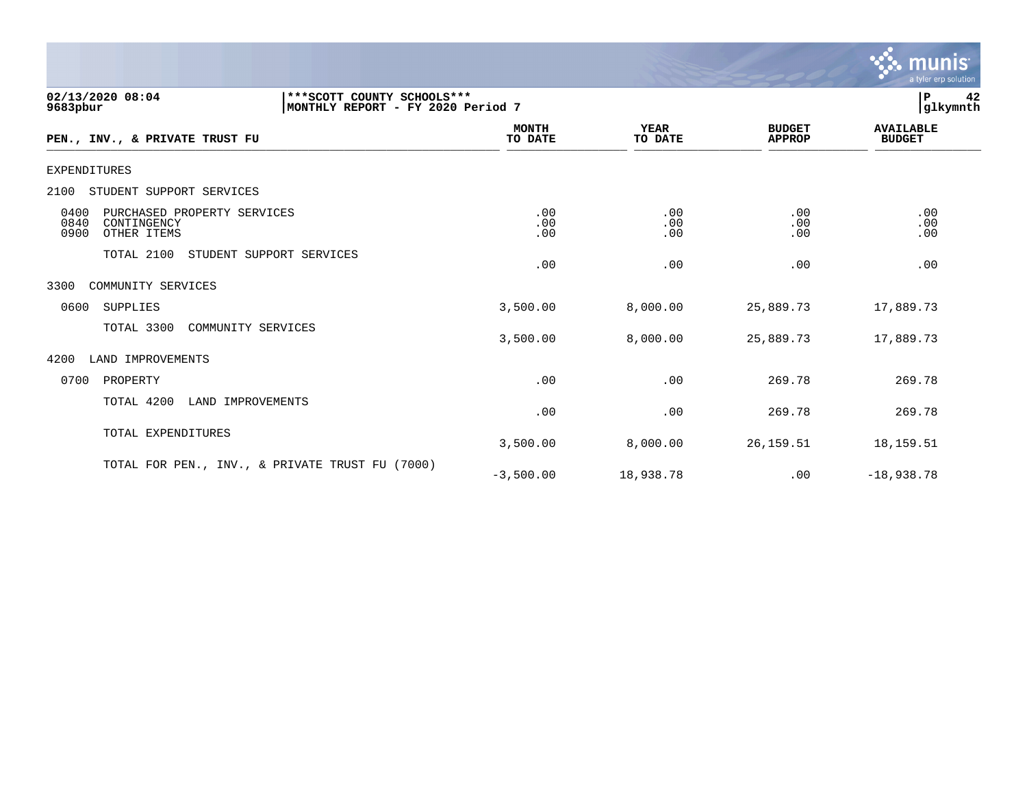02/13/2020 08:04 | ***SCOTT COUNTY SCHOOLS***
9683pbur | MONTHLY REPORT - FY 2020 Period 7 | P 42 glkymnth

| PEN., INV., & PRIVATE TRUST FU | MONTH TO DATE | YEAR TO DATE | BUDGET APPROP | AVAILABLE BUDGET |
|---|---|---|---|---|
| EXPENDITURES | | | | |
| 2100 STUDENT SUPPORT SERVICES | | | | |
| 0400 PURCHASED PROPERTY SERVICES | .00 | .00 | .00 | .00 |
| 0840 CONTINGENCY | .00 | .00 | .00 | .00 |
| 0900 OTHER ITEMS | .00 | .00 | .00 | .00 |
| TOTAL 2100 STUDENT SUPPORT SERVICES | .00 | .00 | .00 | .00 |
| 3300 COMMUNITY SERVICES | | | | |
| 0600 SUPPLIES | 3,500.00 | 8,000.00 | 25,889.73 | 17,889.73 |
| TOTAL 3300 COMMUNITY SERVICES | 3,500.00 | 8,000.00 | 25,889.73 | 17,889.73 |
| 4200 LAND IMPROVEMENTS | | | | |
| 0700 PROPERTY | .00 | .00 | 269.78 | 269.78 |
| TOTAL 4200 LAND IMPROVEMENTS | .00 | .00 | 269.78 | 269.78 |
| TOTAL EXPENDITURES | 3,500.00 | 8,000.00 | 26,159.51 | 18,159.51 |
| TOTAL FOR PEN., INV., & PRIVATE TRUST FU (7000) | -3,500.00 | 18,938.78 | .00 | -18,938.78 |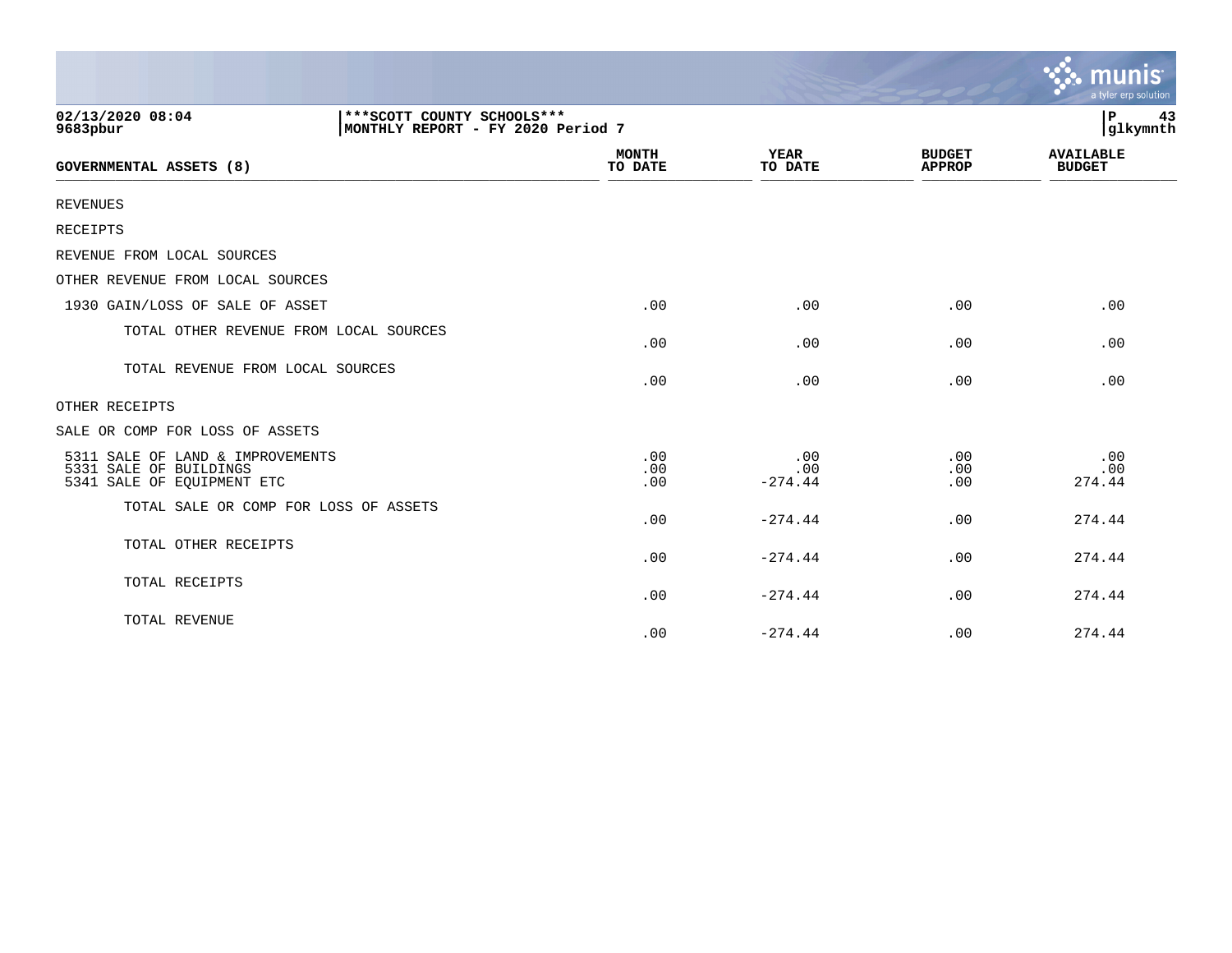02/13/2020 08:04 | ***SCOTT COUNTY SCHOOLS*** | P 43
9683pbur | MONTHLY REPORT - FY 2020 Period 7 | glkymnth

| GOVERNMENTAL ASSETS (8) | MONTH TO DATE | YEAR TO DATE | BUDGET APPROP | AVAILABLE BUDGET |
|---|---|---|---|---|
| REVENUES | | | | |
| RECEIPTS | | | | |
| REVENUE FROM LOCAL SOURCES | | | | |
| OTHER REVENUE FROM LOCAL SOURCES | | | | |
| 1930 GAIN/LOSS OF SALE OF ASSET | .00 | .00 | .00 | .00 |
| TOTAL OTHER REVENUE FROM LOCAL SOURCES | .00 | .00 | .00 | .00 |
| TOTAL REVENUE FROM LOCAL SOURCES | .00 | .00 | .00 | .00 |
| OTHER RECEIPTS | | | | |
| SALE OR COMP FOR LOSS OF ASSETS | | | | |
| 5311 SALE OF LAND & IMPROVEMENTS | .00 | .00 | .00 | .00 |
| 5331 SALE OF BUILDINGS | .00 | .00 | .00 | .00 |
| 5341 SALE OF EQUIPMENT ETC | .00 | -274.44 | .00 | 274.44 |
| TOTAL SALE OR COMP FOR LOSS OF ASSETS | .00 | -274.44 | .00 | 274.44 |
| TOTAL OTHER RECEIPTS | .00 | -274.44 | .00 | 274.44 |
| TOTAL RECEIPTS | .00 | -274.44 | .00 | 274.44 |
| TOTAL REVENUE | .00 | -274.44 | .00 | 274.44 |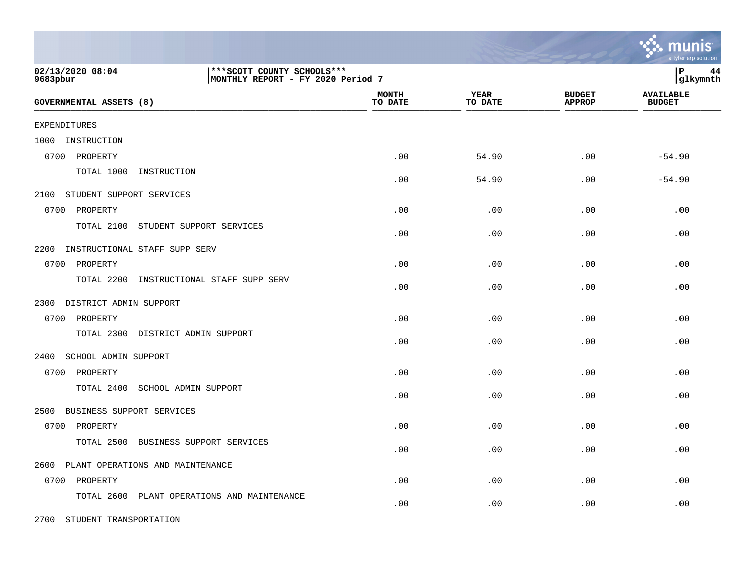02/13/2020 08:04 | ***SCOTT COUNTY SCHOOLS***
9683pbur | MONTHLY REPORT - FY 2020 Period 7

| GOVERNMENTAL ASSETS (8) | MONTH TO DATE | YEAR TO DATE | BUDGET APPROP | AVAILABLE BUDGET |
|---|---|---|---|---|
| EXPENDITURES | | | | |
| 1000 INSTRUCTION | | | | |
| 0700 PROPERTY | .00 | 54.90 | .00 | -54.90 |
| TOTAL 1000 INSTRUCTION | .00 | 54.90 | .00 | -54.90 |
| 2100 STUDENT SUPPORT SERVICES | | | | |
| 0700 PROPERTY | .00 | .00 | .00 | .00 |
| TOTAL 2100 STUDENT SUPPORT SERVICES | .00 | .00 | .00 | .00 |
| 2200 INSTRUCTIONAL STAFF SUPP SERV | | | | |
| 0700 PROPERTY | .00 | .00 | .00 | .00 |
| TOTAL 2200 INSTRUCTIONAL STAFF SUPP SERV | .00 | .00 | .00 | .00 |
| 2300 DISTRICT ADMIN SUPPORT | | | | |
| 0700 PROPERTY | .00 | .00 | .00 | .00 |
| TOTAL 2300 DISTRICT ADMIN SUPPORT | .00 | .00 | .00 | .00 |
| 2400 SCHOOL ADMIN SUPPORT | | | | |
| 0700 PROPERTY | .00 | .00 | .00 | .00 |
| TOTAL 2400 SCHOOL ADMIN SUPPORT | .00 | .00 | .00 | .00 |
| 2500 BUSINESS SUPPORT SERVICES | | | | |
| 0700 PROPERTY | .00 | .00 | .00 | .00 |
| TOTAL 2500 BUSINESS SUPPORT SERVICES | .00 | .00 | .00 | .00 |
| 2600 PLANT OPERATIONS AND MAINTENANCE | | | | |
| 0700 PROPERTY | .00 | .00 | .00 | .00 |
| TOTAL 2600 PLANT OPERATIONS AND MAINTENANCE | .00 | .00 | .00 | .00 |
| 2700 STUDENT TRANSPORTATION | | | | |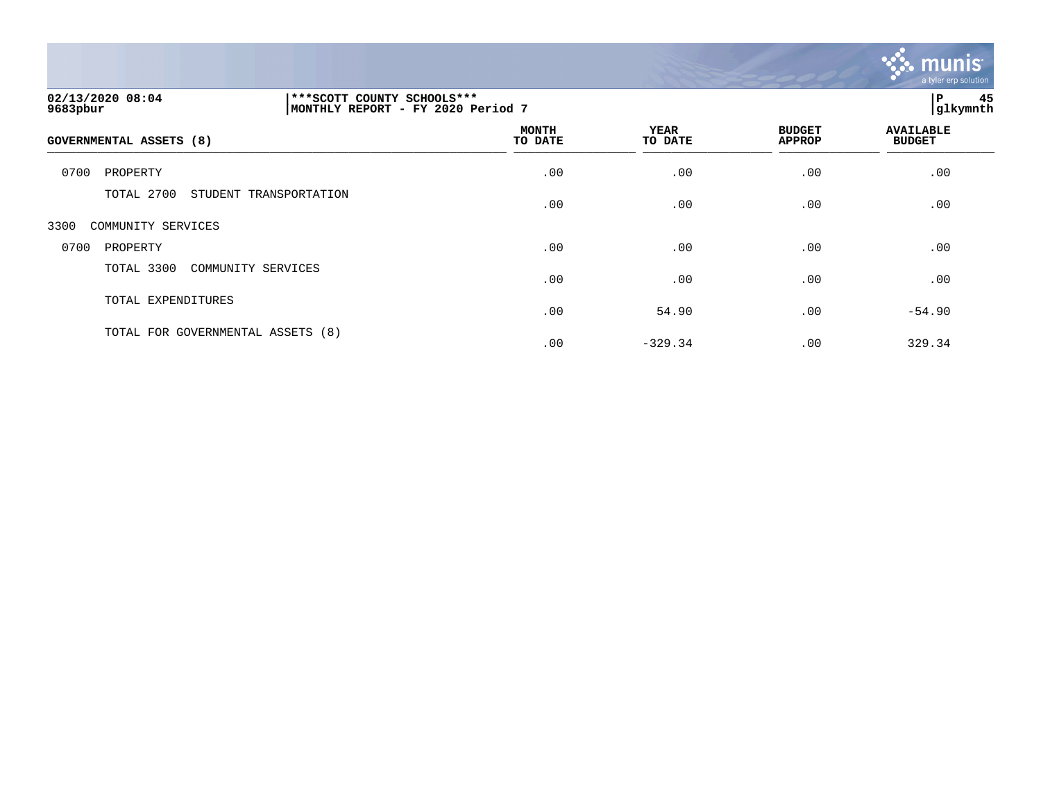| GOVERNMENTAL ASSETS (8) | MONTH TO DATE | YEAR TO DATE | BUDGET APPROP | AVAILABLE BUDGET |
|---|---|---|---|---|
| 0700 PROPERTY | .00 | .00 | .00 | .00 |
| TOTAL 2700 STUDENT TRANSPORTATION | .00 | .00 | .00 | .00 |
| 3300 COMMUNITY SERVICES | | | | |
| 0700 PROPERTY | .00 | .00 | .00 | .00 |
| TOTAL 3300 COMMUNITY SERVICES | .00 | .00 | .00 | .00 |
| TOTAL EXPENDITURES | .00 | 54.90 | .00 | -54.90 |
| TOTAL FOR GOVERNMENTAL ASSETS (8) | .00 | -329.34 | .00 | 329.34 |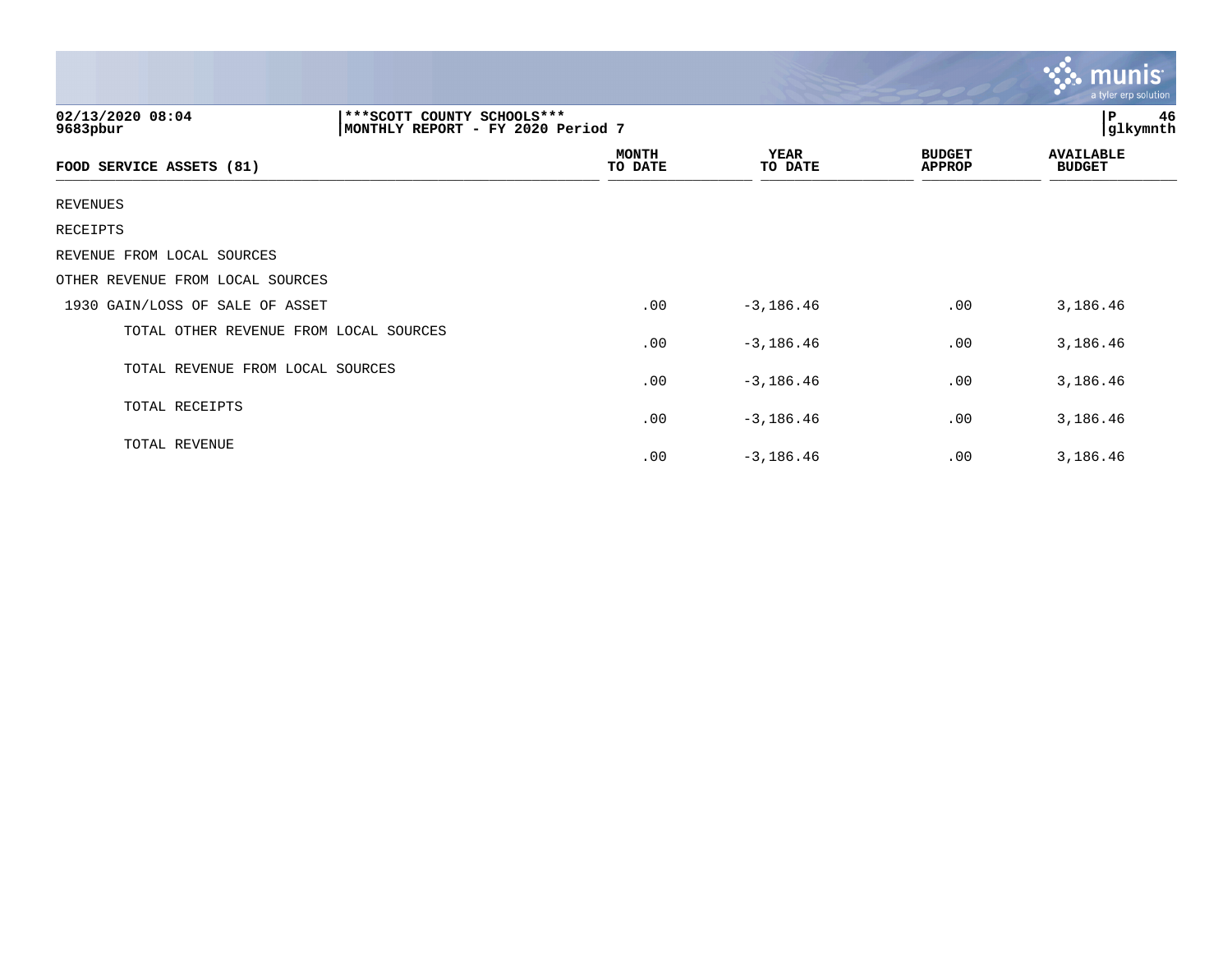02/13/2020 08:04 | ***SCOTT COUNTY SCHOOLS*** | P 46
9683pbur | MONTHLY REPORT - FY 2020 Period 7 | glkymnth

| FOOD SERVICE ASSETS (81) | MONTH TO DATE | YEAR TO DATE | BUDGET APPROP | AVAILABLE BUDGET |
|---|---|---|---|---|
| REVENUES | | | | |
| RECEIPTS | | | | |
| REVENUE FROM LOCAL SOURCES | | | | |
| OTHER REVENUE FROM LOCAL SOURCES | | | | |
| 1930 GAIN/LOSS OF SALE OF ASSET | .00 | -3,186.46 | .00 | 3,186.46 |
| TOTAL OTHER REVENUE FROM LOCAL SOURCES | .00 | -3,186.46 | .00 | 3,186.46 |
| TOTAL REVENUE FROM LOCAL SOURCES | .00 | -3,186.46 | .00 | 3,186.46 |
| TOTAL RECEIPTS | .00 | -3,186.46 | .00 | 3,186.46 |
| TOTAL REVENUE | .00 | -3,186.46 | .00 | 3,186.46 |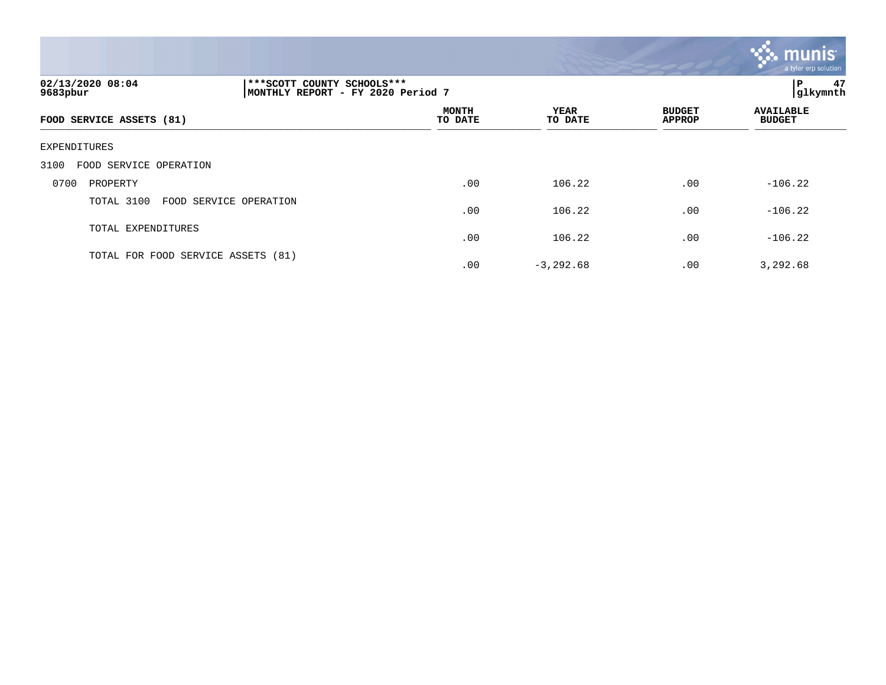02/13/2020 08:04
9683pbur

***SCOTT COUNTY SCHOOLS***
MONTHLY REPORT - FY 2020 Period 7

P 47
glkymnth

| FOOD SERVICE ASSETS (81) | MONTH TO DATE | YEAR TO DATE | BUDGET APPROP | AVAILABLE BUDGET |
|---|---|---|---|---|
| EXPENDITURES | | | | |
| 3100 FOOD SERVICE OPERATION | | | | |
| 0700 PROPERTY | .00 | 106.22 | .00 | -106.22 |
| TOTAL 3100 FOOD SERVICE OPERATION | .00 | 106.22 | .00 | -106.22 |
| TOTAL EXPENDITURES | .00 | 106.22 | .00 | -106.22 |
| TOTAL FOR FOOD SERVICE ASSETS (81) | .00 | -3,292.68 | .00 | 3,292.68 |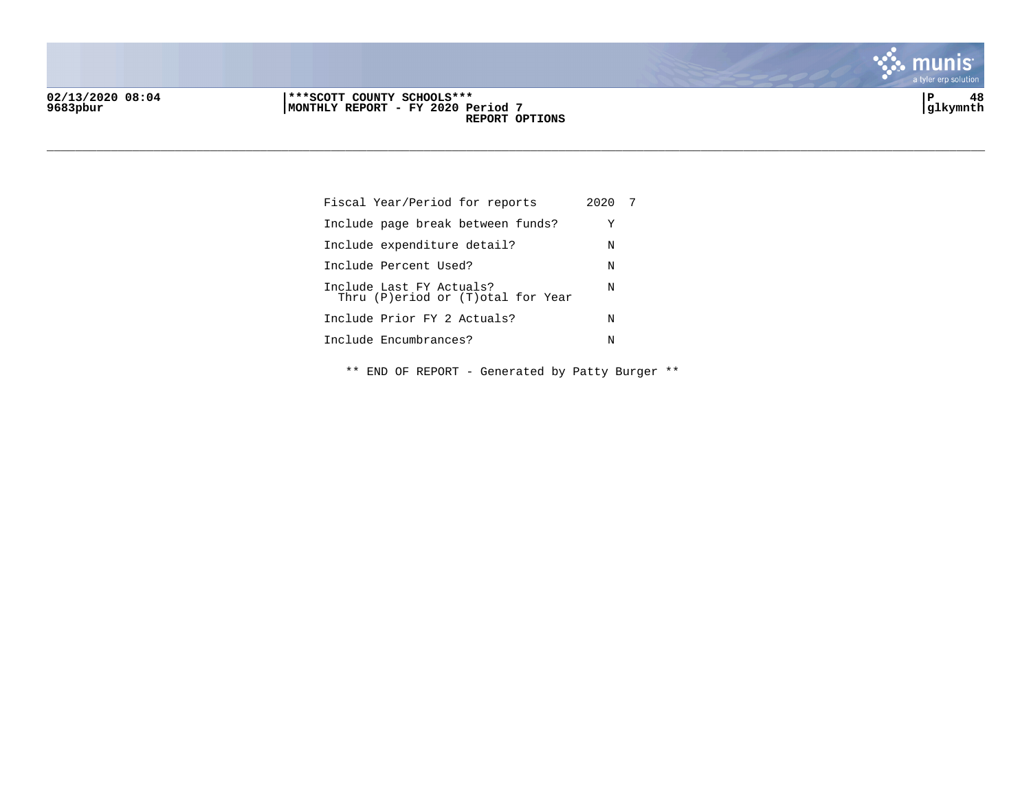**REPORT OPTIONS**

| | |
|---|---|
| Fiscal Year/Period for reports | 2020 7 |
| Include page break between funds? | Y |
| Include expenditure detail? | N |
| Include Percent Used? | N |
| Include Last FY Actuals?<br>Thru (P)eriod or (T)otal for Year | N |
| Include Prior FY 2 Actuals? | N |
| Include Encumbrances? | N |

** END OF REPORT - Generated by Patty Burger **